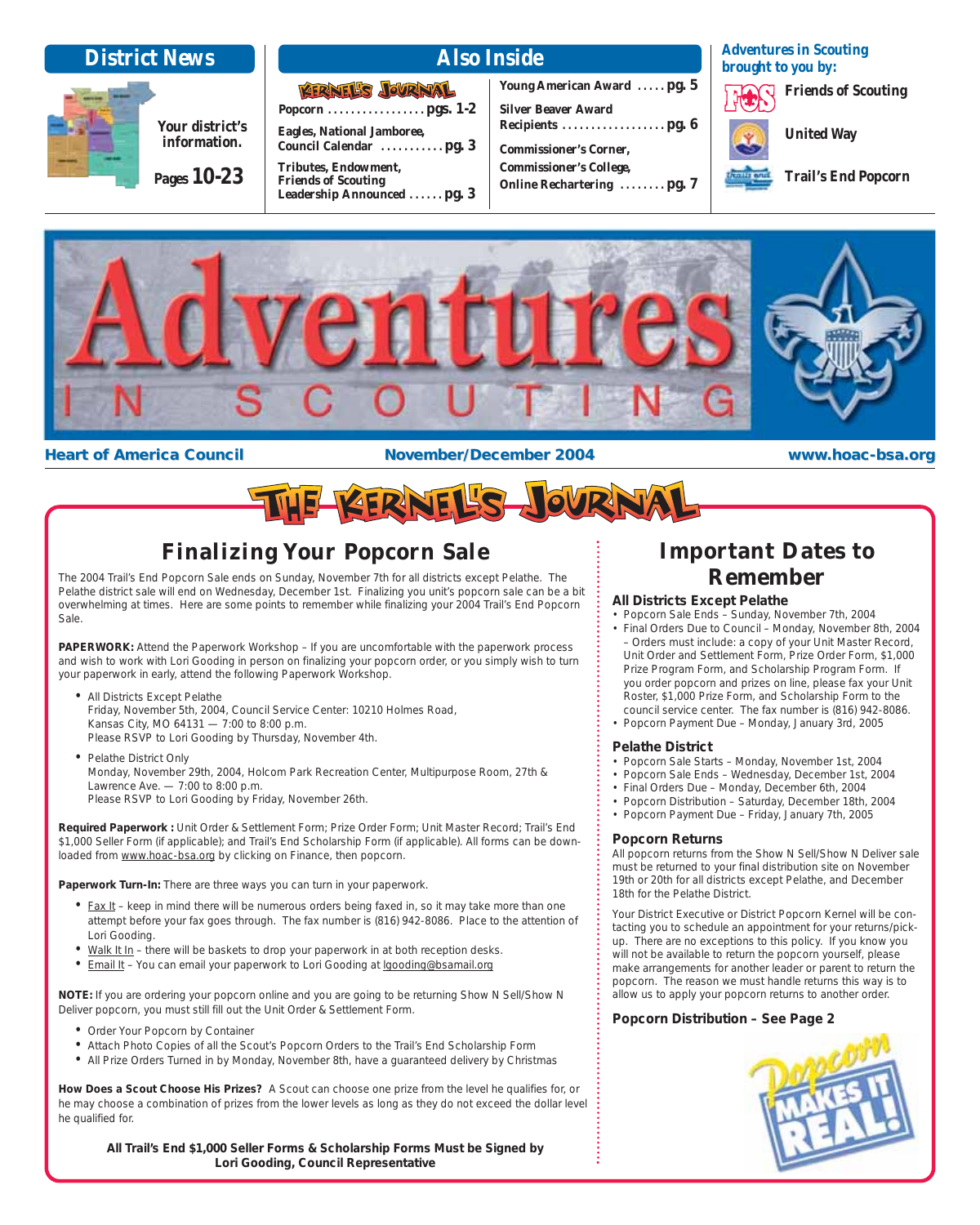## District News

Your district's information.

Pages **10-23**

## Also Inside

**Kernel's Journal**

- Popcorn .................. pgs. 1-2
- Eagles, National Jamboree, Council Calendar ........... pg. 3
- Tributes, Endowment, Friends of Scouting Leadership Announced ...... pg. 3
- Young American Award ..... pg. 5
- Silver Beaver Award Recipients .................. pg. 6
- Commissioner's Corner, Commissioner's College, Online Rechartering ........ pg. 7

**Adventures in Scouting brought to you by:**

- Friends of Scouting
- United Way
- Trail's End Popcorn

# Adventures in Scouting

**Heart of America Council** | **November/December 2004** | **www.hoac-bsa.org**

# The Kernel's Journal

## Finalizing Your Popcorn Sale

The 2004 Trail's End Popcorn Sale ends on Sunday, November 7th for all districts except Pelathe. The Pelathe district sale will end on Wednesday, December 1st. Finalizing you unit's popcorn sale can be a bit overwhelming at times. Here are some points to remember while finalizing your 2004 Trail's End Popcorn Sale.

**PAPERWORK:** Attend the Paperwork Workshop – If you are uncomfortable with the paperwork process and wish to work with Lori Gooding in person on finalizing your popcorn order, or you simply wish to turn your paperwork in early, attend the following Paperwork Workshop.

- All Districts Except Pelathe
  Friday, November 5th, 2004, Council Service Center: 10210 Holmes Road, Kansas City, MO 64131 — 7:00 to 8:00 p.m.
  Please RSVP to Lori Gooding by Thursday, November 4th.
- Pelathe District Only
  Monday, November 29th, 2004, Holcom Park Recreation Center, Multipurpose Room, 27th & Lawrence Ave. — 7:00 to 8:00 p.m.
  Please RSVP to Lori Gooding by Friday, November 26th.

**Required Paperwork :** Unit Order & Settlement Form; Prize Order Form; Unit Master Record; Trail's End $1,000 Seller Form (if applicable); and Trail's End Scholarship Form (if applicable). All forms can be downloaded from www.hoac-bsa.org by clicking on Finance, then popcorn.

**Paperwork Turn-In:** There are three ways you can turn in your paperwork.

- Fax It – keep in mind there will be numerous orders being faxed in, so it may take more than one attempt before your fax goes through. The fax number is (816) 942-8086. Place to the attention of Lori Gooding.
- Walk It In – there will be baskets to drop your paperwork in at both reception desks.
- Email It – You can email your paperwork to Lori Gooding at lgooding@bsamail.org

**NOTE:** If you are ordering your popcorn online and you are going to be returning Show N Sell/Show N Deliver popcorn, you must still fill out the Unit Order & Settlement Form.

- Order Your Popcorn by Container
- Attach Photo Copies of all the Scout's Popcorn Orders to the Trail's End Scholarship Form
- All Prize Orders Turned in by Monday, November 8th, have a guaranteed delivery by Christmas

**How Does a Scout Choose His Prizes?** A Scout can choose one prize from the level he qualifies for, or he may choose a combination of prizes from the lower levels as long as they do not exceed the dollar level he qualified for.

**All Trail's End $1,000 Seller Forms & Scholarship Forms Must be Signed by Lori Gooding, Council Representative**

## Important Dates to Remember

### All Districts Except Pelathe

- Popcorn Sale Ends – Sunday, November 7th, 2004
- Final Orders Due to Council – Monday, November 8th, 2004 – Orders must include: a copy of your Unit Master Record, Unit Order and Settlement Form, Prize Order Form, $1,000 Prize Program Form, and Scholarship Program Form. If you order popcorn and prizes on line, please fax your Unit Roster, $1,000 Prize Form, and Scholarship Form to the council service center. The fax number is (816) 942-8086.
- Popcorn Payment Due – Monday, January 3rd, 2005

### Pelathe District

- Popcorn Sale Starts – Monday, November 1st, 2004
- Popcorn Sale Ends – Wednesday, December 1st, 2004
- Final Orders Due – Monday, December 6th, 2004
- Popcorn Distribution – Saturday, December 18th, 2004
- Popcorn Payment Due – Friday, January 7th, 2005

### Popcorn Returns

All popcorn returns from the Show N Sell/Show N Deliver sale must be returned to your final distribution site on November 19th or 20th for all districts except Pelathe, and December 18th for the Pelathe District.

Your District Executive or District Popcorn Kernel will be contacting you to schedule an appointment for your returns/pick-up. There are no exceptions to this policy. If you know you will not be available to return the popcorn yourself, please make arrangements for another leader or parent to return the popcorn. The reason we must handle returns this way is to allow us to apply your popcorn returns to another order.

### Popcorn Distribution – See Page 2

Popcorn Makes It Real!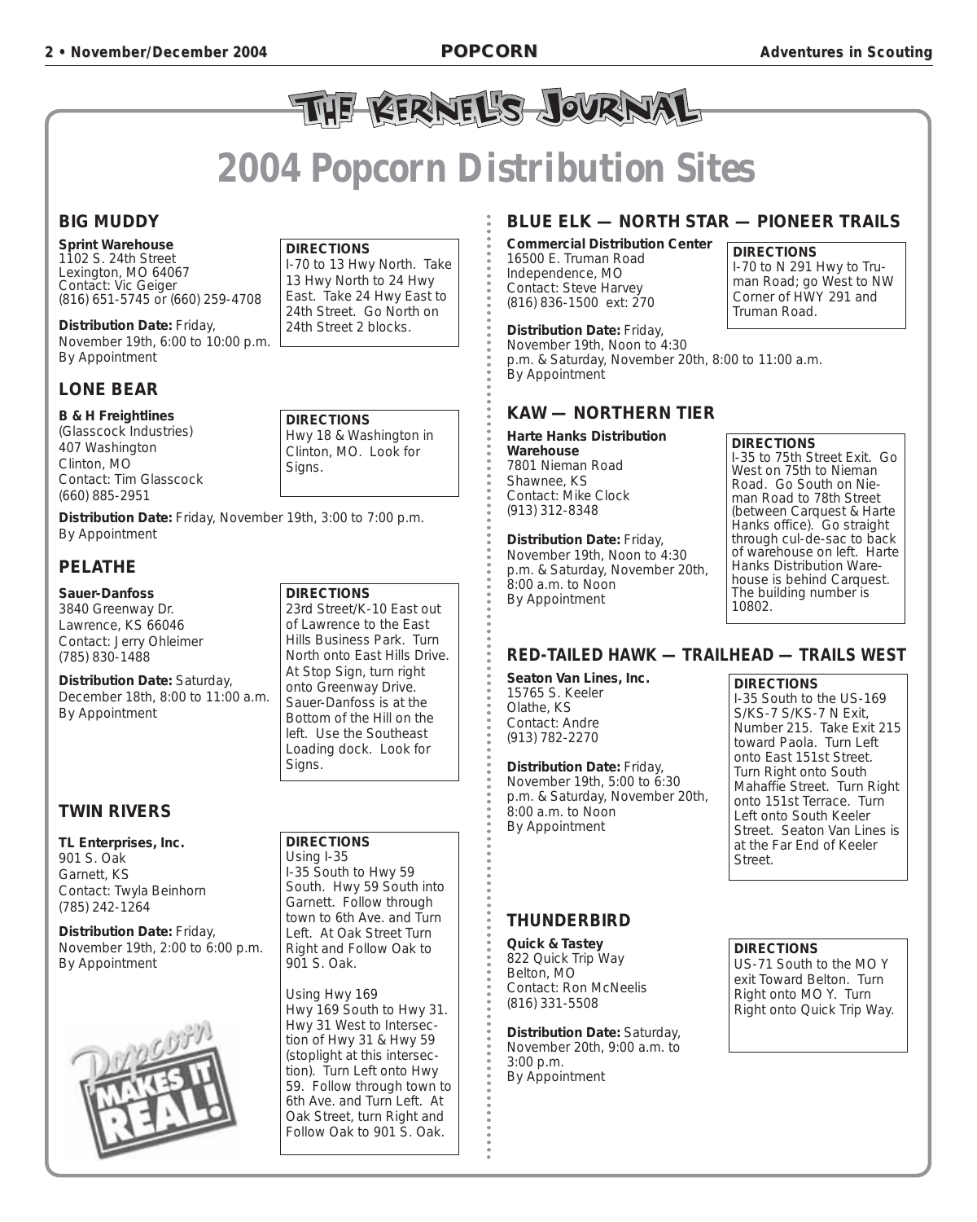# THE KERNEL'S JOURNAL

## 2004 Popcorn Distribution Sites

### BIG MUDDY

**Sprint Warehouse**
1102 S. 24th Street
Lexington, MO 64067
Contact: Vic Geiger
(816) 651-5745 or (660) 259-4708

**Distribution Date:** Friday, November 19th, 6:00 to 10:00 p.m.
By Appointment

**DIRECTIONS**
I-70 to 13 Hwy North. Take 13 Hwy North to 24 Hwy East. Take 24 Hwy East to 24th Street. Go North on 24th Street 2 blocks.

### LONE BEAR

**B & H Freightlines**
(Glasscock Industries)
407 Washington
Clinton, MO
Contact: Tim Glasscock
(660) 885-2951

**Distribution Date:** Friday, November 19th, 3:00 to 7:00 p.m.
By Appointment

**DIRECTIONS**
Hwy 18 & Washington in Clinton, MO. Look for Signs.

### PELATHE

**Sauer-Danfoss**
3840 Greenway Dr.
Lawrence, KS 66046
Contact: Jerry Ohleimer
(785) 830-1488

**Distribution Date:** Saturday, December 18th, 8:00 to 11:00 a.m.
By Appointment

**DIRECTIONS**
23rd Street/K-10 East out of Lawrence to the East Hills Business Park. Turn North onto East Hills Drive. At Stop Sign, turn right onto Greenway Drive. Sauer-Danfoss is at the Bottom of the Hill on the left. Use the Southeast Loading dock. Look for Signs.

### TWIN RIVERS

**TL Enterprises, Inc.**
901 S. Oak
Garnett, KS
Contact: Twyla Beinhorn
(785) 242-1264

**Distribution Date:** Friday, November 19th, 2:00 to 6:00 p.m.
By Appointment

**DIRECTIONS**
Using I-35
I-35 South to Hwy 59 South. Hwy 59 South into Garnett. Follow through town to 6th Ave. and Turn Left. At Oak Street Turn Right and Follow Oak to 901 S. Oak.

Using Hwy 169
Hwy 169 South to Hwy 31. Hwy 31 West to Intersection of Hwy 31 & Hwy 59 (stoplight at this intersection). Turn Left onto Hwy 59. Follow through town to 6th Ave. and Turn Left. At Oak Street, turn Right and Follow Oak to 901 S. Oak.

Popcorn MAKES IT REAL!

### BLUE ELK — NORTH STAR — PIONEER TRAILS

**Commercial Distribution Center**
16500 E. Truman Road
Independence, MO
Contact: Steve Harvey
(816) 836-1500 ext: 270

**Distribution Date:** Friday, November 19th, Noon to 4:30 p.m. & Saturday, November 20th, 8:00 to 11:00 a.m.
By Appointment

**DIRECTIONS**
I-70 to N 291 Hwy to Truman Road; go West to NW Corner of HWY 291 and Truman Road.

### KAW — NORTHERN TIER

**Harte Hanks Distribution Warehouse**
7801 Nieman Road
Shawnee, KS
Contact: Mike Clock
(913) 312-8348

**Distribution Date:** Friday, November 19th, Noon to 4:30 p.m. & Saturday, November 20th, 8:00 a.m. to Noon
By Appointment

**DIRECTIONS**
I-35 to 75th Street Exit. Go West on 75th to Nieman Road. Go South on Nieman Road to 78th Street (between Carquest & Harte Hanks office). Go straight through cul-de-sac to back of warehouse on left. Harte Hanks Distribution Warehouse is behind Carquest. The building number is 10802.

### RED-TAILED HAWK — TRAILHEAD — TRAILS WEST

**Seaton Van Lines, Inc.**
15765 S. Keeler
Olathe, KS
Contact: Andre
(913) 782-2270

**Distribution Date:** Friday, November 19th, 5:00 to 6:30 p.m. & Saturday, November 20th, 8:00 a.m. to Noon
By Appointment

**DIRECTIONS**
I-35 South to the US-169 S/KS-7 S/KS-7 N Exit, Number 215. Take Exit 215 toward Paola. Turn Left onto East 151st Street. Turn Right onto South Mahaffie Street. Turn Right onto 151st Terrace. Turn Left onto South Keeler Street. Seaton Van Lines is at the Far End of Keeler Street.

### THUNDERBIRD

**Quick & Tastey**
822 Quick Trip Way
Belton, MO
Contact: Ron McNeelis
(816) 331-5508

**Distribution Date:** Saturday, November 20th, 9:00 a.m. to 3:00 p.m.
By Appointment

**DIRECTIONS**
US-71 South to the MO Y exit Toward Belton. Turn Right onto MO Y. Turn Right onto Quick Trip Way.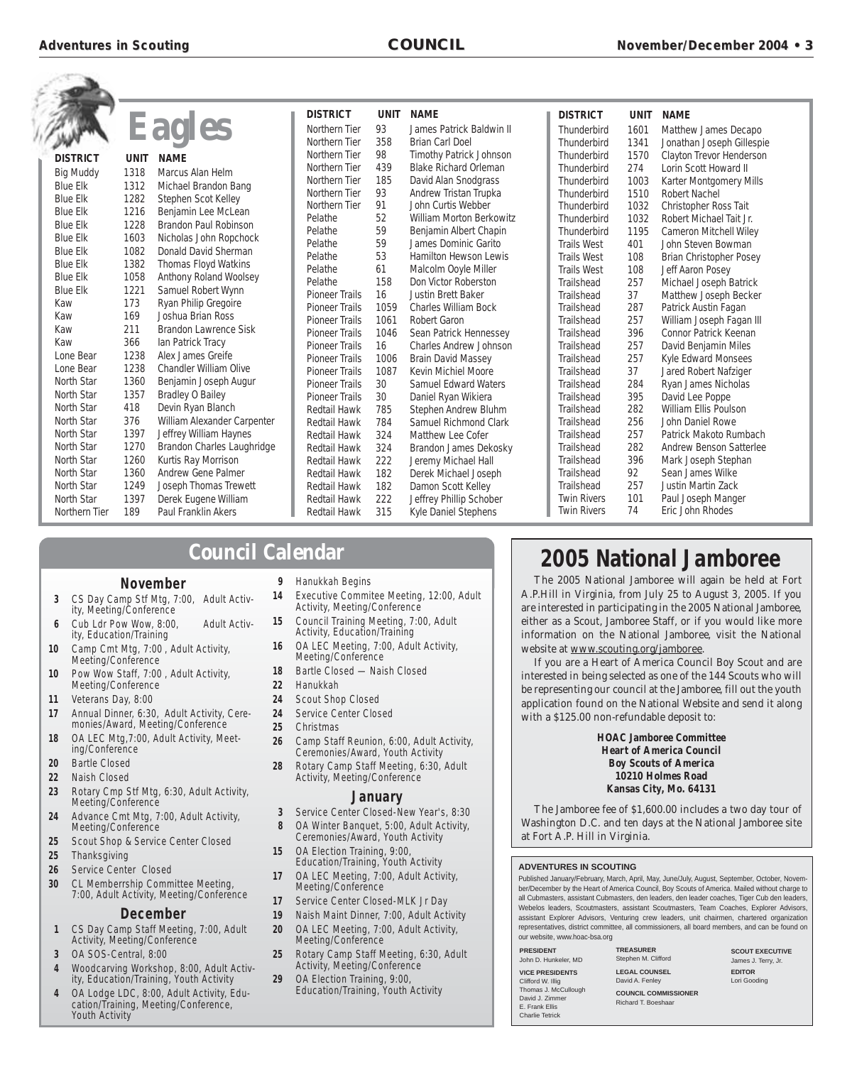# Eagles

| DISTRICT | UNIT | NAME |
|---|---|---|
| Big Muddy | 1318 | Marcus Alan Helm |
| Blue Elk | 1312 | Michael Brandon Bang |
| Blue Elk | 1282 | Stephen Scot Kelley |
| Blue Elk | 1216 | Benjamin Lee McLean |
| Blue Elk | 1228 | Brandon Paul Robinson |
| Blue Elk | 1603 | Nicholas John Ropchock |
| Blue Elk | 1082 | Donald David Sherman |
| Blue Elk | 1382 | Thomas Floyd Watkins |
| Blue Elk | 1058 | Anthony Roland Woolsey |
| Blue Elk | 1221 | Samuel Robert Wynn |
| Kaw | 173 | Ryan Philip Gregoire |
| Kaw | 169 | Joshua Brian Ross |
| Kaw | 211 | Brandon Lawrence Sisk |
| Kaw | 366 | Ian Patrick Tracy |
| Lone Bear | 1238 | Alex James Greife |
| Lone Bear | 1238 | Chandler William Olive |
| North Star | 1360 | Benjamin Joseph Augur |
| North Star | 1357 | Bradley O Bailey |
| North Star | 418 | Devin Ryan Blanch |
| North Star | 376 | William Alexander Carpenter |
| North Star | 1397 | Jeffrey William Haynes |
| North Star | 1270 | Brandon Charles Laughridge |
| North Star | 1260 | Kurtis Ray Morrison |
| North Star | 1360 | Andrew Gene Palmer |
| North Star | 1249 | Joseph Thomas Trewett |
| North Star | 1397 | Derek Eugene William |
| Northern Tier | 189 | Paul Franklin Akers |
| Northern Tier | 93 | James Patrick Baldwin II |
| Northern Tier | 358 | Brian Carl Doel |
| Northern Tier | 98 | Timothy Patrick Johnson |
| Northern Tier | 439 | Blake Richard Orleman |
| Northern Tier | 185 | David Alan Snodgrass |
| Northern Tier | 93 | Andrew Tristan Trupka |
| Northern Tier | 91 | John Curtis Webber |
| Pelathe | 52 | William Morton Berkowitz |
| Pelathe | 59 | Benjamin Albert Chapin |
| Pelathe | 59 | James Dominic Garito |
| Pelathe | 53 | Hamilton Hewson Lewis |
| Pelathe | 61 | Malcolm Ooyle Miller |
| Pelathe | 158 | Don Victor Roberston |
| Pioneer Trails | 16 | Justin Brett Baker |
| Pioneer Trails | 1059 | Charles William Bock |
| Pioneer Trails | 1061 | Robert Garon |
| Pioneer Trails | 1046 | Sean Patrick Hennessey |
| Pioneer Trails | 16 | Charles Andrew Johnson |
| Pioneer Trails | 1006 | Brain David Massey |
| Pioneer Trails | 1087 | Kevin Michiel Moore |
| Pioneer Trails | 30 | Samuel Edward Waters |
| Pioneer Trails | 30 | Daniel Ryan Wikiera |
| Redtail Hawk | 785 | Stephen Andrew Bluhm |
| Redtail Hawk | 784 | Samuel Richmond Clark |
| Redtail Hawk | 324 | Matthew Lee Cofer |
| Redtail Hawk | 324 | Brandon James Dekosky |
| Redtail Hawk | 222 | Jeremy Michael Hall |
| Redtail Hawk | 182 | Derek Michael Joseph |
| Redtail Hawk | 182 | Damon Scott Kelley |
| Redtail Hawk | 222 | Jeffrey Phillip Schober |
| Redtail Hawk | 315 | Kyle Daniel Stephens |
| Thunderbird | 1601 | Matthew James Decapo |
| Thunderbird | 1341 | Jonathan Joseph Gillespie |
| Thunderbird | 1570 | Clayton Trevor Henderson |
| Thunderbird | 274 | Lorin Scott Howard II |
| Thunderbird | 1003 | Karter Montgomery Mills |
| Thunderbird | 1510 | Robert Nachel |
| Thunderbird | 1032 | Christopher Ross Tait |
| Thunderbird | 1032 | Robert Michael Tait Jr. |
| Thunderbird | 1195 | Cameron Mitchell Wiley |
| Trails West | 401 | John Steven Bowman |
| Trails West | 108 | Brian Christopher Posey |
| Trails West | 108 | Jeff Aaron Posey |
| Trailshead | 257 | Michael Joseph Batrick |
| Trailshead | 37 | Matthew Joseph Becker |
| Trailshead | 287 | Patrick Austin Fagan |
| Trailshead | 257 | William Joseph Fagan III |
| Trailshead | 396 | Connor Patrick Keenan |
| Trailshead | 257 | David Benjamin Miles |
| Trailshead | 257 | Kyle Edward Monsees |
| Trailshead | 37 | Jared Robert Nafziger |
| Trailshead | 284 | Ryan James Nicholas |
| Trailshead | 395 | David Lee Poppe |
| Trailshead | 282 | William Ellis Poulson |
| Trailshead | 256 | John Daniel Rowe |
| Trailshead | 257 | Patrick Makoto Rumbach |
| Trailshead | 282 | Andrew Benson Satterlee |
| Trailshead | 396 | Mark Joseph Stephan |
| Trailshead | 92 | Sean James Wilke |
| Trailshead | 257 | Justin Martin Zack |
| Twin Rivers | 101 | Paul Joseph Manger |
| Twin Rivers | 74 | Eric John Rhodes |

## Council Calendar

### November

- **3** CS Day Camp Stf Mtg, 7:00, Adult Activity, Meeting/Conference
- **6** Cub Ldr Pow Wow, 8:00, Adult Activity, Education/Training
- **10** Camp Cmt Mtg, 7:00 , Adult Activity, Meeting/Conference
- **10** Pow Wow Staff, 7:00 , Adult Activity, Meeting/Conference
- **11** Veterans Day, 8:00
- **17** Annual Dinner, 6:30, Adult Activity, Ceremonies/Award, Meeting/Conference
- **18** OA LEC Mtg,7:00, Adult Activity, Meeting/Conference
- **20** Bartle Closed
- **22** Naish Closed
- **23** Rotary Cmp Stf Mtg, 6:30, Adult Activity, Meeting/Conference
- **24** Advance Cmt Mtg, 7:00, Adult Activity, Meeting/Conference
- **25** Scout Shop & Service Center Closed
- **25** Thanksgiving
- **26** Service Center Closed
- **30** CL Memberrship Committee Meeting, 7:00, Adult Activity, Meeting/Conference

### December

- **1** CS Day Camp Staff Meeting, 7:00, Adult Activity, Meeting/Conference
- **3** OA SOS-Central, 8:00
- **4** Woodcarving Workshop, 8:00, Adult Activity, Education/Training, Youth Activity
- **4** OA Lodge LDC, 8:00, Adult Activity, Education/Training, Meeting/Conference, Youth Activity
- **9** Hanukkah Begins
- **14** Executive Commitee Meeting, 12:00, Adult Activity, Meeting/Conference
- **15** Council Training Meeting, 7:00, Adult Activity, Education/Training
- **16** OA LEC Meeting, 7:00, Adult Activity, Meeting/Conference
- **18** Bartle Closed — Naish Closed
- **22** Hanukkah
- **24** Scout Shop Closed
- **24** Service Center Closed
- **25** Christmas
- **26** Camp Staff Reunion, 6:00, Adult Activity, Ceremonies/Award, Youth Activity
- **28** Rotary Camp Staff Meeting, 6:30, Adult Activity, Meeting/Conference

### January

- **3** Service Center Closed-New Year's, 8:30
- **8** OA Winter Banquet, 5:00, Adult Activity, Ceremonies/Award, Youth Activity
- **15** OA Election Training, 9:00, Education/Training, Youth Activity
- **17** OA LEC Meeting, 7:00, Adult Activity, Meeting/Conference
- **17** Service Center Closed-MLK Jr Day
- **19** Naish Maint Dinner, 7:00, Adult Activity
- **20** OA LEC Meeting, 7:00, Adult Activity, Meeting/Conference
- **25** Rotary Camp Staff Meeting, 6:30, Adult Activity, Meeting/Conference
- **29** OA Election Training, 9:00, Education/Training, Youth Activity

## 2005 National Jamboree

The 2005 National Jamboree will again be held at Fort A.P.Hill in Virginia, from July 25 to August 3, 2005. If you are interested in participating in the 2005 National Jamboree, either as a Scout, Jamboree Staff, or if you would like more information on the National Jamboree, visit the National website at www.scouting.org/jamboree.

If you are a Heart of America Council Boy Scout and are interested in being selected as one of the 144 Scouts who will be representing our council at the Jamboree, fill out the youth application found on the National Website and send it along with a $125.00 non-refundable deposit to:

**HOAC Jamboree Committee**
**Heart of America Council**
**Boy Scouts of America**
**10210 Holmes Road**
**Kansas City, Mo. 64131**

The Jamboree fee of $1,600.00 includes a two day tour of Washington D.C. and ten days at the National Jamboree site at Fort A.P. Hill in Virginia.

**ADVENTURES IN SCOUTING**

Published January/February, March, April, May, June/July, August, September, October, November/December by the Heart of America Council, Boy Scouts of America. Mailed without charge to all Cubmasters, assistant Cubmasters, den leaders, den leader coaches, Tiger Cub den leaders, Webelos leaders, Scoutmasters, assistant Scoutmasters, Team Coaches, Explorer Advisors, assistant Explorer Advisors, Venturing crew leaders, unit chairmen, chartered organization representatives, district committee, all commissioners, all board members, and can be found on our website, www.hoac-bsa.org

**PRESIDENT**
John D. Hunkeler, MD

**VICE PRESIDENTS**
Clifford W. Illig
Thomas J. McCullough
David J. Zimmer
E. Frank Ellis
Charlie Tetrick

**TREASURER**
Stephen M. Clifford

**LEGAL COUNSEL**
David A. Fenley

**COUNCIL COMMISSIONER**
Richard T. Boeshaar

**SCOUT EXECUTIVE**
James J. Terry, Jr.

**EDITOR**
Lori Gooding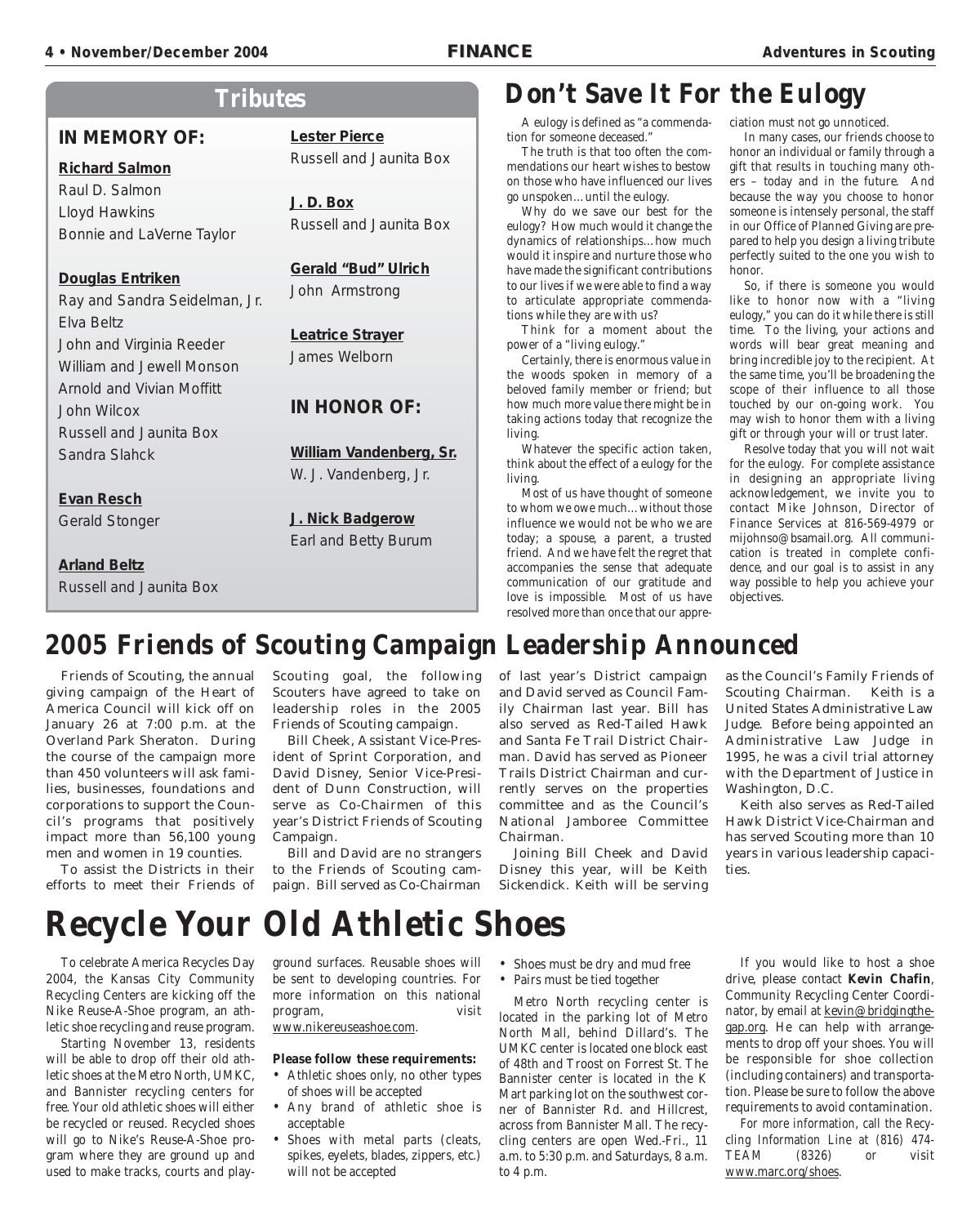## Tributes

### IN MEMORY OF:

**Richard Salmon**
Raul D. Salmon
Lloyd Hawkins
Bonnie and LaVerne Taylor

**Douglas Entriken**
Ray and Sandra Seidelman, Jr.
Elva Beltz
John and Virginia Reeder
William and Jewell Monson
Arnold and Vivian Moffitt
John Wilcox
Russell and Jaunita Box
Sandra Slahck

**Evan Resch**
Gerald Stonger

**Arland Beltz**
Russell and Jaunita Box

**Lester Pierce**
Russell and Jaunita Box

**J. D. Box**
Russell and Jaunita Box

**Gerald "Bud" Ulrich**
John Armstrong

**Leatrice Strayer**
James Welborn

### IN HONOR OF:

**William Vandenberg, Sr.**
W. J. Vandenberg, Jr.

**J. Nick Badgerow**
Earl and Betty Burum

# Don't Save It For the Eulogy

A eulogy is defined as "a commendation for someone deceased."

The truth is that too often the commendations our heart wishes to bestow on those who have influenced our lives go unspoken…until the eulogy.

Why do we save our best for the eulogy? How much would it change the dynamics of relationships…how much would it inspire and nurture those who have made the significant contributions to our lives if we were able to find a way to articulate appropriate commendations while they are with us?

Think for a moment about the power of a "living eulogy."

Certainly, there is enormous value in the woods spoken in memory of a beloved family member or friend; but how much more value there might be in taking actions today that recognize the living.

Whatever the specific action taken, think about the effect of a eulogy for the living.

Most of us have thought of someone to whom we owe much…without those influence we would not be who we are today; a spouse, a parent, a trusted friend. And we have felt the regret that accompanies the sense that adequate communication of our gratitude and love is impossible. Most of us have resolved more than once that our appreciation must not go unnoticed.

In many cases, our friends choose to honor an individual or family through a gift that results in touching many others – today and in the future. And because the way you choose to honor someone is intensely personal, the staff in our Office of Planned Giving are prepared to help you design a living tribute perfectly suited to the one you wish to honor.

So, if there is someone you would like to honor now with a "living eulogy," you can do it while there is still time. To the living, your actions and words will bear great meaning and bring incredible joy to the recipient. At the same time, you'll be broadening the scope of their influence to all those touched by our on-going work. You may wish to honor them with a living gift or through your will or trust later.

Resolve today that you will not wait for the eulogy. For complete assistance in designing an appropriate living acknowledgement, we invite you to contact Mike Johnson, Director of Finance Services at 816-569-4979 or mijohnso@bsamail.org. All communication is treated in complete confidence, and our goal is to assist in any way possible to help you achieve your objectives.

# 2005 Friends of Scouting Campaign Leadership Announced

Friends of Scouting, the annual giving campaign of the Heart of America Council will kick off on January 26 at 7:00 p.m. at the Overland Park Sheraton. During the course of the campaign more than 450 volunteers will ask families, businesses, foundations and corporations to support the Council's programs that positively impact more than 56,100 young men and women in 19 counties.

To assist the Districts in their efforts to meet their Friends of Scouting goal, the following Scouters have agreed to take on leadership roles in the 2005 Friends of Scouting campaign.

Bill Cheek, Assistant Vice-President of Sprint Corporation, and David Disney, Senior Vice-President of Dunn Construction, will serve as Co-Chairmen of this year's District Friends of Scouting Campaign.

Bill and David are no strangers to the Friends of Scouting campaign. Bill served as Co-Chairman of last year's District campaign and David served as Council Family Chairman last year. Bill has also served as Red-Tailed Hawk and Santa Fe Trail District Chairman. David has served as Pioneer Trails District Chairman and currently serves on the properties committee and as the Council's National Jamboree Committee Chairman.

Joining Bill Cheek and David Disney this year, will be Keith Sickendick. Keith will be serving as the Council's Family Friends of Scouting Chairman. Keith is a United States Administrative Law Judge. Before being appointed an Administrative Law Judge in 1995, he was a civil trial attorney with the Department of Justice in Washington, D.C.

Keith also serves as Red-Tailed Hawk District Vice-Chairman and has served Scouting more than 10 years in various leadership capacities.

# Recycle Your Old Athletic Shoes

To celebrate America Recycles Day 2004, the Kansas City Community Recycling Centers are kicking off the Nike Reuse-A-Shoe program, an athletic shoe recycling and reuse program.

Starting November 13, residents will be able to drop off their old athletic shoes at the Metro North, UMKC, and Bannister recycling centers for free. Your old athletic shoes will either be recycled or reused. Recycled shoes will go to Nike's Reuse-A-Shoe program where they are ground up and used to make tracks, courts and playground surfaces. Reusable shoes will be sent to developing countries. For more information on this national program, visit www.nikereuseashoe.com.

**Please follow these requirements:**

- Athletic shoes only, no other types of shoes will be accepted
- Any brand of athletic shoe is acceptable
- Shoes with metal parts (cleats, spikes, eyelets, blades, zippers, etc.) will not be accepted
- Shoes must be dry and mud free
- Pairs must be tied together

Metro North recycling center is located in the parking lot of Metro North Mall, behind Dillard's. The UMKC center is located one block east of 48th and Troost on Forrest St. The Bannister center is located in the K Mart parking lot on the southwest corner of Bannister Rd. and Hillcrest, across from Bannister Mall. The recycling centers are open Wed.-Fri., 11 a.m. to 5:30 p.m. and Saturdays, 8 a.m. to 4 p.m.

If you would like to host a shoe drive, please contact **Kevin Chafin**, Community Recycling Center Coordinator, by email at kevin@bridgingthegap.org. He can help with arrangements to drop off your shoes. You will be responsible for shoe collection (including containers) and transportation. Please be sure to follow the above requirements to avoid contamination.

For more information, call the Recycling Information Line at (816) 474-TEAM (8326) or visit www.marc.org/shoes.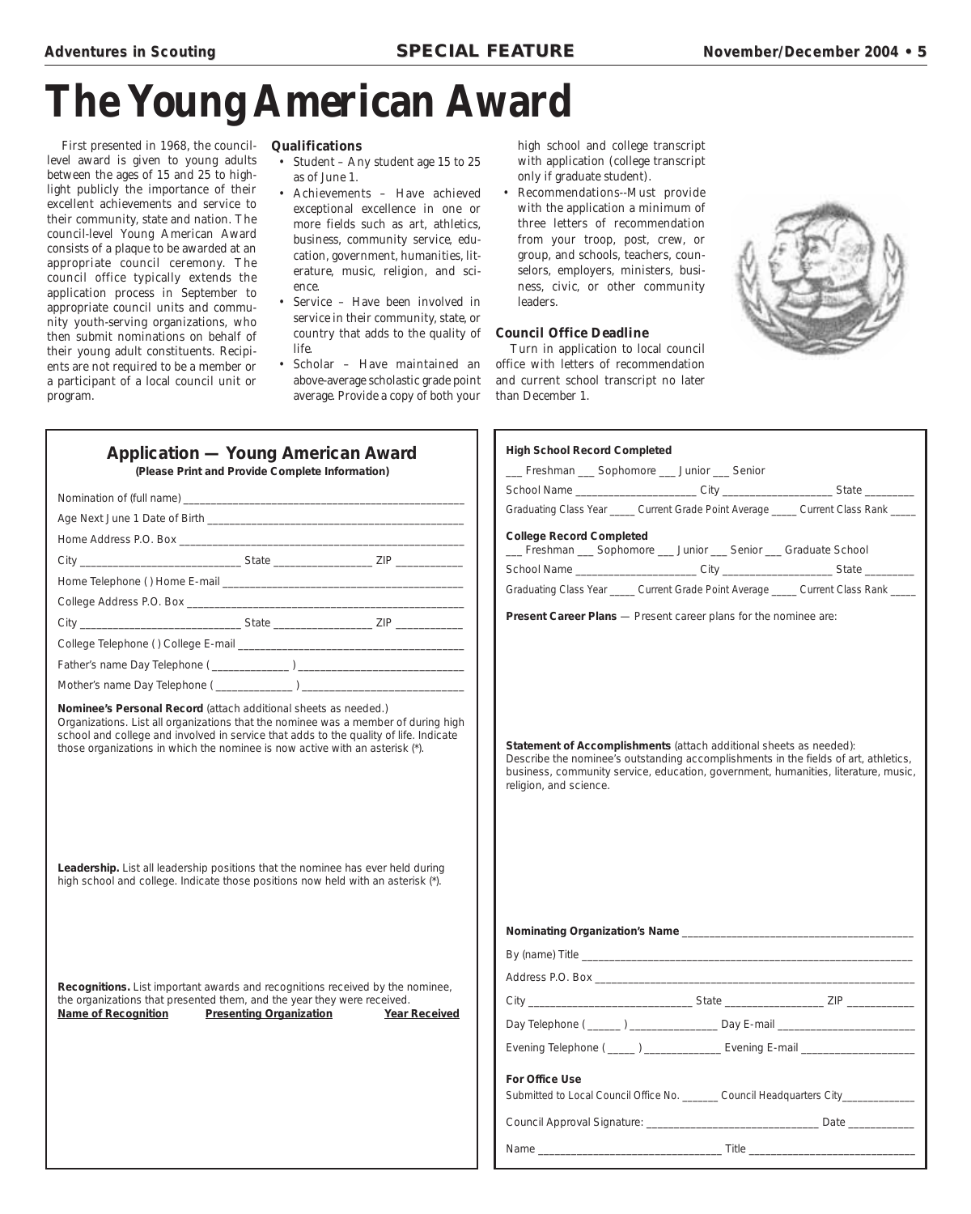# The Young American Award

First presented in 1968, the council-level award is given to young adults between the ages of 15 and 25 to highlight publicly the importance of their excellent achievements and service to their community, state and nation. The council-level Young American Award consists of a plaque to be awarded at an appropriate council ceremony. The council office typically extends the application process in September to appropriate council units and community youth-serving organizations, who then submit nominations on behalf of their young adult constituents. Recipients are not required to be a member or a participant of a local council unit or program.

### Qualifications

- Student – Any student age 15 to 25 as of June 1.
- Achievements – Have achieved exceptional excellence in one or more fields such as art, athletics, business, community service, education, government, humanities, literature, music, religion, and science.
- Service – Have been involved in service in their community, state, or country that adds to the quality of life.
- Scholar – Have maintained an above-average scholastic grade point average. Provide a copy of both your high school and college transcript with application (college transcript only if graduate student).
- Recommendations--Must provide with the application a minimum of three letters of recommendation from your troop, post, crew, or group, and schools, teachers, counselors, employers, ministers, business, civic, or other community leaders.

### Council Office Deadline

Turn in application to local council office with letters of recommendation and current school transcript no later than December 1.

## Application — Young American Award

**(Please Print and Provide Complete Information)**

Nomination of (full name) ______________________________

Age Next June 1 Date of Birth ______________________________

Home Address P.O. Box ______________________________

City ____________________ State ______________ ZIP __________

Home Telephone ( ) Home E-mail ______________________________

College Address P.O. Box ______________________________

City ____________________ State ______________ ZIP __________

College Telephone ( ) College E-mail ______________________________

Father's name Day Telephone (____________ ) ______________________

Mother's name Day Telephone (____________ ) ______________________

**Nominee's Personal Record** (attach additional sheets as needed.)
Organizations. List all organizations that the nominee was a member of during high school and college and involved in service that adds to the quality of life. Indicate those organizations in which the nominee is now active with an asterisk (*).

**Leadership.** List all leadership positions that the nominee has ever held during high school and college. Indicate those positions now held with an asterisk (*).

**Recognitions.** List important awards and recognitions received by the nominee, the organizations that presented them, and the year they were received.

| Name of Recognition | Presenting Organization | Year Received |
| --- | --- | --- |
| | | |

**High School Record Completed**

___ Freshman ___ Sophomore ___ Junior ___ Senior

School Name ____________________ City ________________ State ________

Graduating Class Year _____ Current Grade Point Average _____ Current Class Rank _____

**College Record Completed**

___ Freshman ___ Sophomore ___ Junior ___ Senior ___ Graduate School

School Name ____________________ City ________________ State ________

Graduating Class Year _____ Current Grade Point Average _____ Current Class Rank _____

**Present Career Plans** — Present career plans for the nominee are:

**Statement of Accomplishments** (attach additional sheets as needed):
Describe the nominee's outstanding accomplishments in the fields of art, athletics, business, community service, education, government, humanities, literature, music, religion, and science.

**Nominating Organization's Name** ______________________________

By (name) Title ______________________________

Address P.O. Box ______________________________

City ____________________ State ______________ ZIP __________

Day Telephone (______ ) ______________ Day E-mail ______________________

Evening Telephone (_____ ) ____________ Evening E-mail __________________

**For Office Use**

Submitted to Local Council Office No. _______ Council Headquarters City____________

Council Approval Signature: ____________________________ Date __________

Name ______________________________ Title ____________________________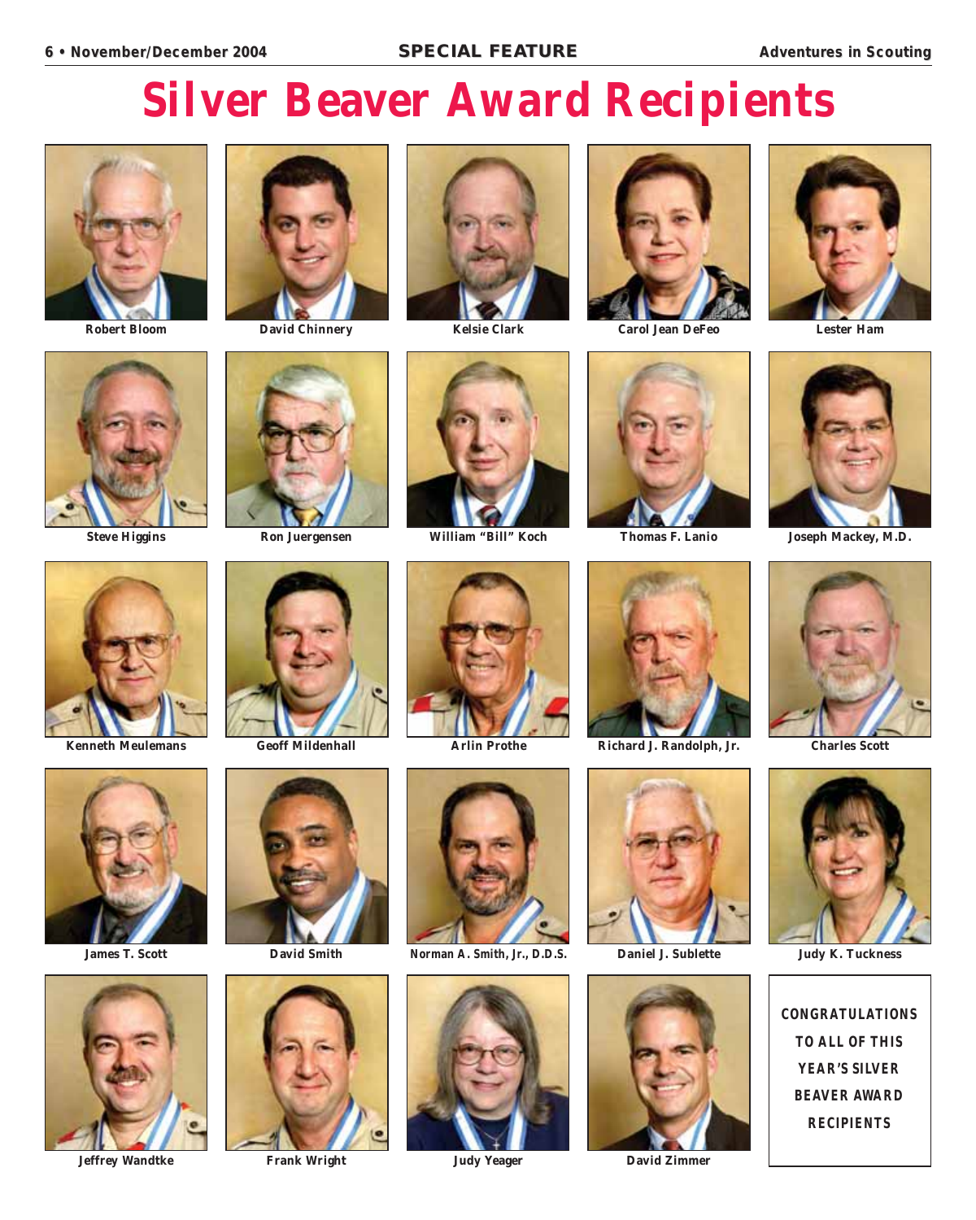# Silver Beaver Award Recipients

Robert Bloom

David Chinnery

Kelsie Clark

Carol Jean DeFeo

Lester Ham

Steve Higgins

Ron Juergensen

William "Bill" Koch

Thomas F. Lanio

Joseph Mackey, M.D.

Kenneth Meulemans

Geoff Mildenhall

Arlin Prothe

Richard J. Randolph, Jr.

Charles Scott

James T. Scott

David Smith

Norman A. Smith, Jr., D.D.S.

Daniel J. Sublette

Judy K. Tuckness

Jeffrey Wandtke

Frank Wright

Judy Yeager

David Zimmer

**CONGRATULATIONS TO ALL OF THIS YEAR'S SILVER BEAVER AWARD RECIPIENTS**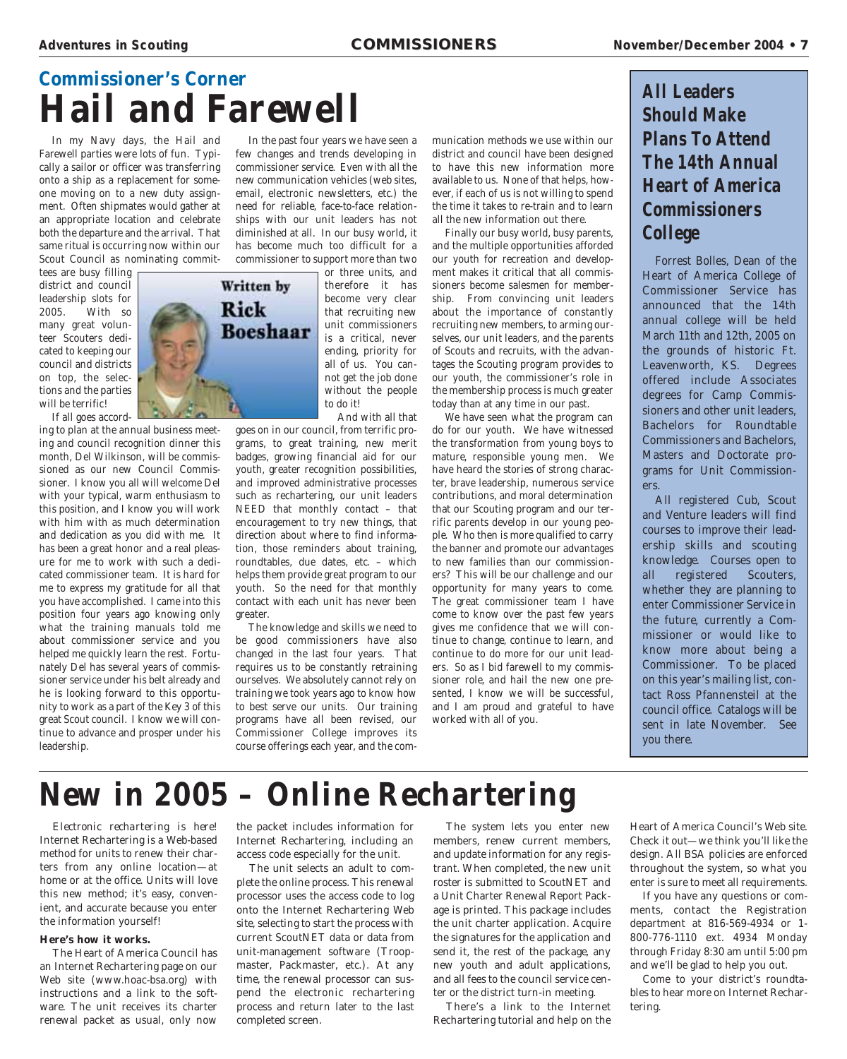## Commissioner's Corner

# Hail and Farewell

In my Navy days, the Hail and Farewell parties were lots of fun. Typically a sailor or officer was transferring onto a ship as a replacement for someone moving on to a new duty assignment. Often shipmates would gather at an appropriate location and celebrate both the departure and the arrival. That same ritual is occurring now within our Scout Council as nominating committees are busy filling district and council leadership slots for 2005. With so many great volunteer Scouters dedicated to keeping our council and districts on top, the selections and the parties will be terrific!

Written by Rick Boeshaar

If all goes according to plan at the annual business meeting and council recognition dinner this month, Del Wilkinson, will be commissioned as our new Council Commissioner. I know you all will welcome Del with your typical, warm enthusiasm to this position, and I know you will work with him with as much determination and dedication as you did with me. It has been a great honor and a real pleasure for me to work with such a dedicated commissioner team. It is hard for me to express my gratitude for all that you have accomplished. I came into this position four years ago knowing only what the training manuals told me about commissioner service and you helped me quickly learn the rest. Fortunately Del has several years of commissioner service under his belt already and he is looking forward to this opportunity to work as a part of the Key 3 of this great Scout council. I know we will continue to advance and prosper under his leadership.

In the past four years we have seen a few changes and trends developing in commissioner service. Even with all the new communication vehicles (web sites, email, electronic newsletters, etc.) the need for reliable, face-to-face relationships with our unit leaders has not diminished at all. In our busy world, it has become much too difficult for a commissioner to support more than two or three units, and therefore it has become very clear that recruiting new unit commissioners is a critical, never ending, priority for all of us. You cannot get the job done without the people to do it!

And with all that goes on in our council, from terrific programs, to great training, new merit badges, growing financial aid for our youth, greater recognition possibilities, and improved administrative processes such as rechartering, our unit leaders NEED that monthly contact – that encouragement to try new things, that direction about where to find information, those reminders about training, roundtables, due dates, etc. – which helps them provide great program to our youth. So the need for that monthly contact with each unit has never been greater.

The knowledge and skills we need to be good commissioners have also changed in the last four years. That requires us to be constantly retraining ourselves. We absolutely cannot rely on training we took years ago to know how to best serve our units. Our training programs have all been revised, our Commissioner College improves its course offerings each year, and the communication methods we use within our district and council have been designed to have this new information more available to us. None of that helps, however, if each of us is not willing to spend the time it takes to re-train and to learn all the new information out there.

Finally our busy world, busy parents, and the multiple opportunities afforded our youth for recreation and development makes it critical that all commissioners become salesmen for membership. From convincing unit leaders about the importance of constantly recruiting new members, to arming ourselves, our unit leaders, and the parents of Scouts and recruits, with the advantages the Scouting program provides to our youth, the commissioner's role in the membership process is much greater today than at any time in our past.

We have seen what the program can do for our youth. We have witnessed the transformation from young boys to mature, responsible young men. We have heard the stories of strong character, brave leadership, numerous service contributions, and moral determination that our Scouting program and our terrific parents develop in our young people. Who then is more qualified to carry the banner and promote our advantages to new families than our commissioners? This will be our challenge and our opportunity for many years to come. The great commissioner team I have come to know over the past few years gives me confidence that we will continue to change, continue to learn, and continue to do more for our unit leaders. So as I bid farewell to my commissioner role, and hail the new one presented, I know we will be successful, and I am proud and grateful to have worked with all of you.

## All Leaders Should Make Plans To Attend The 14th Annual Heart of America Commissioners College

Forrest Bolles, Dean of the Heart of America College of Commissioner Service has announced that the 14th annual college will be held March 11th and 12th, 2005 on the grounds of historic Ft. Leavenworth, KS. Degrees offered include Associates degrees for Camp Commissioners and other unit leaders, Bachelors for Roundtable Commissioners and Bachelors, Masters and Doctorate programs for Unit Commissioners.

All registered Cub, Scout and Venture leaders will find courses to improve their leadership skills and scouting knowledge. Courses open to all registered Scouters, whether they are planning to enter Commissioner Service in the future, currently a Commissioner or would like to know more about being a Commissioner. To be placed on this year's mailing list, contact Ross Pfannensteil at the council office. Catalogs will be sent in late November. See you there.

# New in 2005 – Online Rechartering

*Electronic rechartering is here!* Internet Rechartering is a Web-based method for units to renew their charters from any online location—at home or at the office. Units will love this new method; it's easy, convenient, and accurate because you enter the information yourself!

**Here's how it works.**

The Heart of America Council has an Internet Rechartering page on our Web site (www.hoac-bsa.org) with instructions and a link to the software. The unit receives its charter renewal packet as usual, only now the packet includes information for Internet Rechartering, including an access code especially for the unit.

The unit selects an adult to complete the online process. This renewal processor uses the access code to log onto the Internet Rechartering Web site, selecting to start the process with current ScoutNET data or data from unit-management software (Troopmaster, Packmaster, etc.). At any time, the renewal processor can suspend the electronic rechartering process and return later to the last completed screen.

The system lets you enter new members, renew current members, and update information for any registrant. When completed, the new unit roster is submitted to ScoutNET and a Unit Charter Renewal Report Package is printed. This package includes the unit charter application. Acquire the signatures for the application and send it, the rest of the package, any new youth and adult applications, and all fees to the council service center or the district turn-in meeting.

There's a link to the Internet Rechartering tutorial and help on the Heart of America Council's Web site. Check it out—we think you'll like the design. All BSA policies are enforced throughout the system, so what you enter is sure to meet all requirements.

If you have any questions or comments, contact the Registration department at 816-569-4934 or 1-800-776-1110 ext. 4934 Monday through Friday 8:30 am until 5:00 pm and we'll be glad to help you out.

Come to your district's roundtables to hear more on Internet Rechartering.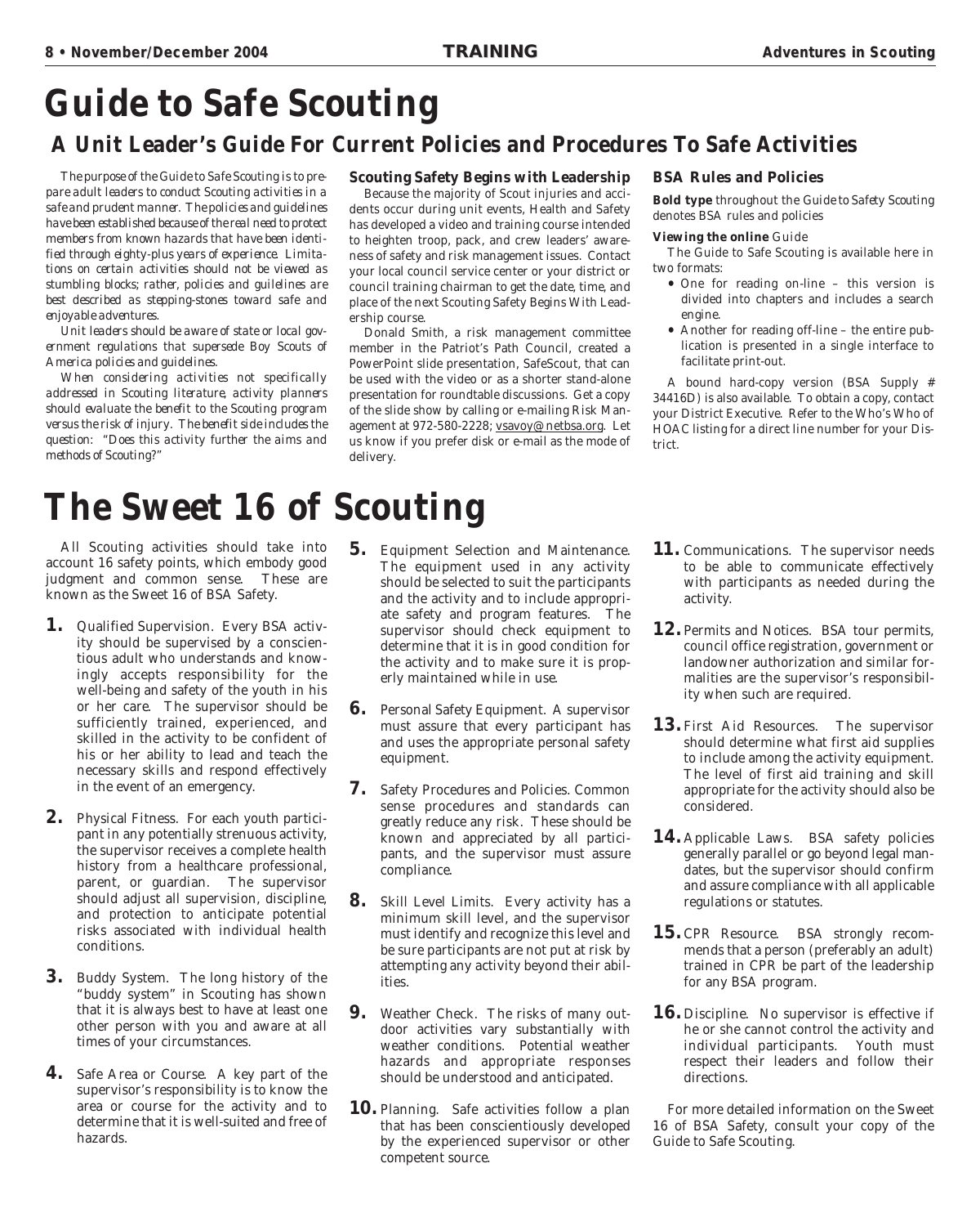# Guide to Safe Scouting

## A Unit Leader's Guide For Current Policies and Procedures To Safe Activities

*The purpose of the Guide to Safe Scouting is to prepare adult leaders to conduct Scouting activities in a safe and prudent manner. The policies and guidelines have been established because of the real need to protect members from known hazards that have been identified through eighty-plus years of experience. Limitations on certain activities should not be viewed as stumbling blocks; rather, policies and guilelines are best described as stepping-stones toward safe and enjoyable adventures.*

*Unit leaders should be aware of state or local government regulations that supersede Boy Scouts of America policies and guidelines.*

*When considering activities not specifically addressed in Scouting literature, activity planners should evaluate the benefit to the Scouting program versus the risk of injury. The benefit side includes the question: "Does this activity further the aims and methods of Scouting?"*

### Scouting Safety Begins with Leadership

Because the majority of Scout injuries and accidents occur during unit events, Health and Safety has developed a video and training course intended to heighten troop, pack, and crew leaders' awareness of safety and risk management issues. Contact your local council service center or your district or council training chairman to get the date, time, and place of the next Scouting Safety Begins With Leadership course.

Donald Smith, a risk management committee member in the Patriot's Path Council, created a PowerPoint slide presentation, SafeScout, that can be used with the video or as a shorter stand-alone presentation for roundtable discussions. Get a copy of the slide show by calling or e-mailing Risk Management at 972-580-2228; vsavoy@netbsa.org. Let us know if you prefer disk or e-mail as the mode of delivery.

### BSA Rules and Policies

**Bold type** *throughout the Guide to Safety Scouting denotes BSA rules and policies*

**Viewing the online** Guide

The Guide to Safe Scouting is available here in two formats:

- One for reading on-line – this version is divided into chapters and includes a search engine.
- Another for reading off-line – the entire publication is presented in a single interface to facilitate print-out.

A bound hard-copy version (BSA Supply # 34416D) is also available. To obtain a copy, contact your District Executive. Refer to the Who's Who of HOAC listing for a direct line number for your District.

# The Sweet 16 of Scouting

All Scouting activities should take into account 16 safety points, which embody good judgment and common sense. These are known as the Sweet 16 of BSA Safety.

1. Qualified Supervision. Every BSA activity should be supervised by a conscientious adult who understands and knowingly accepts responsibility for the well-being and safety of the youth in his or her care. The supervisor should be sufficiently trained, experienced, and skilled in the activity to be confident of his or her ability to lead and teach the necessary skills and respond effectively in the event of an emergency.

2. Physical Fitness. For each youth participant in any potentially strenuous activity, the supervisor receives a complete health history from a healthcare professional, parent, or guardian. The supervisor should adjust all supervision, discipline, and protection to anticipate potential risks associated with individual health conditions.

3. Buddy System. The long history of the "buddy system" in Scouting has shown that it is always best to have at least one other person with you and aware at all times of your circumstances.

4. Safe Area or Course. A key part of the supervisor's responsibility is to know the area or course for the activity and to determine that it is well-suited and free of hazards.

5. Equipment Selection and Maintenance. The equipment used in any activity should be selected to suit the participants and the activity and to include appropriate safety and program features. The supervisor should check equipment to determine that it is in good condition for the activity and to make sure it is properly maintained while in use.

6. Personal Safety Equipment. A supervisor must assure that every participant has and uses the appropriate personal safety equipment.

7. Safety Procedures and Policies. Common sense procedures and standards can greatly reduce any risk. These should be known and appreciated by all participants, and the supervisor must assure compliance.

8. Skill Level Limits. Every activity has a minimum skill level, and the supervisor must identify and recognize this level and be sure participants are not put at risk by attempting any activity beyond their abilities.

9. Weather Check. The risks of many outdoor activities vary substantially with weather conditions. Potential weather hazards and appropriate responses should be understood and anticipated.

10. Planning. Safe activities follow a plan that has been conscientiously developed by the experienced supervisor or other competent source.

11. Communications. The supervisor needs to be able to communicate effectively with participants as needed during the activity.

12. Permits and Notices. BSA tour permits, council office registration, government or landowner authorization and similar formalities are the supervisor's responsibility when such are required.

13. First Aid Resources. The supervisor should determine what first aid supplies to include among the activity equipment. The level of first aid training and skill appropriate for the activity should also be considered.

14. Applicable Laws. BSA safety policies generally parallel or go beyond legal mandates, but the supervisor should confirm and assure compliance with all applicable regulations or statutes.

15. CPR Resource. BSA strongly recommends that a person (preferably an adult) trained in CPR be part of the leadership for any BSA program.

16. Discipline. No supervisor is effective if he or she cannot control the activity and individual participants. Youth must respect their leaders and follow their directions.

For more detailed information on the Sweet 16 of BSA Safety, consult your copy of the Guide to Safe Scouting.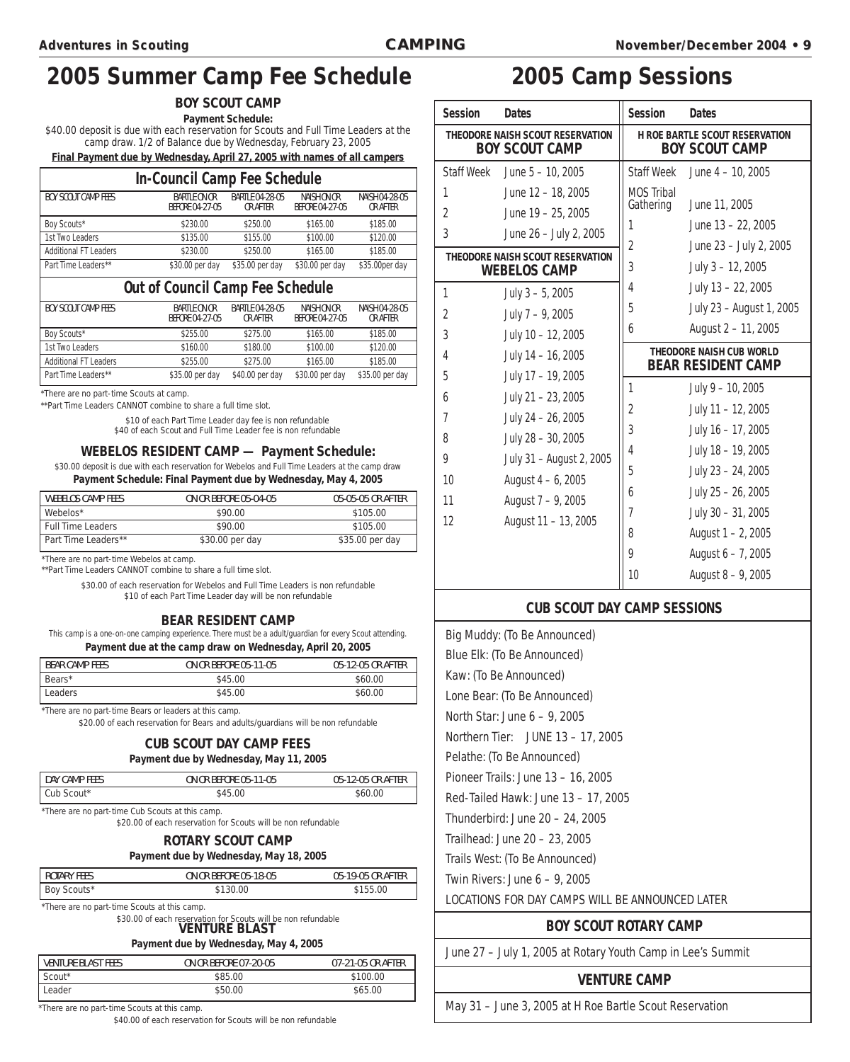# 2005 Summer Camp Fee Schedule

### BOY SCOUT CAMP

**Payment Schedule:**

$40.00 deposit is due with each reservation for Scouts and Full Time Leaders at the camp draw. 1/2 of Balance due by Wednesday, February 23, 2005

**Final Payment due by Wednesday, April 27, 2005 with names of all campers**

#### In-Council Camp Fee Schedule

| BOY SCOUT CAMP FEES | BARTLE ON OR BEFORE 04-27-05 | BARTLE 04-28-05 OR AFTER | NAISH ON OR BEFORE 04-27-05 | NAISH 04-28-05 OR AFTER |
|---|---|---|---|---|
| Boy Scouts* | $230.00 | $250.00 | $165.00 | $185.00 |
| 1st Two Leaders | $135.00 | $155.00 | $100.00 | $120.00 |
| Additional FT Leaders | $230.00 | $250.00 | $165.00 | $185.00 |
| Part Time Leaders** | $30.00 per day | $35.00 per day | $30.00 per day | $35.00per day |

#### Out of Council Camp Fee Schedule

| BOY SCOUT CAMP FEES | BARTLE ON OR BEFORE 04-27-05 | BARTLE 04-28-05 OR AFTER | NAISH ON OR BEFORE 04-27-05 | NAISH 04-28-05 OR AFTER |
|---|---|---|---|---|
| Boy Scouts* | $255.00 | $275.00 | $165.00 | $185.00 |
| 1st Two Leaders | $160.00 | $180.00 | $100.00 | $120.00 |
| Additional FT Leaders | $255.00 | $275.00 | $165.00 | $185.00 |
| Part Time Leaders** | $35.00 per day | $40.00 per day | $30.00 per day | $35.00 per day |

*There are no part-time Scouts at camp.

**Part Time Leaders CANNOT combine to share a full time slot.

$10 of each Part Time Leader day fee is non refundable
$40 of each Scout and Full Time Leader fee is non refundable

### WEBELOS RESIDENT CAMP — Payment Schedule:

$30.00 deposit is due with each reservation for Webelos and Full Time Leaders at the camp draw

**Payment Schedule: Final Payment due by Wednesday, May 4, 2005**

| WEBELOS CAMP FEES | ON OR BEFORE 05-04-05 | 05-05-05 OR AFTER |
|---|---|---|
| Webelos* | $90.00 | $105.00 |
| Full Time Leaders | $90.00 | $105.00 |
| Part Time Leaders** | $30.00 per day | $35.00 per day |

*There are no part-time Webelos at camp.

**Part Time Leaders CANNOT combine to share a full time slot.

$30.00 of each reservation for Webelos and Full Time Leaders is non refundable
$10 of each Part Time Leader day will be non refundable

### BEAR RESIDENT CAMP

This camp is a one-on-one camping experience. There must be a adult/guardian for every Scout attending.

**Payment due at the camp draw on Wednesday, April 20, 2005**

| BEAR CAMP FEES | ON OR BEFORE 05-11-05 | 05-12-05 OR AFTER |
|---|---|---|
| Bears* | $45.00 | $60.00 |
| Leaders | $45.00 | $60.00 |

*There are no part-time Bears or leaders at this camp.

$20.00 of each reservation for Bears and adults/guardians will be non refundable

### CUB SCOUT DAY CAMP FEES

**Payment due by Wednesday, May 11, 2005**

| DAY CAMP FEES | ON OR BEFORE 05-11-05 | 05-12-05 OR AFTER |
|---|---|---|
| Cub Scout* | $45.00 | $60.00 |

*There are no part-time Cub Scouts at this camp.

$20.00 of each reservation for Scouts will be non refundable

### ROTARY SCOUT CAMP

**Payment due by Wednesday, May 18, 2005**

| ROTARY FEES | ON OR BEFORE 05-18-05 | 05-19-05 OR AFTER |
|---|---|---|
| Boy Scouts* | $130.00 | $155.00 |

*There are no part-time Scouts at this camp.

$30.00 of each reservation for Scouts will be non refundable

### VENTURE BLAST

**Payment due by Wednesday, May 4, 2005**

| VENTURE BLAST FEES | ON OR BEFORE 07-20-05 | 07-21-05 OR AFTER |
|---|---|---|
| Scout* | $85.00 | $100.00 |
| Leader | $50.00 | $65.00 |

*There are no part-time Scouts at this camp.

$40.00 of each reservation for Scouts will be non refundable

# 2005 Camp Sessions

### THEODORE NAISH SCOUT RESERVATION — BOY SCOUT CAMP

| Session | Dates |
|---|---|
| Staff Week | June 5 – 10, 2005 |
| 1 | June 12 – 18, 2005 |
| 2 | June 19 – 25, 2005 |
| 3 | June 26 – July 2, 2005 |

### THEODORE NAISH SCOUT RESERVATION — WEBELOS CAMP

| Session | Dates |
|---|---|
| 1 | July 3 – 5, 2005 |
| 2 | July 7 – 9, 2005 |
| 3 | July 10 – 12, 2005 |
| 4 | July 14 – 16, 2005 |
| 5 | July 17 – 19, 2005 |
| 6 | July 21 – 23, 2005 |
| 7 | July 24 – 26, 2005 |
| 8 | July 28 – 30, 2005 |
| 9 | July 31 – August 2, 2005 |
| 10 | August 4 – 6, 2005 |
| 11 | August 7 – 9, 2005 |
| 12 | August 11 – 13, 2005 |

### H ROE BARTLE SCOUT RESERVATION — BOY SCOUT CAMP

| Session | Dates |
|---|---|
| Staff Week | June 4 – 10, 2005 |
| MOS Tribal Gathering | June 11, 2005 |
| 1 | June 13 – 22, 2005 |
| 2 | June 23 – July 2, 2005 |
| 3 | July 3 – 12, 2005 |
| 4 | July 13 – 22, 2005 |
| 5 | July 23 – August 1, 2005 |
| 6 | August 2 – 11, 2005 |

### THEODORE NAISH CUB WORLD — BEAR RESIDENT CAMP

| Session | Dates |
|---|---|
| 1 | July 9 – 10, 2005 |
| 2 | July 11 – 12, 2005 |
| 3 | July 16 – 17, 2005 |
| 4 | July 18 – 19, 2005 |
| 5 | July 23 – 24, 2005 |
| 6 | July 25 – 26, 2005 |
| 7 | July 30 – 31, 2005 |
| 8 | August 1 – 2, 2005 |
| 9 | August 6 – 7, 2005 |
| 10 | August 8 – 9, 2005 |

### CUB SCOUT DAY CAMP SESSIONS

Big Muddy: (To Be Announced)
Blue Elk: (To Be Announced)
Kaw: (To Be Announced)
Lone Bear: (To Be Announced)
North Star: June 6 – 9, 2005
Northern Tier: JUNE 13 – 17, 2005
Pelathe: (To Be Announced)
Pioneer Trails: June 13 – 16, 2005
Red-Tailed Hawk: June 13 – 17, 2005
Thunderbird: June 20 – 24, 2005
Trailhead: June 20 – 23, 2005
Trails West: (To Be Announced)
Twin Rivers: June 6 – 9, 2005
LOCATIONS FOR DAY CAMPS WILL BE ANNOUNCED LATER

### BOY SCOUT ROTARY CAMP

June 27 – July 1, 2005 at Rotary Youth Camp in Lee's Summit

### VENTURE CAMP

May 31 – June 3, 2005 at H Roe Bartle Scout Reservation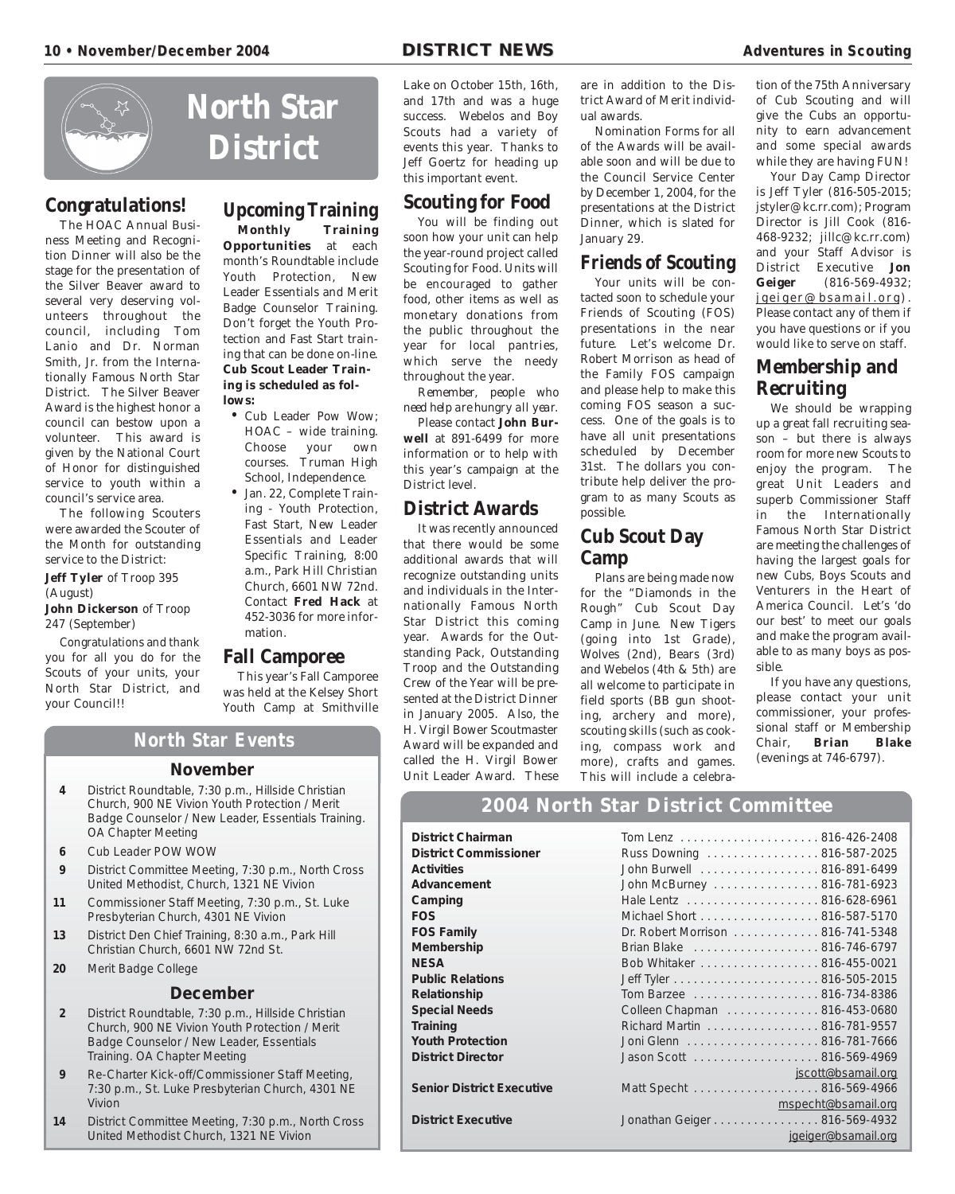# North Star District

## Congratulations!

The HOAC Annual Business Meeting and Recognition Dinner will also be the stage for the presentation of the Silver Beaver award to several very deserving volunteers throughout the council, including Tom Lanio and Dr. Norman Smith, Jr. from the Internationally Famous North Star District. The Silver Beaver Award is the highest honor a council can bestow upon a volunteer. This award is given by the National Court of Honor for distinguished service to youth within a council's service area.

The following Scouters were awarded the Scouter of the Month for outstanding service to the District:

**Jeff Tyler** of Troop 395 (August)

**John Dickerson** of Troop 247 (September)

Congratulations and thank you for all you do for the Scouts of your units, your North Star District, and your Council!!

## Upcoming Training

**Monthly Training Opportunities** at each month's Roundtable include Youth Protection, New Leader Essentials and Merit Badge Counselor Training. Don't forget the Youth Protection and Fast Start training that can be done on-line. **Cub Scout Leader Training is scheduled as follows:**

- Cub Leader Pow Wow; HOAC – wide training. Choose your own courses. Truman High School, Independence.
- Jan. 22, Complete Training - Youth Protection, Fast Start, New Leader Essentials and Leader Specific Training, 8:00 a.m., Park Hill Christian Church, 6601 NW 72nd. Contact **Fred Hack** at 452-3036 for more information.

## Fall Camporee

This year's Fall Camporee was held at the Kelsey Short Youth Camp at Smithville Lake on October 15th, 16th, and 17th and was a huge success. Webelos and Boy Scouts had a variety of events this year. Thanks to Jeff Goertz for heading up this important event.

## Scouting for Food

You will be finding out soon how your unit can help the year-round project called Scouting for Food. Units will be encouraged to gather food, other items as well as monetary donations from the public throughout the year for local pantries, which serve the needy throughout the year.

*Remember, people who need help are hungry all year.*

Please contact **John Burwell** at 891-6499 for more information or to help with this year's campaign at the District level.

## District Awards

It was recently announced that there would be some additional awards that will recognize outstanding units and individuals in the Internationally Famous North Star District this coming year. Awards for the Outstanding Pack, Outstanding Troop and the Outstanding Crew of the Year will be presented at the District Dinner in January 2005. Also, the H. Virgil Bower Scoutmaster Award will be expanded and called the H. Virgil Bower Unit Leader Award. These are in addition to the District Award of Merit individual awards.

Nomination Forms for all of the Awards will be available soon and will be due to the Council Service Center by December 1, 2004, for the presentations at the District Dinner, which is slated for January 29.

## Friends of Scouting

Your units will be contacted soon to schedule your Friends of Scouting (FOS) presentations in the near future. Let's welcome Dr. Robert Morrison as head of the Family FOS campaign and please help to make this coming FOS season a success. One of the goals is to have all unit presentations scheduled by December 31st. The dollars you contribute help deliver the program to as many Scouts as possible.

## Cub Scout Day Camp

Plans are being made now for the "Diamonds in the Rough" Cub Scout Day Camp in June. New Tigers (going into 1st Grade), Wolves (2nd), Bears (3rd) and Webelos (4th & 5th) are all welcome to participate in field sports (BB gun shooting, archery and more), scouting skills (such as cooking, compass work and more), crafts and games. This will include a celebration of the 75th Anniversary of Cub Scouting and will give the Cubs an opportunity to earn advancement and some special awards while they are having FUN!

Your Day Camp Director is Jeff Tyler (816-505-2015; jstyler@kc.rr.com); Program Director is Jill Cook (816-468-9232; jillc@kc.rr.com) and your Staff Advisor is District Executive **Jon Geiger** (816-569-4932; jgeiger@bsamail.org). Please contact any of them if you have questions or if you would like to serve on staff.

## Membership and Recruiting

We should be wrapping up a great fall recruiting season – but there is always room for more new Scouts to enjoy the program. The great Unit Leaders and superb Commissioner Staff in the Internationally Famous North Star District are meeting the challenges of having the largest goals for new Cubs, Boys Scouts and Venturers in the Heart of America Council. Let's 'do our best' to meet our goals and make the program available to as many boys as possible.

If you have any questions, please contact your unit commissioner, your professional staff or Membership Chair, **Brian Blake** (evenings at 746-6797).

## North Star Events

### November

- **4** District Roundtable, 7:30 p.m., Hillside Christian Church, 900 NE Vivion Youth Protection / Merit Badge Counselor / New Leader, Essentials Training. OA Chapter Meeting
- **6** Cub Leader POW WOW
- **9** District Committee Meeting, 7:30 p.m., North Cross United Methodist, Church, 1321 NE Vivion
- **11** Commissioner Staff Meeting, 7:30 p.m., St. Luke Presbyterian Church, 4301 NE Vivion
- **13** District Den Chief Training, 8:30 a.m., Park Hill Christian Church, 6601 NW 72nd St.
- **20** Merit Badge College

### December

- **2** District Roundtable, 7:30 p.m., Hillside Christian Church, 900 NE Vivion Youth Protection / Merit Badge Counselor / New Leader, Essentials Training. OA Chapter Meeting
- **9** Re-Charter Kick-off/Commissioner Staff Meeting, 7:30 p.m., St. Luke Presbyterian Church, 4301 NE Vivion
- **14** District Committee Meeting, 7:30 p.m., North Cross United Methodist Church, 1321 NE Vivion

## 2004 North Star District Committee

| Position | Name / Phone |
|---|---|
| **District Chairman** | Tom Lenz . . . . . 816-426-2408 |
| **District Commissioner** | Russ Downing . . . . . 816-587-2025 |
| **Activities** | John Burwell . . . . . 816-891-6499 |
| **Advancement** | John McBurney . . . . . 816-781-6923 |
| **Camping** | Hale Lentz . . . . . 816-628-6961 |
| **FOS** | Michael Short . . . . . 816-587-5170 |
| **FOS Family** | Dr. Robert Morrison . . . . . 816-741-5348 |
| **Membership** | Brian Blake . . . . . 816-746-6797 |
| **NESA** | Bob Whitaker . . . . . 816-455-0021 |
| **Public Relations** | Jeff Tyler . . . . . 816-505-2015 |
| **Relationship** | Tom Barzee . . . . . 816-734-8386 |
| **Special Needs** | Colleen Chapman . . . . . 816-453-0680 |
| **Training** | Richard Martin . . . . . 816-781-9557 |
| **Youth Protection** | Joni Glenn . . . . . 816-781-7666 |
| **District Director** | Jason Scott . . . . . 816-569-4969 jscott@bsamail.org |
| **Senior District Executive** | Matt Specht . . . . . 816-569-4966 mspecht@bsamail.org |
| **District Executive** | Jonathan Geiger . . . . . 816-569-4932 jgeiger@bsamail.org |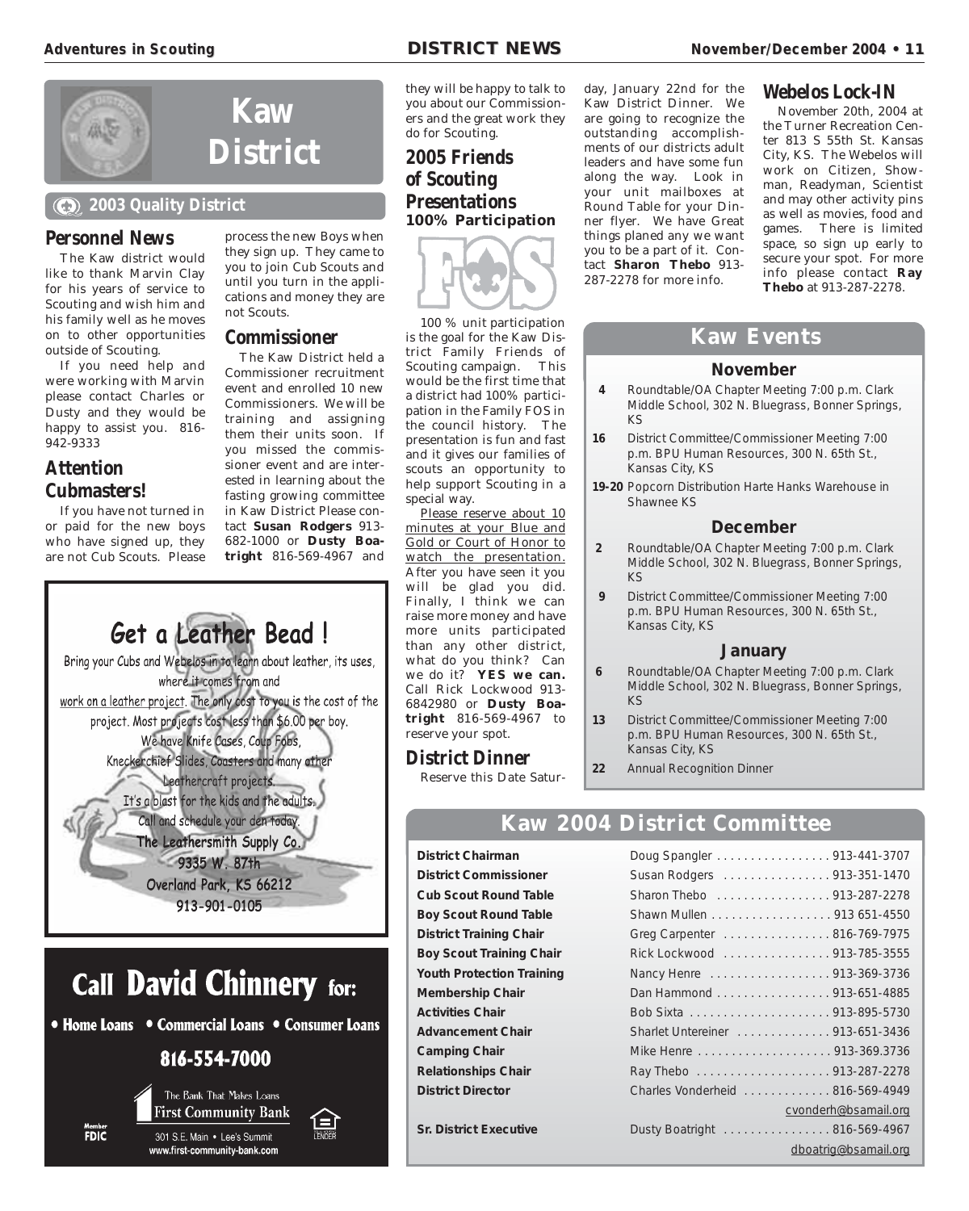# Kaw District

**2003 Quality District**

## Personnel News

The Kaw district would like to thank Marvin Clay for his years of service to Scouting and wish him and his family well as he moves on to other opportunities outside of Scouting.

If you need help and were working with Marvin please contact Charles or Dusty and they would be happy to assist you. 816-942-9333

## Attention Cubmasters!

If you have not turned in or paid for the new boys who have signed up, they are not Cub Scouts. Please process the new Boys when they sign up. They came to you to join Cub Scouts and until you turn in the applications and money they are not Scouts.

## Commissioner

The Kaw District held a Commissioner recruitment event and enrolled 10 new Commissioners. We will be training and assigning them their units soon. If you missed the commissioner event and are interested in learning about the fasting growing committee in Kaw District Please contact **Susan Rodgers** 913-682-1000 or **Dusty Boatright** 816-569-4967 and they will be happy to talk to you about our Commissioners and the great work they do for Scouting.

## 2005 Friends of Scouting Presentations

**100% Participation**

100 % unit participation is the goal for the Kaw District Family Friends of Scouting campaign. This would be the first time that a district had 100% participation in the Family FOS in the council history. The presentation is fun and fast and it gives our families of scouts an opportunity to help support Scouting in a special way.

Please reserve about 10 minutes at your Blue and Gold or Court of Honor to watch the presentation. After you have seen it you will be glad you did. Finally, I think we can raise more money and have more units participated than any other district, what do you think? Can we do it? **YES we can.** Call Rick Lockwood 913-6842980 or **Dusty Boatright** 816-569-4967 to reserve your spot.

## District Dinner

Reserve this Date Saturday, January 22nd for the Kaw District Dinner. We are going to recognize the outstanding accomplishments of our districts adult leaders and have some fun along the way. Look in your unit mailboxes at Round Table for your Dinner flyer. We have Great things planed any we want you to be a part of it. Contact **Sharon Thebo** 913-287-2278 for more info.

## Webelos Lock-IN

November 20th, 2004 at the Turner Recreation Center 813 S 55th St. Kansas City, KS. The Webelos will work on Citizen, Showman, Readyman, Scientist and may other activity pins as well as movies, food and games. There is limited space, so sign up early to secure your spot. For more info please contact **Ray Thebo** at 913-287-2278.

## Kaw Events

### November

| | |
|---|---|
| 4 | Roundtable/OA Chapter Meeting 7:00 p.m. Clark Middle School, 302 N. Bluegrass, Bonner Springs, KS |
| 16 | District Committee/Commissioner Meeting 7:00 p.m. BPU Human Resources, 300 N. 65th St., Kansas City, KS |
| 19-20 | Popcorn Distribution Harte Hanks Warehouse in Shawnee KS |

### December

| | |
|---|---|
| 2 | Roundtable/OA Chapter Meeting 7:00 p.m. Clark Middle School, 302 N. Bluegrass, Bonner Springs, KS |
| 9 | District Committee/Commissioner Meeting 7:00 p.m. BPU Human Resources, 300 N. 65th St., Kansas City, KS |

### January

| | |
|---|---|
| 6 | Roundtable/OA Chapter Meeting 7:00 p.m. Clark Middle School, 302 N. Bluegrass, Bonner Springs, KS |
| 13 | District Committee/Commissioner Meeting 7:00 p.m. BPU Human Resources, 300 N. 65th St., Kansas City, KS |
| 22 | Annual Recognition Dinner |

## Get a Leather Bead !

Bring your Cubs and Webelos in to learn about leather, its uses, where it comes from and work on a leather project. The only cost to you is the cost of the project. Most projects cost less than $6.00 per boy.

We have Knife Cases, Coup Fobs, Kneckerchief Slides, Coasters and many other Leathercraft projects.

It's a blast for the kids and the adults.

Call and schedule your den today.

**The Leathersmith Supply Co.**
**9335 W. 87th**
**Overland Park, KS 66212**
**913-901-0105**

## Call David Chinnery for:

• Home Loans • Commercial Loans • Consumer Loans

**816-554-7000**

The Bank That Makes Loans
First Community Bank
301 S.E. Main • Lee's Summit
www.first-community-bank.com

Member FDIC

## Kaw 2004 District Committee

| | |
|---|---|
| **District Chairman** | Doug Spangler . . . . . . . . . . . . . . . . 913-441-3707 |
| **District Commissioner** | Susan Rodgers . . . . . . . . . . . . . . . 913-351-1470 |
| **Cub Scout Round Table** | Sharon Thebo . . . . . . . . . . . . . . . . 913-287-2278 |
| **Boy Scout Round Table** | Shawn Mullen . . . . . . . . . . . . . . . . . 913 651-4550 |
| **District Training Chair** | Greg Carpenter . . . . . . . . . . . . . . . 816-769-7975 |
| **Boy Scout Training Chair** | Rick Lockwood . . . . . . . . . . . . . . . 913-785-3555 |
| **Youth Protection Training** | Nancy Henre . . . . . . . . . . . . . . . . . 913-369-3736 |
| **Membership Chair** | Dan Hammond . . . . . . . . . . . . . . . . 913-651-4885 |
| **Activities Chair** | Bob Sixta . . . . . . . . . . . . . . . . . . . . 913-895-5730 |
| **Advancement Chair** | Sharlet Untereiner . . . . . . . . . . . . . 913-651-3436 |
| **Camping Chair** | Mike Henre . . . . . . . . . . . . . . . . . . . 913-369.3736 |
| **Relationships Chair** | Ray Thebo . . . . . . . . . . . . . . . . . . . 913-287-2278 |
| **District Director** | Charles Vonderheid . . . . . . . . . . . . 816-569-4949 cvonderh@bsamail.org |
| **Sr. District Executive** | Dusty Boatright . . . . . . . . . . . . . . . 816-569-4967 dboatrig@bsamail.org |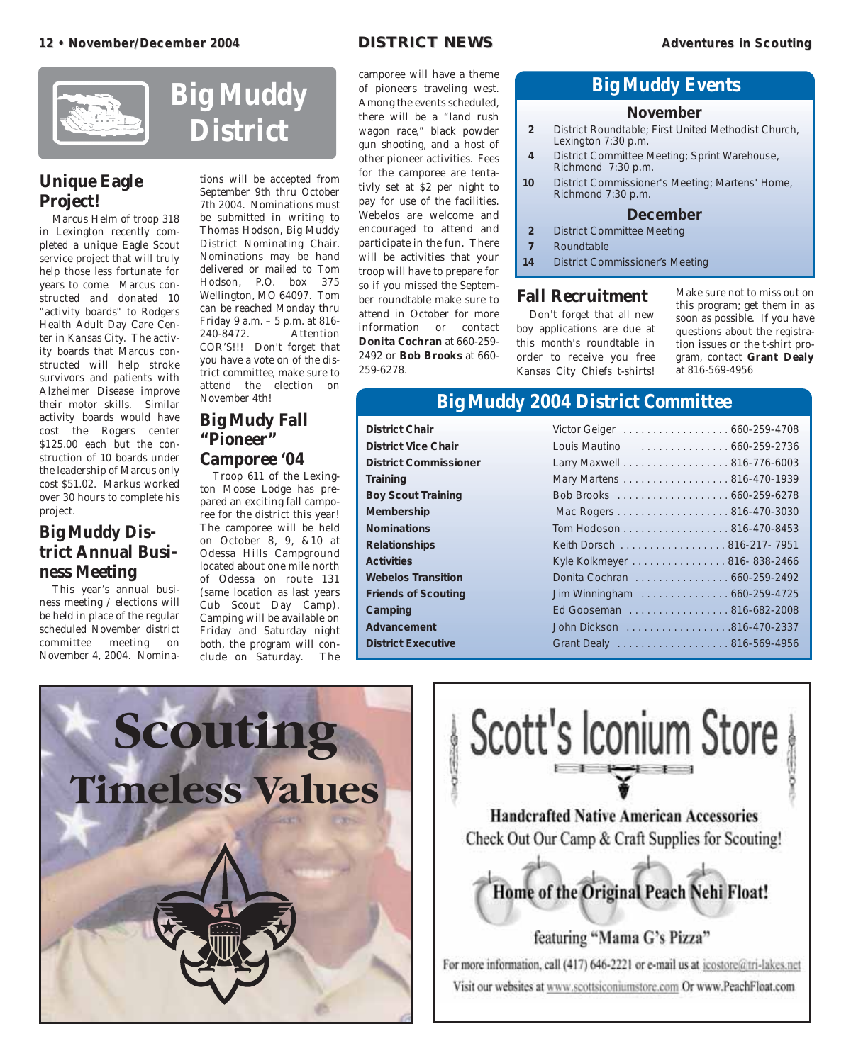# Big Muddy District

## Unique Eagle Project!

Marcus Helm of troop 318 in Lexington recently completed a unique Eagle Scout service project that will truly help those less fortunate for years to come. Marcus constructed and donated 10 "activity boards" to Rodgers Health Adult Day Care Center in Kansas City. The activity boards that Marcus constructed will help stroke survivors and patients with Alzheimer Disease improve their motor skills. Similar activity boards would have cost the Rogers center $125.00 each but the construction of 10 boards under the leadership of Marcus only cost $51.02. Markus worked over 30 hours to complete his project.

## Big Muddy District Annual Business Meeting

This year's annual business meeting / elections will be held in place of the regular scheduled November district committee meeting on November 4, 2004. Nominations will be accepted from September 9th thru October 7th 2004. Nominations must be submitted in writing to Thomas Hodson, Big Muddy District Nominating Chair. Nominations may be hand delivered or mailed to Tom Hodson, P.O. box 375 Wellington, MO 64097. Tom can be reached Monday thru Friday 9 a.m. – 5 p.m. at 816-240-8472. Attention COR'S!!! Don't forget that you have a vote on of the district committee, make sure to attend the election on November 4th!

## Big Mudy Fall "Pioneer" Camporee '04

Troop 611 of the Lexington Moose Lodge has prepared an exciting fall camporee for the district this year! The camporee will be held on October 8, 9, &10 at Odessa Hills Campground located about one mile north of Odessa on route 131 (same location as last years Cub Scout Day Camp). Camping will be available on Friday and Saturday night both, the program will conclude on Saturday. The camporee will have a theme of pioneers traveling west. Among the events scheduled, there will be a "land rush wagon race," black powder gun shooting, and a host of other pioneer activities. Fees for the camporee are tentatively set at $2 per night to pay for use of the facilities. Webelos are welcome and encouraged to attend and participate in the fun. There will be activities that your troop will have to prepare for so if you missed the September roundtable make sure to attend in October for more information or contact **Donita Cochran** at 660-259-2492 or **Bob Brooks** at 660-259-6278.

## Big Muddy Events

### November

| | |
|---|---|
| **2** | District Roundtable; First United Methodist Church, Lexington 7:30 p.m. |
| **4** | District Committee Meeting; Sprint Warehouse, Richmond 7:30 p.m. |
| **10** | District Commissioner's Meeting; Martens' Home, Richmond 7:30 p.m. |

### December

| | |
|---|---|
| **2** | District Committee Meeting |
| **7** | Roundtable |
| **14** | District Commissioner's Meeting |

## Fall Recruitment

Don't forget that all new boy applications are due at this month's roundtable in order to receive you free Kansas City Chiefs t-shirts! Make sure not to miss out on this program; get them in as soon as possible. If you have questions about the registration issues or the t-shirt program, contact **Grant Dealy** at 816-569-4956

## Big Muddy 2004 District Committee

| | |
|---|---|
| **District Chair** | Victor Geiger . . . . . . . . . . . . . . . . . 660-259-4708 |
| **District Vice Chair** | Louis Mautino . . . . . . . . . . . . . . . 660-259-2736 |
| **District Commissioner** | Larry Maxwell . . . . . . . . . . . . . . . . . 816-776-6003 |
| **Training** | Mary Martens . . . . . . . . . . . . . . . . . 816-470-1939 |
| **Boy Scout Training** | Bob Brooks . . . . . . . . . . . . . . . . . . 660-259-6278 |
| **Membership** | Mac Rogers . . . . . . . . . . . . . . . . . . 816-470-3030 |
| **Nominations** | Tom Hodoson . . . . . . . . . . . . . . . . . 816-470-8453 |
| **Relationships** | Keith Dorsch . . . . . . . . . . . . . . . . . 816-217- 7951 |
| **Activities** | Kyle Kolkmeyer . . . . . . . . . . . . . . . 816- 838-2466 |
| **Webelos Transition** | Donita Cochran . . . . . . . . . . . . . . . 660-259-2492 |
| **Friends of Scouting** | Jim Winningham . . . . . . . . . . . . . . 660-259-4725 |
| **Camping** | Ed Gooseman . . . . . . . . . . . . . . . . 816-682-2008 |
| **Advancement** | John Dickson . . . . . . . . . . . . . . . . .816-470-2337 |
| **District Executive** | Grant Dealy . . . . . . . . . . . . . . . . . . 816-569-4956 |

**Scouting Timeless Values**

**Scott's Iconium Store**

Handcrafted Native American Accessories

Check Out Our Camp & Craft Supplies for Scouting!

Home of the Original Peach Nehi Float!

featuring "Mama G's Pizza"

For more information, call (417) 646-2221 or e-mail us at icostore@tri-lakes.net

Visit our websites at www.scottsiconiumstore.com Or www.PeachFloat.com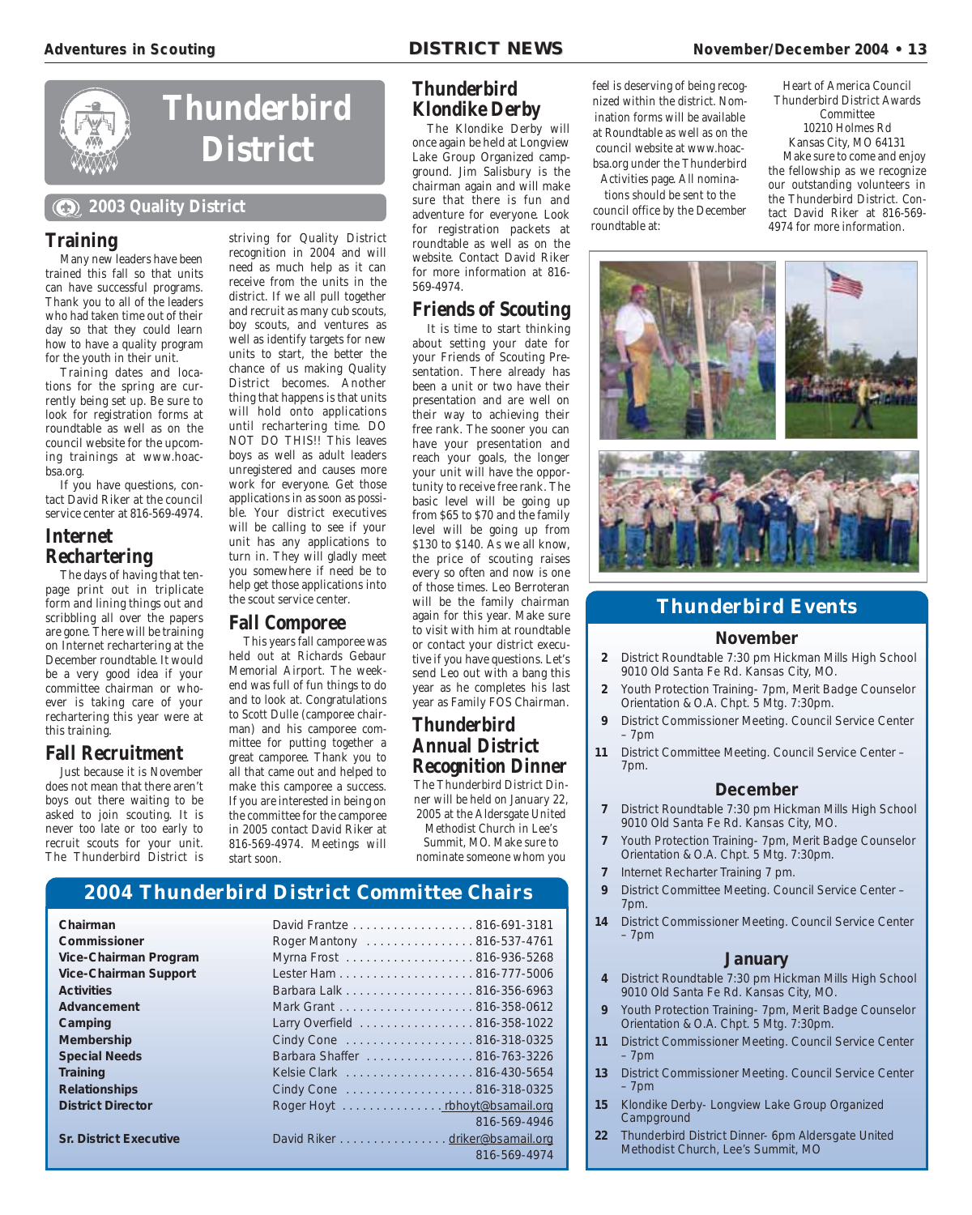# Thunderbird District

## 2003 Quality District

### Training

Many new leaders have been trained this fall so that units can have successful programs. Thank you to all of the leaders who had taken time out of their day so that they could learn how to have a quality program for the youth in their unit.

Training dates and locations for the spring are currently being set up. Be sure to look for registration forms at roundtable as well as on the council website for the upcoming trainings at www.hoac-bsa.org.

If you have questions, contact David Riker at the council service center at 816-569-4974.

### Internet Rechartering

The days of having that ten-page print out in triplicate form and lining things out and scribbling all over the papers are gone. There will be training on Internet rechartering at the December roundtable. It would be a very good idea if your committee chairman or whoever is taking care of your rechartering this year were at this training.

### Fall Recruitment

Just because it is November does not mean that there aren't boys out there waiting to be asked to join scouting. It is never too late or too early to recruit scouts for your unit. The Thunderbird District is striving for Quality District recognition in 2004 and will need as much help as it can receive from the units in the district. If we all pull together and recruit as many cub scouts, boy scouts, and ventures as well as identify targets for new units to start, the better the chance of us making Quality District becomes. Another thing that happens is that units will hold onto applications until rechartering time. DO NOT DO THIS!! This leaves boys as well as adult leaders unregistered and causes more work for everyone. Get those applications in as soon as possible. Your district executives will be calling to see if your unit has any applications to turn in. They will gladly meet you somewhere if need be to help get those applications into the scout service center.

### Fall Comporee

This years fall camporee was held out at Richards Gebaur Memorial Airport. The weekend was full of fun things to do and to look at. Congratulations to Scott Dulle (camporee chairman) and his camporee committee for putting together a great camporee. Thank you to all that came out and helped to make this camporee a success. If you are interested in being on the committee for the camporee in 2005 contact David Riker at 816-569-4974. Meetings will start soon.

### Thunderbird Klondike Derby

The Klondike Derby will once again be held at Longview Lake Group Organized campground. Jim Salisbury is the chairman again and will make sure that there is fun and adventure for everyone. Look for registration packets at roundtable as well as on the website. Contact David Riker for more information at 816-569-4974.

### Friends of Scouting

It is time to start thinking about setting your date for your Friends of Scouting Presentation. There already has been a unit or two have their presentation and are well on their way to achieving their free rank. The sooner you can have your presentation and reach your goals, the longer your unit will have the opportunity to receive free rank. The basic level will be going up from $65 to $70 and the family level will be going up from $130 to $140. As we all know, the price of scouting raises every so often and now is one of those times. Leo Berroteran will be the family chairman again for this year. Make sure to visit with him at roundtable or contact your district executive if you have questions. Let's send Leo out with a bang this year as he completes his last year as Family FOS Chairman.

### Thunderbird Annual District Recognition Dinner

The Thunderbird District Dinner will be held on January 22, 2005 at the Aldersgate United Methodist Church in Lee's Summit, MO. Make sure to nominate someone whom you feel is deserving of being recognized within the district. Nomination forms will be available at Roundtable as well as on the council website at www.hoac-bsa.org under the Thunderbird Activities page. All nominations should be sent to the council office by the December roundtable at:

Heart of America Council
Thunderbird District Awards Committee
10210 Holmes Rd
Kansas City, MO 64131

Make sure to come and enjoy the fellowship as we recognize our outstanding volunteers in the Thunderbird District. Contact David Riker at 816-569-4974 for more information.

## 2004 Thunderbird District Committee Chairs

| Position | Name | Contact |
|---|---|---|
| Chairman | David Frantze | 816-691-3181 |
| Commissioner | Roger Mantony | 816-537-4761 |
| Vice-Chairman Program | Myrna Frost | 816-936-5268 |
| Vice-Chairman Support | Lester Ham | 816-777-5006 |
| Activities | Barbara Lalk | 816-356-6963 |
| Advancement | Mark Grant | 816-358-0612 |
| Camping | Larry Overfield | 816-358-1022 |
| Membership | Cindy Cone | 816-318-0325 |
| Special Needs | Barbara Shaffer | 816-763-3226 |
| Training | Kelsie Clark | 816-430-5654 |
| Relationships | Cindy Cone | 816-318-0325 |
| District Director | Roger Hoyt | rbhoyt@bsamail.org 816-569-4946 |
| Sr. District Executive | David Riker | driker@bsamail.org 816-569-4974 |

## Thunderbird Events

### November

- **2** District Roundtable 7:30 pm Hickman Mills High School 9010 Old Santa Fe Rd. Kansas City, MO.
- **2** Youth Protection Training- 7pm, Merit Badge Counselor Orientation & O.A. Chpt. 5 Mtg. 7:30pm.
- **9** District Commissioner Meeting. Council Service Center – 7pm
- **11** District Committee Meeting. Council Service Center – 7pm.

### December

- **7** District Roundtable 7:30 pm Hickman Mills High School 9010 Old Santa Fe Rd. Kansas City, MO.
- **7** Youth Protection Training- 7pm, Merit Badge Counselor Orientation & O.A. Chpt. 5 Mtg. 7:30pm.
- **7** Internet Recharter Training 7 pm.
- **9** District Committee Meeting. Council Service Center – 7pm.
- **14** District Commissioner Meeting. Council Service Center – 7pm

### January

- **4** District Roundtable 7:30 pm Hickman Mills High School 9010 Old Santa Fe Rd. Kansas City, MO.
- **9** Youth Protection Training- 7pm, Merit Badge Counselor Orientation & O.A. Chpt. 5 Mtg. 7:30pm.
- **11** District Commissioner Meeting. Council Service Center – 7pm
- **13** District Commissioner Meeting. Council Service Center – 7pm
- **15** Klondike Derby- Longview Lake Group Organized Campground
- **22** Thunderbird District Dinner- 6pm Aldersgate United Methodist Church, Lee's Summit, MO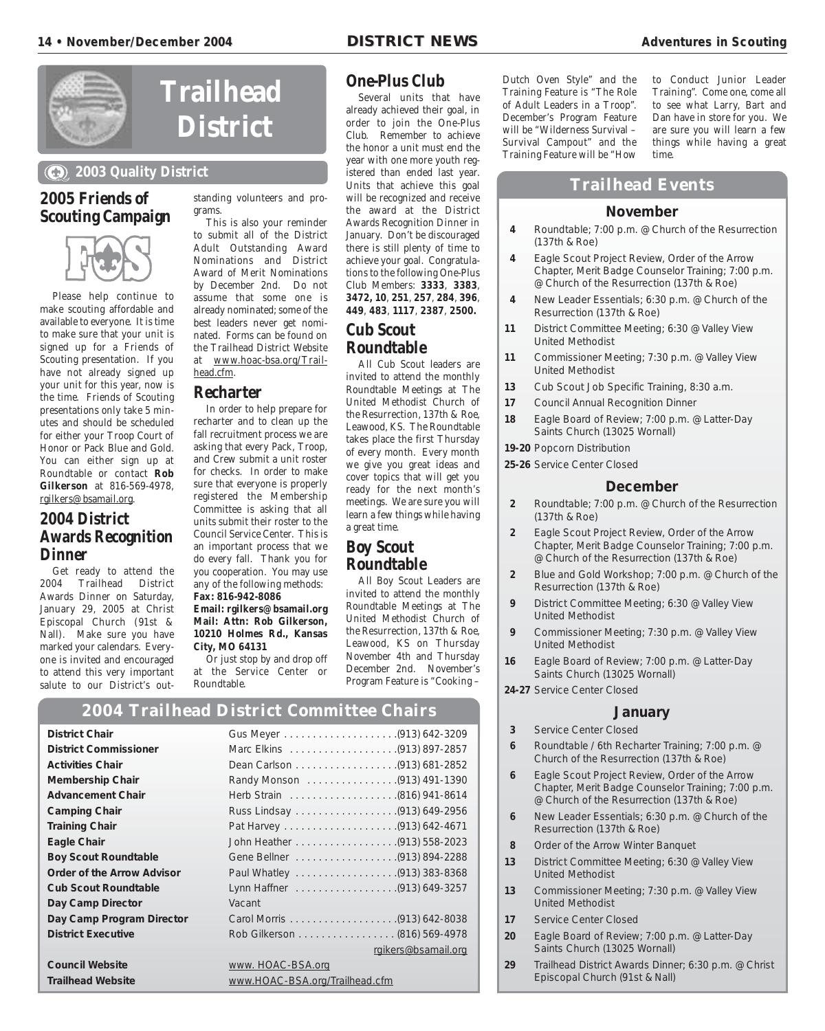# Trailhead District

## 2003 Quality District

### 2005 Friends of Scouting Campaign

Please help continue to make scouting affordable and available to everyone. It is time to make sure that your unit is signed up for a Friends of Scouting presentation. If you have not already signed up your unit for this year, now is the time. Friends of Scouting presentations only take 5 minutes and should be scheduled for either your Troop Court of Honor or Pack Blue and Gold. You can either sign up at Roundtable or contact **Rob Gilkerson** at 816-569-4978, rgilkers@bsamail.org.

### 2004 District Awards Recognition Dinner

Get ready to attend the 2004 Trailhead District Awards Dinner on Saturday, January 29, 2005 at Christ Episcopal Church (91st & Nall). Make sure you have marked your calendars. Everyone is invited and encouraged to attend this very important salute to our District's outstanding volunteers and programs.

This is also your reminder to submit all of the District Adult Outstanding Award Nominations and District Award of Merit Nominations by December 2nd. Do not assume that some one is already nominated; some of the best leaders never get nominated. Forms can be found on the Trailhead District Website at www.hoac-bsa.org/Trailhead.cfm.

### Recharter

In order to help prepare for recharter and to clean up the fall recruitment process we are asking that every Pack, Troop, and Crew submit a unit roster for checks. In order to make sure that everyone is properly registered the Membership Committee is asking that all units submit their roster to the Council Service Center. This is an important process that we do every fall. Thank you for you cooperation. You may use any of the following methods:

**Fax: 816-942-8086**
**Email: rgilkers@bsamail.org**
**Mail: Attn: Rob Gilkerson, 10210 Holmes Rd., Kansas City, MO 64131**

Or just stop by and drop off at the Service Center or Roundtable.

### One-Plus Club

Several units that have already achieved their goal, in order to join the One-Plus Club. Remember to achieve the honor a unit must end the year with one more youth registered than ended last year. Units that achieve this goal will be recognized and receive the award at the District Awards Recognition Dinner in January. Don't be discouraged there is still plenty of time to achieve your goal. Congratulations to the following One-Plus Club Members: **3333**, **3383**, **3472, 10**, **251**, **257**, **284**, **396**, **449**, **483**, **1117**, **2387**, **2500.**

### Cub Scout Roundtable

All Cub Scout leaders are invited to attend the monthly Roundtable Meetings at The United Methodist Church of the Resurrection, 137th & Roe, Leawood, KS. The Roundtable takes place the first Thursday of every month. Every month we give you great ideas and cover topics that will get you ready for the next month's meetings. We are sure you will learn a few things while having a great time.

### Boy Scout Roundtable

All Boy Scout Leaders are invited to attend the monthly Roundtable Meetings at The United Methodist Church of the Resurrection, 137th & Roe, Leawood, KS on Thursday November 4th and Thursday December 2nd. November's Program Feature is "Cooking – Dutch Oven Style" and the Training Feature is "The Role of Adult Leaders in a Troop". December's Program Feature will be "Wilderness Survival – Survival Campout" and the Training Feature will be "How to Conduct Junior Leader Training". Come one, come all to see what Larry, Bart and Dan have in store for you. We are sure you will learn a few things while having a great time.

## Trailhead Events

### November

- **4** Roundtable; 7:00 p.m. @ Church of the Resurrection (137th & Roe)
- **4** Eagle Scout Project Review, Order of the Arrow Chapter, Merit Badge Counselor Training; 7:00 p.m. @ Church of the Resurrection (137th & Roe)
- **4** New Leader Essentials; 6:30 p.m. @ Church of the Resurrection (137th & Roe)
- **11** District Committee Meeting; 6:30 @ Valley View United Methodist
- **11** Commissioner Meeting; 7:30 p.m. @ Valley View United Methodist
- **13** Cub Scout Job Specific Training, 8:30 a.m.
- **17** Council Annual Recognition Dinner
- **18** Eagle Board of Review; 7:00 p.m. @ Latter-Day Saints Church (13025 Wornall)
- **19-20** Popcorn Distribution
- **25-26** Service Center Closed

### December

- **2** Roundtable; 7:00 p.m. @ Church of the Resurrection (137th & Roe)
- **2** Eagle Scout Project Review, Order of the Arrow Chapter, Merit Badge Counselor Training; 7:00 p.m. @ Church of the Resurrection (137th & Roe)
- **2** Blue and Gold Workshop; 7:00 p.m. @ Church of the Resurrection (137th & Roe)
- **9** District Committee Meeting; 6:30 @ Valley View United Methodist
- **9** Commissioner Meeting; 7:30 p.m. @ Valley View United Methodist
- **16** Eagle Board of Review; 7:00 p.m. @ Latter-Day Saints Church (13025 Wornall)
- **24-27** Service Center Closed

### January

- **3** Service Center Closed
- **6** Roundtable / 6th Recharter Training; 7:00 p.m. @ Church of the Resurrection (137th & Roe)
- **6** Eagle Scout Project Review, Order of the Arrow Chapter, Merit Badge Counselor Training; 7:00 p.m. @ Church of the Resurrection (137th & Roe)
- **6** New Leader Essentials; 6:30 p.m. @ Church of the Resurrection (137th & Roe)
- **8** Order of the Arrow Winter Banquet
- **13** District Committee Meeting; 6:30 @ Valley View United Methodist
- **13** Commissioner Meeting; 7:30 p.m. @ Valley View United Methodist
- **17** Service Center Closed
- **20** Eagle Board of Review; 7:00 p.m. @ Latter-Day Saints Church (13025 Wornall)
- **29** Trailhead District Awards Dinner; 6:30 p.m. @ Christ Episcopal Church (91st & Nall)

## 2004 Trailhead District Committee Chairs

| Position | Name / Contact |
|---|---|
| **District Chair** | Gus Meyer (913) 642-3209 |
| **District Commissioner** | Marc Elkins (913) 897-2857 |
| **Activities Chair** | Dean Carlson (913) 681-2852 |
| **Membership Chair** | Randy Monson (913) 491-1390 |
| **Advancement Chair** | Herb Strain (816) 941-8614 |
| **Camping Chair** | Russ Lindsay (913) 649-2956 |
| **Training Chair** | Pat Harvey (913) 642-4671 |
| **Eagle Chair** | John Heather (913) 558-2023 |
| **Boy Scout Roundtable** | Gene Bellner (913) 894-2288 |
| **Order of the Arrow Advisor** | Paul Whatley (913) 383-8368 |
| **Cub Scout Roundtable** | Lynn Haffner (913) 649-3257 |
| **Day Camp Director** | Vacant |
| **Day Camp Program Director** | Carol Morris (913) 642-8038 |
| **District Executive** | Rob Gilkerson (816) 569-4978 rgikers@bsamail.org |
| **Council Website** | www. HOAC-BSA.org |
| **Trailhead Website** | www.HOAC-BSA.org/Trailhead.cfm |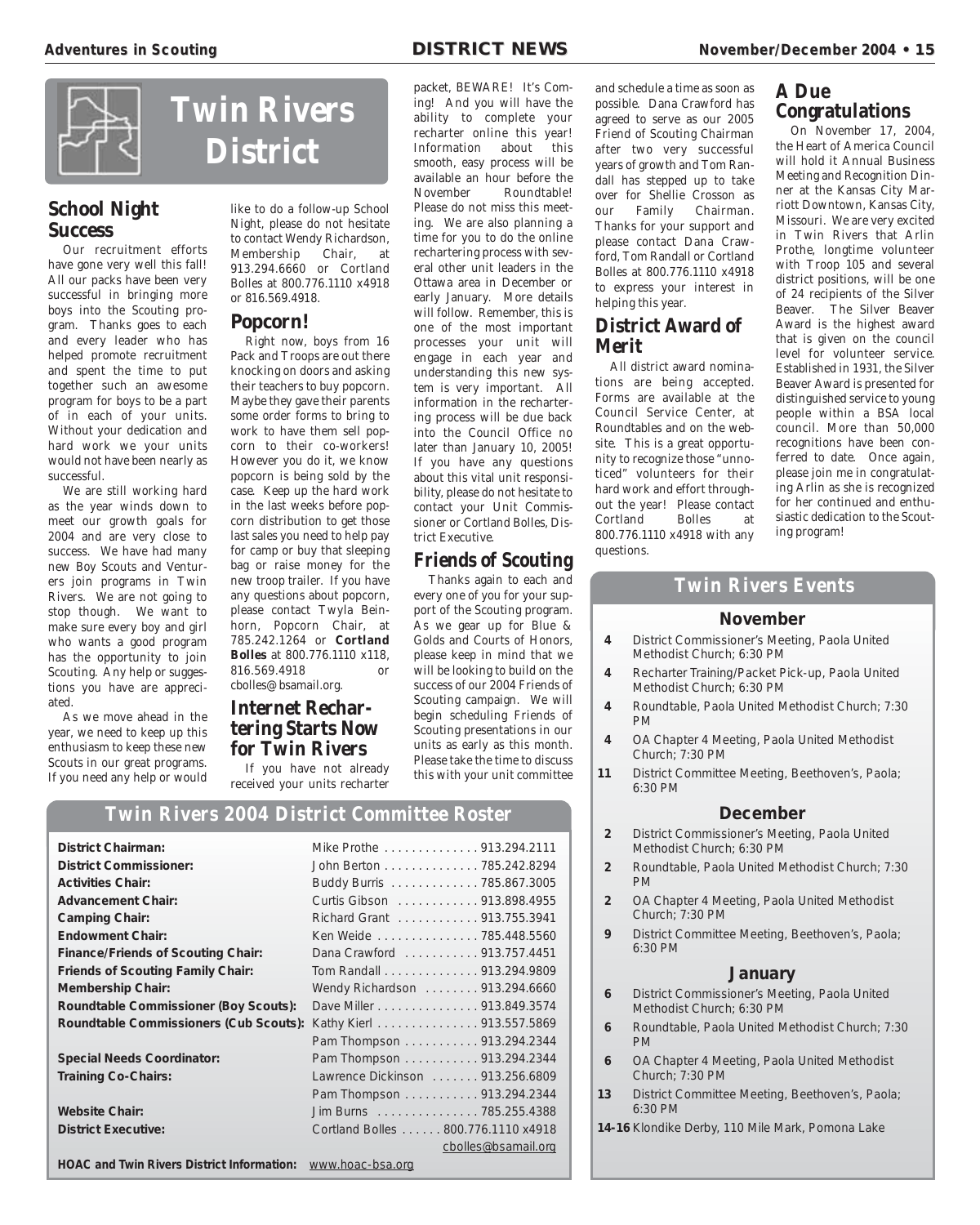# Twin Rivers District

## School Night Success

Our recruitment efforts have gone very well this fall! All our packs have been very successful in bringing more boys into the Scouting program. Thanks goes to each and every leader who has helped promote recruitment and spent the time to put together such an awesome program for boys to be a part of in each of your units. Without your dedication and hard work we your units would not have been nearly as successful.

We are still working hard as the year winds down to meet our growth goals for 2004 and are very close to success. We have had many new Boy Scouts and Venturers join programs in Twin Rivers. We are not going to stop though. We want to make sure every boy and girl who wants a good program has the opportunity to join Scouting. Any help or suggestions you have are appreciated.

As we move ahead in the year, we need to keep up this enthusiasm to keep these new Scouts in our great programs. If you need any help or would like to do a follow-up School Night, please do not hesitate to contact Wendy Richardson, Membership Chair, at 913.294.6660 or Cortland Bolles at 800.776.1110 x4918 or 816.569.4918.

## Popcorn!

Right now, boys from 16 Pack and Troops are out there knocking on doors and asking their teachers to buy popcorn. Maybe they gave their parents some order forms to bring to work to have them sell popcorn to their co-workers! However you do it, we know popcorn is being sold by the case. Keep up the hard work in the last weeks before popcorn distribution to get those last sales you need to help pay for camp or buy that sleeping bag or raise money for the new troop trailer. If you have any questions about popcorn, please contact Twyla Beinhorn, Popcorn Chair, at 785.242.1264 or **Cortland Bolles** at 800.776.1110 x118, 816.569.4918 or cbolles@bsamail.org.

## Internet Rechartering Starts Now for Twin Rivers

If you have not already received your units recharter packet, BEWARE! It's Coming! And you will have the ability to complete your recharter online this year! Information about this smooth, easy process will be available an hour before the November Roundtable! Please do not miss this meeting. We are also planning a time for you to do the online rechartering process with several other unit leaders in the Ottawa area in December or early January. More details will follow. Remember, this is one of the most important processes your unit will engage in each year and understanding this new system is very important. All information in the rechartering process will be due back into the Council Office no later than January 10, 2005! If you have any questions about this vital unit responsibility, please do not hesitate to contact your Unit Commissioner or Cortland Bolles, District Executive.

## Friends of Scouting

Thanks again to each and every one of you for your support of the Scouting program. As we gear up for Blue & Golds and Courts of Honors, please keep in mind that we will be looking to build on the success of our 2004 Friends of Scouting campaign. We will begin scheduling Friends of Scouting presentations in our units as early as this month. Please take the time to discuss this with your unit committee and schedule a time as soon as possible. Dana Crawford has agreed to serve as our 2005 Friend of Scouting Chairman after two very successful years of growth and Tom Randall has stepped up to take over for Shellie Crosson as our Family Chairman. Thanks for your support and please contact Dana Crawford, Tom Randall or Cortland Bolles at 800.776.1110 x4918 to express your interest in helping this year.

## District Award of Merit

All district award nominations are being accepted. Forms are available at the Council Service Center, at Roundtables and on the website. This is a great opportunity to recognize those "unnoticed" volunteers for their hard work and effort throughout the year! Please contact Cortland Bolles at 800.776.1110 x4918 with any questions.

## A Due Congratulations

On November 17, 2004, the Heart of America Council will hold it Annual Business Meeting and Recognition Dinner at the Kansas City Marriott Downtown, Kansas City, Missouri. We are very excited in Twin Rivers that Arlin Prothe, longtime volunteer with Troop 105 and several district positions, will be one of 24 recipients of the Silver Beaver. The Silver Beaver Award is the highest award that is given on the council level for volunteer service. Established in 1931, the Silver Beaver Award is presented for distinguished service to young people within a BSA local council. More than 50,000 recognitions have been conferred to date. Once again, please join me in congratulating Arlin as she is recognized for her continued and enthusiastic dedication to the Scouting program!

## Twin Rivers 2004 District Committee Roster

| Position | Name / Phone |
|---|---|
| **District Chairman:** | Mike Prothe . . . . . 913.294.2111 |
| **District Commissioner:** | John Berton . . . . . 785.242.8294 |
| **Activities Chair:** | Buddy Burris . . . . . 785.867.3005 |
| **Advancement Chair:** | Curtis Gibson . . . . . 913.898.4955 |
| **Camping Chair:** | Richard Grant . . . . . 913.755.3941 |
| **Endowment Chair:** | Ken Weide . . . . . 785.448.5560 |
| **Finance/Friends of Scouting Chair:** | Dana Crawford . . . . . 913.757.4451 |
| **Friends of Scouting Family Chair:** | Tom Randall . . . . . 913.294.9809 |
| **Membership Chair:** | Wendy Richardson . . . . . 913.294.6660 |
| **Roundtable Commissioner (Boy Scouts):** | Dave Miller . . . . . 913.849.3574 |
| **Roundtable Commissioners (Cub Scouts):** | Kathy Kierl . . . . . 913.557.5869 |
| | Pam Thompson . . . . . 913.294.2344 |
| **Special Needs Coordinator:** | Pam Thompson . . . . . 913.294.2344 |
| **Training Co-Chairs:** | Lawrence Dickinson . . . . . 913.256.6809 |
| | Pam Thompson . . . . . 913.294.2344 |
| **Website Chair:** | Jim Burns . . . . . 785.255.4388 |
| **District Executive:** | Cortland Bolles . . . . . 800.776.1110 x4918 |
| | cbolles@bsamail.org |
| **HOAC and Twin Rivers District Information:** | www.hoac-bsa.org |

## Twin Rivers Events

### November

- **4** District Commissioner's Meeting, Paola United Methodist Church; 6:30 PM
- **4** Recharter Training/Packet Pick-up, Paola United Methodist Church; 6:30 PM
- **4** Roundtable, Paola United Methodist Church; 7:30 PM
- **4** OA Chapter 4 Meeting, Paola United Methodist Church; 7:30 PM
- **11** District Committee Meeting, Beethoven's, Paola; 6:30 PM

### December

- **2** District Commissioner's Meeting, Paola United Methodist Church; 6:30 PM
- **2** Roundtable, Paola United Methodist Church; 7:30 PM
- **2** OA Chapter 4 Meeting, Paola United Methodist Church; 7:30 PM
- **9** District Committee Meeting, Beethoven's, Paola; 6:30 PM

### January

- **6** District Commissioner's Meeting, Paola United Methodist Church; 6:30 PM
- **6** Roundtable, Paola United Methodist Church; 7:30 PM
- **6** OA Chapter 4 Meeting, Paola United Methodist Church; 7:30 PM
- **13** District Committee Meeting, Beethoven's, Paola; 6:30 PM
- **14-16** Klondike Derby, 110 Mile Mark, Pomona Lake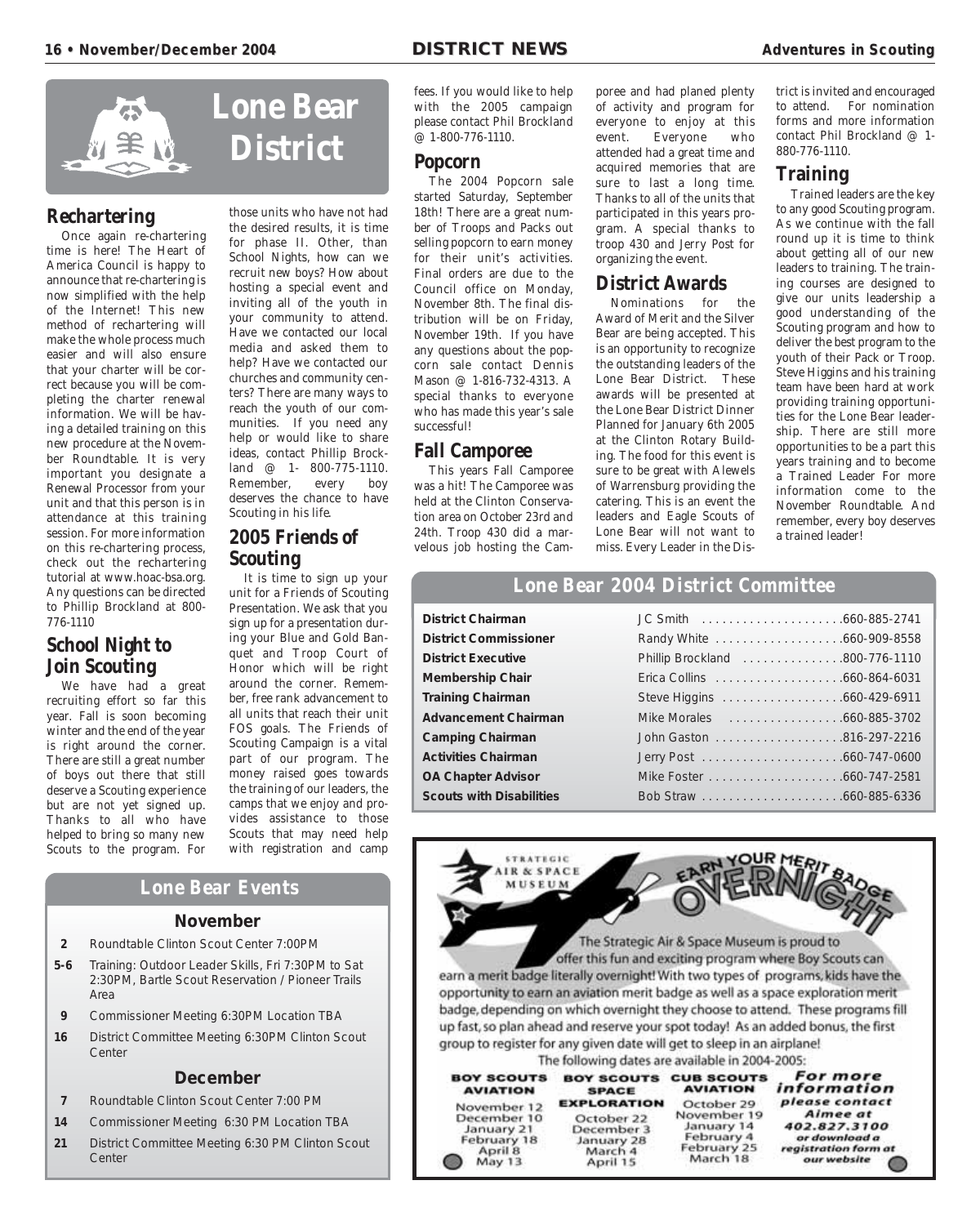# Lone Bear District

## Rechartering

Once again re-chartering time is here! The Heart of America Council is happy to announce that re-chartering is now simplified with the help of the Internet! This new method of rechartering will make the whole process much easier and will also ensure that your charter will be correct because you will be completing the charter renewal information. We will be having a detailed training on this new procedure at the November Roundtable. It is very important you designate a Renewal Processor from your unit and that this person is in attendance at this training session. For more information on this re-chartering process, check out the rechartering tutorial at www.hoac-bsa.org. Any questions can be directed to Phillip Brockland at 800-776-1110

## School Night to Join Scouting

We have had a great recruiting effort so far this year. Fall is soon becoming winter and the end of the year is right around the corner. There are still a great number of boys out there that still deserve a Scouting experience but are not yet signed up. Thanks to all who have helped to bring so many new Scouts to the program. For those units who have not had the desired results, it is time for phase II. Other, than School Nights, how can we recruit new boys? How about hosting a special event and inviting all of the youth in your community to attend. Have we contacted our local media and asked them to help? Have we contacted our churches and community centers? There are many ways to reach the youth of our communities. If you need any help or would like to share ideas, contact Phillip Brockland @ 1- 800-775-1110. Remember, every boy deserves the chance to have Scouting in his life.

## 2005 Friends of Scouting

It is time to sign up your unit for a Friends of Scouting Presentation. We ask that you sign up for a presentation during your Blue and Gold Banquet and Troop Court of Honor which will be right around the corner. Remember, free rank advancement to all units that reach their unit FOS goals. The Friends of Scouting Campaign is a vital part of our program. The money raised goes towards the training of our leaders, the camps that we enjoy and provides assistance to those Scouts that may need help with registration and camp fees. If you would like to help with the 2005 campaign please contact Phil Brockland @ 1-800-776-1110.

## Popcorn

The 2004 Popcorn sale started Saturday, September 18th! There are a great number of Troops and Packs out selling popcorn to earn money for their unit's activities. Final orders are due to the Council office on Monday, November 8th. The final distribution will be on Friday, November 19th. If you have any questions about the popcorn sale contact Dennis Mason @ 1-816-732-4313. A special thanks to everyone who has made this year's sale successful!

## Fall Camporee

This years Fall Camporee was a hit! The Camporee was held at the Clinton Conservation area on October 23rd and 24th. Troop 430 did a marvelous job hosting the Camporee and had planed plenty of activity and program for everyone to enjoy at this event. Everyone who attended had a great time and acquired memories that are sure to last a long time. Thanks to all of the units that participated in this years program. A special thanks to troop 430 and Jerry Post for organizing the event.

## District Awards

Nominations for the Award of Merit and the Silver Bear are being accepted. This is an opportunity to recognize the outstanding leaders of the Lone Bear District. These awards will be presented at the Lone Bear District Dinner Planned for January 6th 2005 at the Clinton Rotary Building. The food for this event is sure to be great with Alewels of Warrensburg providing the catering. This is an event the leaders and Eagle Scouts of Lone Bear will not want to miss. Every Leader in the District is invited and encouraged to attend. For nomination forms and more information contact Phil Brockland @ 1-880-776-1110.

## Training

Trained leaders are the key to any good Scouting program. As we continue with the fall round up it is time to think about getting all of our new leaders to training. The training courses are designed to give our units leadership a good understanding of the Scouting program and how to deliver the best program to the youth of their Pack or Troop. Steve Higgins and his training team have been hard at work providing training opportunities for the Lone Bear leadership. There are still more opportunities to be a part this years training and to become a Trained Leader For more information come to the November Roundtable. And remember, every boy deserves a trained leader!

## Lone Bear 2004 District Committee

| | | |
|---|---|---|
| **District Chairman** | JC Smith | 660-885-2741 |
| **District Commissioner** | Randy White | 660-909-8558 |
| **District Executive** | Phillip Brockland | 800-776-1110 |
| **Membership Chair** | Erica Collins | 660-864-6031 |
| **Training Chairman** | Steve Higgins | 660-429-6911 |
| **Advancement Chairman** | Mike Morales | 660-885-3702 |
| **Camping Chairman** | John Gaston | 816-297-2216 |
| **Activities Chairman** | Jerry Post | 660-747-0600 |
| **OA Chapter Advisor** | Mike Foster | 660-747-2581 |
| **Scouts with Disabilities** | Bob Straw | 660-885-6336 |

## Lone Bear Events

### November

- **2** Roundtable Clinton Scout Center 7:00PM
- **5-6** Training: Outdoor Leader Skills, Fri 7:30PM to Sat 2:30PM, Bartle Scout Reservation / Pioneer Trails Area
- **9** Commissioner Meeting 6:30PM Location TBA
- **16** District Committee Meeting 6:30PM Clinton Scout Center

### December

- **7** Roundtable Clinton Scout Center 7:00 PM
- **14** Commissioner Meeting 6:30 PM Location TBA
- **21** District Committee Meeting 6:30 PM Clinton Scout Center

---

STRATEGIC AIR & SPACE MUSEUM

**EARN YOUR MERIT BADGE OVERNIGHT**

The Strategic Air & Space Museum is proud to offer this fun and exciting program where Boy Scouts can earn a merit badge literally overnight! With two types of programs, kids have the opportunity to earn an aviation merit badge as well as a space exploration merit badge, depending on which overnight they choose to attend. These programs fill up fast, so plan ahead and reserve your spot today! As an added bonus, the first group to register for any given date will get to sleep in an airplane!

The following dates are available in 2004-2005:

| BOY SCOUTS AVIATION | BOY SCOUTS SPACE EXPLORATION | CUB SCOUTS AVIATION |
|---|---|---|
| November 12 | October 22 | October 29 |
| December 10 | December 3 | November 19 |
| January 21 | January 28 | January 14 |
| February 18 | March 4 | February 4 |
| April 8 | April 15 | February 25 |
| May 13 | | March 18 |

*For more information please contact Aimee at 402.827.3100 or download a registration form at our website*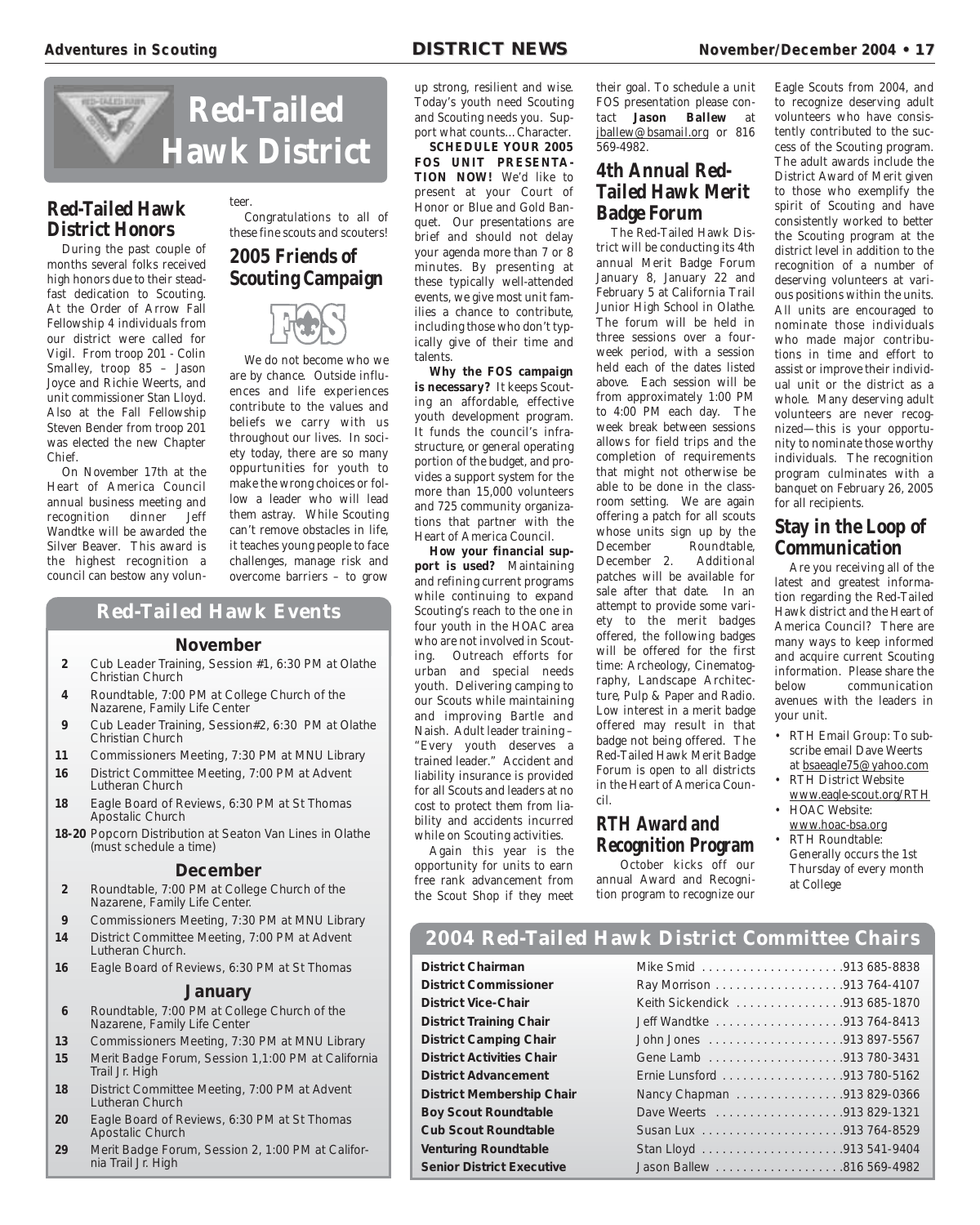# Red-Tailed Hawk District

## Red-Tailed Hawk District Honors

During the past couple of months several folks received high honors due to their steadfast dedication to Scouting. At the Order of Arrow Fall Fellowship 4 individuals from our district were called for Vigil. From troop 201 - Colin Smalley, troop 85 – Jason Joyce and Richie Weerts, and unit commissioner Stan Lloyd. Also at the Fall Fellowship Steven Bender from troop 201 was elected the new Chapter Chief.

On November 17th at the Heart of America Council annual business meeting and recognition dinner Jeff Wandtke will be awarded the Silver Beaver. This award is the highest recognition a council can bestow any volunteer.

Congratulations to all of these fine scouts and scouters!

## 2005 Friends of Scouting Campaign

We do not become who we are by chance. Outside influences and life experiences contribute to the values and beliefs we carry with us throughout our lives. In society today, there are so many oppurtunities for youth to make the wrong choices or follow a leader who will lead them astray. While Scouting can't remove obstacles in life, it teaches young people to face challenges, manage risk and overcome barriers – to grow up strong, resilient and wise. Today's youth need Scouting and Scouting needs you. Support what counts…Character.

**SCHEDULE YOUR 2005 FOS UNIT PRESENTATION NOW!** We'd like to present at your Court of Honor or Blue and Gold Banquet. Our presentations are brief and should not delay your agenda more than 7 or 8 minutes. By presenting at these typically well-attended events, we give most unit families a chance to contribute, including those who don't typically give of their time and talents.

**Why the FOS campaign is necessary?** It keeps Scouting an affordable, effective youth development program. It funds the council's infrastructure, or general operating portion of the budget, and provides a support system for the more than 15,000 volunteers and 725 community organizations that partner with the Heart of America Council.

**How your financial support is used?** Maintaining and refining current programs while continuing to expand Scouting's reach to the one in four youth in the HOAC area who are not involved in Scouting. Outreach efforts for urban and special needs youth. Delivering camping to our Scouts while maintaining and improving Bartle and Naish. Adult leader training – "Every youth deserves a trained leader." Accident and liability insurance is provided for all Scouts and leaders at no cost to protect them from liability and accidents incurred while on Scouting activities.

Again this year is the opportunity for units to earn free rank advancement from the Scout Shop if they meet their goal. To schedule a unit FOS presentation please contact **Jason Ballew** at jballew@bsamail.org or 816 569-4982.

## 4th Annual Red-Tailed Hawk Merit Badge Forum

The Red-Tailed Hawk District will be conducting its 4th annual Merit Badge Forum January 8, January 22 and February 5 at California Trail Junior High School in Olathe. The forum will be held in three sessions over a four-week period, with a session held each of the dates listed above. Each session will be from approximately 1:00 PM to 4:00 PM each day. The week break between sessions allows for field trips and the completion of requirements that might not otherwise be able to be done in the classroom setting. We are again offering a patch for all scouts whose units sign up by the December Roundtable, December 2. Additional patches will be available for sale after that date. In an attempt to provide some variety to the merit badges offered, the following badges will be offered for the first time: Archeology, Cinematography, Landscape Architecture, Pulp & Paper and Radio. Low interest in a merit badge offered may result in that badge not being offered. The Red-Tailed Hawk Merit Badge Forum is open to all districts in the Heart of America Council.

## RTH Award and Recognition Program

October kicks off our annual Award and Recognition program to recognize our Eagle Scouts from 2004, and to recognize deserving adult volunteers who have consistently contributed to the success of the Scouting program. The adult awards include the District Award of Merit given to those who exemplify the spirit of Scouting and have consistently worked to better the Scouting program at the district level in addition to the recognition of a number of deserving volunteers at various positions within the units. All units are encouraged to nominate those individuals who made major contributions in time and effort to assist or improve their individual unit or the district as a whole. Many deserving adult volunteers are never recognized—this is your opportunity to nominate those worthy individuals. The recognition program culminates with a banquet on February 26, 2005 for all recipients.

## Stay in the Loop of Communication

Are you receiving all of the latest and greatest information regarding the Red-Tailed Hawk district and the Heart of America Council? There are many ways to keep informed and acquire current Scouting information. Please share the below communication avenues with the leaders in your unit.

- RTH Email Group: To subscribe email Dave Weerts at bsaeagle75@yahoo.com
- RTH District Website www.eagle-scout.org/RTH
- HOAC Website: www.hoac-bsa.org
- RTH Roundtable: Generally occurs the 1st Thursday of every month at College

## Red-Tailed Hawk Events

### November

- **2** Cub Leader Training, Session #1, 6:30 PM at Olathe Christian Church
- **4** Roundtable, 7:00 PM at College Church of the Nazarene, Family Life Center
- **9** Cub Leader Training, Session#2, 6:30 PM at Olathe Christian Church
- **11** Commissioners Meeting, 7:30 PM at MNU Library
- **16** District Committee Meeting, 7:00 PM at Advent Lutheran Church
- **18** Eagle Board of Reviews, 6:30 PM at St Thomas Apostalic Church
- **18-20** Popcorn Distribution at Seaton Van Lines in Olathe (must schedule a time)

### December

- **2** Roundtable, 7:00 PM at College Church of the Nazarene, Family Life Center.
- **9** Commissioners Meeting, 7:30 PM at MNU Library
- **14** District Committee Meeting, 7:00 PM at Advent Lutheran Church.
- **16** Eagle Board of Reviews, 6:30 PM at St Thomas

### January

- **6** Roundtable, 7:00 PM at College Church of the Nazarene, Family Life Center
- **13** Commissioners Meeting, 7:30 PM at MNU Library
- **15** Merit Badge Forum, Session 1,1:00 PM at California Trail Jr. High
- **18** District Committee Meeting, 7:00 PM at Advent Lutheran Church
- **20** Eagle Board of Reviews, 6:30 PM at St Thomas Apostalic Church
- **29** Merit Badge Forum, Session 2, 1:00 PM at California Trail Jr. High

## 2004 Red-Tailed Hawk District Committee Chairs

| Position | Name | Phone |
|---|---|---|
| **District Chairman** | Mike Smid | 913 685-8838 |
| **District Commissioner** | Ray Morrison | 913 764-4107 |
| **District Vice-Chair** | Keith Sickendick | 913 685-1870 |
| **District Training Chair** | Jeff Wandtke | 913 764-8413 |
| **District Camping Chair** | John Jones | 913 897-5567 |
| **District Activities Chair** | Gene Lamb | 913 780-3431 |
| **District Advancement** | Ernie Lunsford | 913 780-5162 |
| **District Membership Chair** | Nancy Chapman | 913 829-0366 |
| **Boy Scout Roundtable** | Dave Weerts | 913 829-1321 |
| **Cub Scout Roundtable** | Susan Lux | 913 764-8529 |
| **Venturing Roundtable** | Stan Lloyd | 913 541-9404 |
| **Senior District Executive** | Jason Ballew | 816 569-4982 |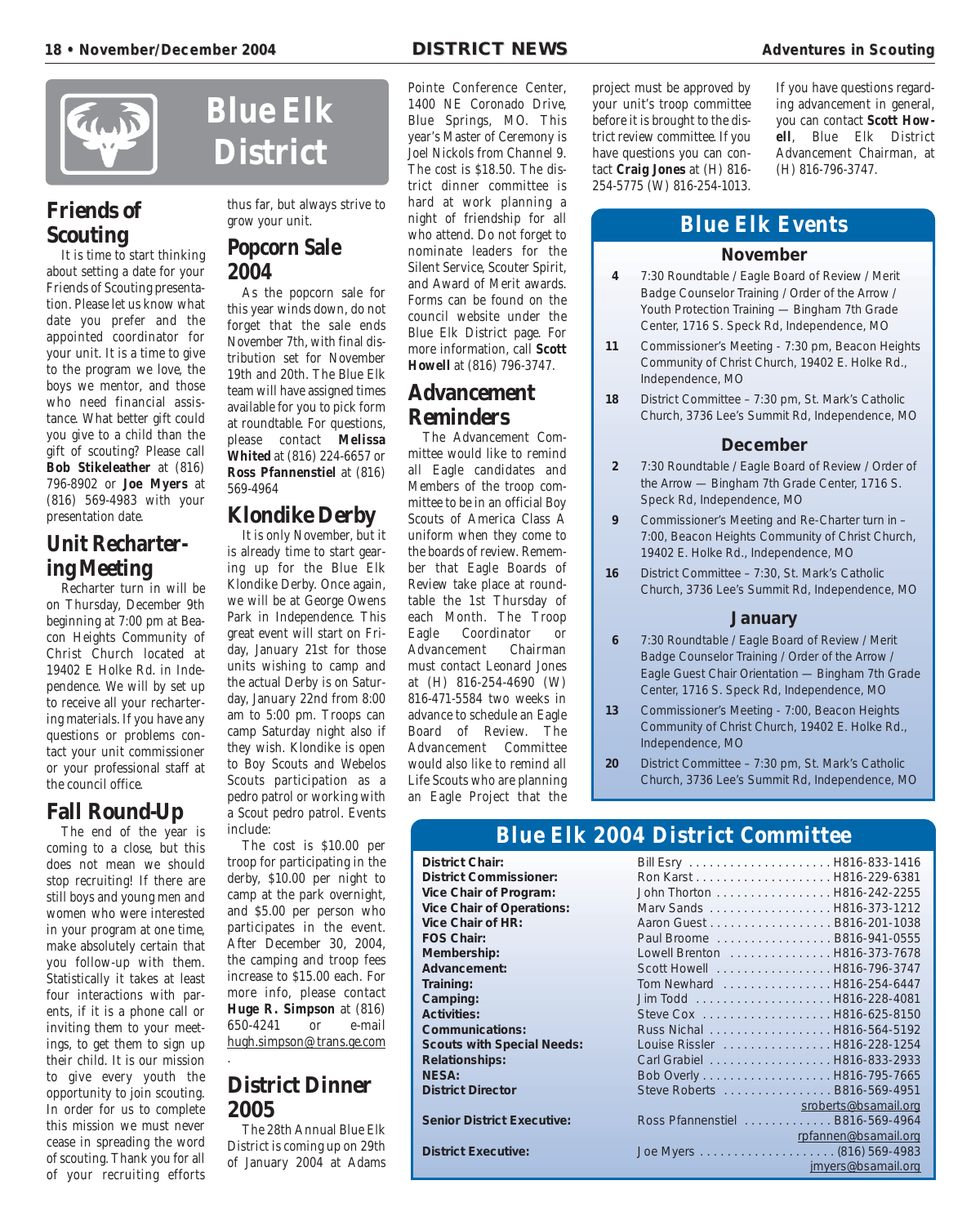# Blue Elk District

## Friends of Scouting

It is time to start thinking about setting a date for your Friends of Scouting presentation. Please let us know what date you prefer and the appointed coordinator for your unit. It is a time to give to the program we love, the boys we mentor, and those who need financial assistance. What better gift could you give to a child than the gift of scouting? Please call **Bob Stikeleather** at (816) 796-8902 or **Joe Myers** at (816) 569-4983 with your presentation date.

## Unit Rechartering Meeting

Recharter turn in will be on Thursday, December 9th beginning at 7:00 pm at Beacon Heights Community of Christ Church located at 19402 E Holke Rd. in Independence. We will by set up to receive all your rechartering materials. If you have any questions or problems contact your unit commissioner or your professional staff at the council office.

## Fall Round-Up

The end of the year is coming to a close, but this does not mean we should stop recruiting! If there are still boys and young men and women who were interested in your program at one time, make absolutely certain that you follow-up with them. Statistically it takes at least four interactions with parents, if it is a phone call or inviting them to your meetings, to get them to sign up their child. It is our mission to give every youth the opportunity to join scouting. In order for us to complete this mission we must never cease in spreading the word of scouting. Thank you for all of your recruiting efforts thus far, but always strive to grow your unit.

## Popcorn Sale 2004

As the popcorn sale for this year winds down, do not forget that the sale ends November 7th, with final distribution set for November 19th and 20th. The Blue Elk team will have assigned times available for you to pick form at roundtable. For questions, please contact **Melissa Whited** at (816) 224-6657 or **Ross Pfannenstiel** at (816) 569-4964

## Klondike Derby

It is only November, but it is already time to start gearing up for the Blue Elk Klondike Derby. Once again, we will be at George Owens Park in Independence. This great event will start on Friday, January 21st for those units wishing to camp and the actual Derby is on Saturday, January 22nd from 8:00 am to 5:00 pm. Troops can camp Saturday night also if they wish. Klondike is open to Boy Scouts and Webelos Scouts participation as a pedro patrol or working with a Scout pedro patrol. Events include:

The cost is $10.00 per troop for participating in the derby, $10.00 per night to camp at the park overnight, and $5.00 per person who participates in the event. After December 30, 2004, the camping and troop fees increase to $15.00 each. For more info, please contact **Huge R. Simpson** at (816) 650-4241 or e-mail hugh.simpson@trans.ge.com.

## District Dinner 2005

The 28th Annual Blue Elk District is coming up on 29th of January 2004 at Adams Pointe Conference Center, 1400 NE Coronado Drive, Blue Springs, MO. This year's Master of Ceremony is Joel Nickols from Channel 9. The cost is $18.50. The district dinner committee is hard at work planning a night of friendship for all who attend. Do not forget to nominate leaders for the Silent Service, Scouter Spirit, and Award of Merit awards. Forms can be found on the council website under the Blue Elk District page. For more information, call **Scott Howell** at (816) 796-3747.

## Advancement Reminders

The Advancement Committee would like to remind all Eagle candidates and Members of the troop committee to be in an official Boy Scouts of America Class A uniform when they come to the boards of review. Remember that Eagle Boards of Review take place at roundtable the 1st Thursday of each Month. The Troop Eagle Coordinator or Advancement Chairman must contact Leonard Jones at (H) 816-254-4690 (W) 816-471-5584 two weeks in advance to schedule an Eagle Board of Review. The Advancement Committee would also like to remind all Life Scouts who are planning an Eagle Project that the project must be approved by your unit's troop committee before it is brought to the district review committee. If you have questions you can contact **Craig Jones** at (H) 816-254-5775 (W) 816-254-1013.

If you have questions regarding advancement in general, you can contact **Scott Howell**, Blue Elk District Advancement Chairman, at (H) 816-796-3747.

## Blue Elk Events

### November

- **4** 7:30 Roundtable / Eagle Board of Review / Merit Badge Counselor Training / Order of the Arrow / Youth Protection Training — Bingham 7th Grade Center, 1716 S. Speck Rd, Independence, MO
- **11** Commissioner's Meeting - 7:30 pm, Beacon Heights Community of Christ Church, 19402 E. Holke Rd., Independence, MO
- **18** District Committee – 7:30 pm, St. Mark's Catholic Church, 3736 Lee's Summit Rd, Independence, MO

### December

- **2** 7:30 Roundtable / Eagle Board of Review / Order of the Arrow — Bingham 7th Grade Center, 1716 S. Speck Rd, Independence, MO
- **9** Commissioner's Meeting and Re-Charter turn in – 7:00, Beacon Heights Community of Christ Church, 19402 E. Holke Rd., Independence, MO
- **16** District Committee – 7:30, St. Mark's Catholic Church, 3736 Lee's Summit Rd, Independence, MO

### January

- **6** 7:30 Roundtable / Eagle Board of Review / Merit Badge Counselor Training / Order of the Arrow / Eagle Guest Chair Orientation — Bingham 7th Grade Center, 1716 S. Speck Rd, Independence, MO
- **13** Commissioner's Meeting - 7:00, Beacon Heights Community of Christ Church, 19402 E. Holke Rd., Independence, MO
- **20** District Committee – 7:30 pm, St. Mark's Catholic Church, 3736 Lee's Summit Rd, Independence, MO

## Blue Elk 2004 District Committee

| Position | Name | Phone / E-mail |
|---|---|---|
| **District Chair:** | Bill Esry | H816-833-1416 |
| **District Commissioner:** | Ron Karst | H816-229-6381 |
| **Vice Chair of Program:** | John Thorton | H816-242-2255 |
| **Vice Chair of Operations:** | Marv Sands | H816-373-1212 |
| **Vice Chair of HR:** | Aaron Guest | B816-201-1038 |
| **FOS Chair:** | Paul Broome | B816-941-0555 |
| **Membership:** | Lowell Brenton | H816-373-7678 |
| **Advancement:** | Scott Howell | H816-796-3747 |
| **Training:** | Tom Newhard | H816-254-6447 |
| **Camping:** | Jim Todd | H816-228-4081 |
| **Activities:** | Steve Cox | H816-625-8150 |
| **Communications:** | Russ Nichol | H816-564-5192 |
| **Scouts with Special Needs:** | Louise Rissler | H816-228-1254 |
| **Relationships:** | Carl Grabiel | H816-833-2933 |
| **NESA:** | Bob Overly | H816-795-7665 |
| **District Director** | Steve Roberts | B816-569-4951, sroberts@bsamail.org |
| **Senior District Executive:** | Ross Pfannenstiel | B816-569-4964, rpfannen@bsamail.org |
| **District Executive:** | Joe Myers | (816) 569-4983, jmyers@bsamail.org |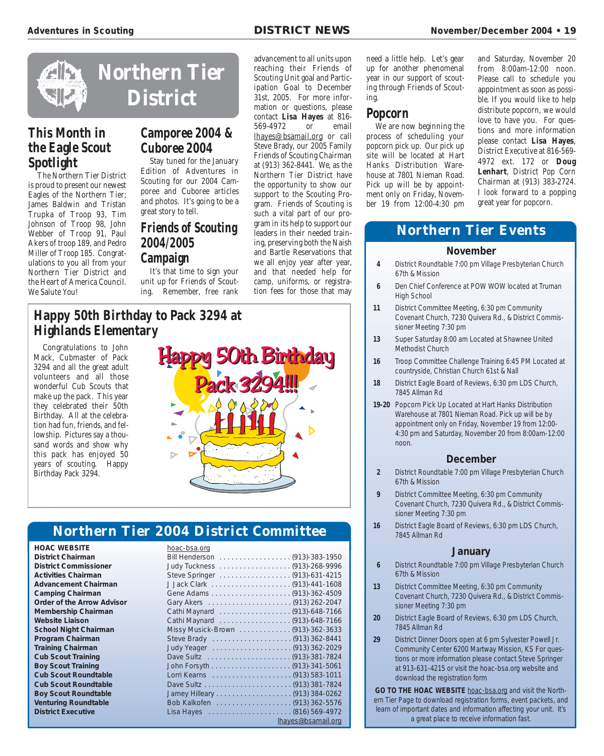# Northern Tier District

## This Month in the Eagle Scout Spotlight

The Northern Tier District is proud to present our newest Eagles of the Northern Tier; James Baldwin and Tristan Trupka of Troop 93, Tim Johnson of Troop 98, John Webber of Troop 91, Paul Akers of troop 189, and Pedro Miller of Troop 185. Congratulations to you all from your Northern Tier District and the Heart of America Council. We Salute You!

## Camporee 2004 & Cuboree 2004

Stay tuned for the January Edition of Adventures in Scouting for our 2004 Camporee and Cuboree articles and photos. It's going to be a great story to tell.

## Friends of Scouting 2004/2005 Campaign

It's that time to sign your unit up for Friends of Scouting. Remember, free rank advancement to all units upon reaching their Friends of Scouting Unit goal and Participation Goal to December 31st, 2005. For more information or questions, please contact **Lisa Hayes** at 816-569-4972 or email lhayes@bsamail.org or call Steve Brady, our 2005 Family Friends of Scouting Chairman at (913) 362-8441. We, as the Northern Tier District have the opportunity to show our support to the Scouting Program. Friends of Scouting is such a vital part of our program in its help to support our leaders in their needed training, preserving both the Naish and Bartle Reservations that we all enjoy year after year, and that needed help for camp, uniforms, or registration fees for those that may need a little help. Let's gear up for another phenomenal year in our support of scouting through Friends of Scouting.

## Popcorn

We are now beginning the process of scheduling your popcorn pick up. Our pick up site will be located at Hart Hanks Distribution Warehouse at 7801 Nieman Road. Pick up will be by appointment only on Friday, November 19 from 12:00-4:30 pm and Saturday, November 20 from 8:00am-12:00 noon. Please call to schedule you appointment as soon as possible. If you would like to help distribute popcorn, we would love to have you. For questions and more information please contact **Lisa Hayes**, District Executive at 816-569-4972 ext. 172 or **Doug Lenhart**, District Pop Corn Chairman at (913) 383-2724. I look forward to a popping great year for popcorn.

## Happy 50th Birthday to Pack 3294 at Highlands Elementary

Congratulations to John Mack, Cubmaster of Pack 3294 and all the great adult volunteers and all those wonderful Cub Scouts that make up the pack. This year they celebrated their 50th Birthday. All at the celebration had fun, friends, and fellowship. Pictures say a thousand words and show why this pack has enjoyed 50 years of scouting. Happy Birthday Pack 3294.

Happy 50th Birthday Pack 3294!!!

## Northern Tier 2004 District Committee

| Position | Name / Contact |
|---|---|
| **HOAC WEBSITE** | hoac-bsa.org |
| **District Chairman** | Bill Henderson (913)-383-1950 |
| **District Commissioner** | Judy Tuckness (913)-268-9996 |
| **Activities Chairman** | Steve Springer (913)-631-4215 |
| **Advancement Chairman** | J Jack Clark (913)-441-1608 |
| **Camping Chairman** | Gene Adams (913)-362-4509 |
| **Order of the Arrow Advisor** | Gary Akers (913) 262-2047 |
| **Membership Chairman** | Cathi Maynard (913)-648-7166 |
| **Website Liaison** | Cathi Maynard (913)-648-7166 |
| **School Night Chairman** | Missy Musick-Brown (913)-362-3633 |
| **Program Chairman** | Steve Brady (913) 362-8441 |
| **Training Chairman** | Judy Yeager (913) 362-2029 |
| **Cub Scout Training** | Dave Sultz (913)-381-7824 |
| **Boy Scout Training** | John Forsyth (913)-341-5061 |
| **Cub Scout Roundtable** | Lorri Kearns (913) 583-1011 |
| **Cub Scout Roundtable** | Dave Sultz (913) 381-7824 |
| **Boy Scout Roundtable** | Jamey Hilleary (913) 384-0262 |
| **Venturing Roundtable** | Bob Kalkofen (913) 362-5576 |
| **District Executive** | Lisa Hayes (816) 569-4972, lhayes@bsamail.org |

## Northern Tier Events

### November

| Date | Event |
|---|---|
| 4 | District Roundtable 7:00 pm Village Presbyterian Church 67th & Mission |
| 6 | Den Chief Conference at POW WOW located at Truman High School |
| 11 | District Committee Meeting, 6:30 pm Community Covenant Church, 7230 Quivera Rd., & District Commissioner Meeting 7:30 pm |
| 13 | Super Saturday 8:00 am Located at Shawnee United Methodist Church |
| 16 | Troop Committee Challenge Training 6:45 PM Located at countryside, Christian Church 61st & Nall |
| 18 | District Eagle Board of Reviews, 6:30 pm LDS Church, 7845 Allman Rd |
| 19-20 | Popcorn Pick Up Located at Hart Hanks Distribution Warehouse at 7801 Nieman Road. Pick up will be by appointment only on Friday, November 19 from 12:00-4:30 pm and Saturday, November 20 from 8:00am-12:00 noon. |

### December

| Date | Event |
|---|---|
| 2 | District Roundtable 7:00 pm Village Presbyterian Church 67th & Mission |
| 9 | District Committee Meeting, 6:30 pm Community Covenant Church, 7230 Quivera Rd., & District Commissioner Meeting 7:30 pm |
| 16 | District Eagle Board of Reviews, 6:30 pm LDS Church, 7845 Allman Rd |

### January

| Date | Event |
|---|---|
| 6 | District Roundtable 7:00 pm Village Presbyterian Church 67th & Mission |
| 13 | District Committee Meeting, 6:30 pm Community Covenant Church, 7230 Quivera Rd., & District Commissioner Meeting 7:30 pm |
| 20 | District Eagle Board of Reviews, 6:30 pm LDS Church, 7845 Allman Rd |
| 29 | District Dinner Doors open at 6 pm Sylvester Powell Jr. Community Center 6200 Martway Mission, KS For questions or more information please contact Steve Springer at 913-631-4215 or visit the hoac-bsa.org website and download the registration form |

**GO TO THE HOAC WEBSITE** hoac-bsa.org and visit the Northern Tier Page to download registration forms, event packets, and learn of important dates and information affecting your unit. It's a great place to receive information fast.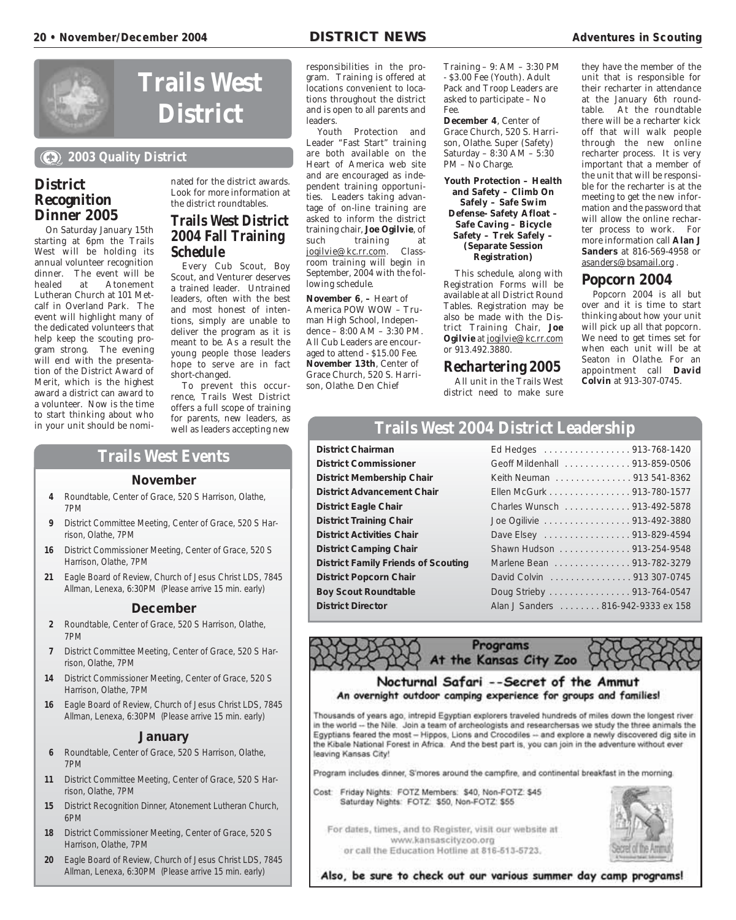# Trails West District

**2003 Quality District**

## District Recognition Dinner 2005

On Saturday January 15th starting at 6pm the Trails West will be holding its annual volunteer recognition dinner. The event will be healed at Atonement Lutheran Church at 101 Metcalf in Overland Park. The event will highlight many of the dedicated volunteers that help keep the scouting program strong. The evening will end with the presentation of the District Award of Merit, which is the highest award a district can award to a volunteer. Now is the time to start thinking about who in your unit should be nominated for the district awards. Look for more information at the district roundtables.

## Trails West District 2004 Fall Training Schedule

Every Cub Scout, Boy Scout, and Venturer deserves a trained leader. Untrained leaders, often with the best and most honest of intentions, simply are unable to deliver the program as it is meant to be. As a result the young people those leaders hope to serve are in fact short-changed.

To prevent this occurrence, Trails West District offers a full scope of training for parents, new leaders, as well as leaders accepting new responsibilities in the program. Training is offered at locations convenient to locations throughout the district and is open to all parents and leaders.

Youth Protection and Leader "Fast Start" training are both available on the Heart of America web site and are encouraged as independent training opportunities. Leaders taking advantage of on-line training are asked to inform the district training chair, **Joe Ogilvie**, of such training at jogilvie@kc.rr.com. Classroom training will begin in September, 2004 with the following schedule.

**November 6**, – Heart of America POW WOW – Truman High School, Independence – 8:00 AM – 3:30 PM. All Cub Leaders are encouraged to attend - $15.00 Fee.

**November 13th**, Center of Grace Church, 520 S. Harrison, Olathe. Den Chief Training – 9: AM – 3:30 PM - $3.00 Fee (Youth). Adult Pack and Troop Leaders are asked to participate – No Fee.

**December 4**, Center of Grace Church, 520 S. Harrison, Olathe. Super (Safety) Saturday – 8:30 AM – 5:30 PM – No Charge.

**Youth Protection – Health and Safety – Climb On Safely – Safe Swim Defense- Safety Afloat – Safe Caving – Bicycle Safety – Trek Safely – (Separate Session Registration)**

This schedule, along with Registration Forms will be available at all District Round Tables. Registration may be also be made with the District Training Chair, **Joe Ogilvie** at jogilvie@kc.rr.com or 913.492.3880.

## Rechartering 2005

All unit in the Trails West district need to make sure they have the member of the unit that is responsible for their recharter in attendance at the January 6th roundtable. At the roundtable there will be a recharter kick off that will walk people through the new online recharter process. It is very important that a member of the unit that will be responsible for the recharter is at the meeting to get the new information and the password that will allow the online recharter process to work. For more information call **Alan J Sanders** at 816-569-4958 or asanders@bsamail.org .

## Popcorn 2004

Popcorn 2004 is all but over and it is time to start thinking about how your unit will pick up all that popcorn. We need to get times set for when each unit will be at Seaton in Olathe. For an appointment call **David Colvin** at 913-307-0745.

## Trails West Events

### November

- **4** Roundtable, Center of Grace, 520 S Harrison, Olathe, 7PM
- **9** District Committee Meeting, Center of Grace, 520 S Harrison, Olathe, 7PM
- **16** District Commissioner Meeting, Center of Grace, 520 S Harrison, Olathe, 7PM
- **21** Eagle Board of Review, Church of Jesus Christ LDS, 7845 Allman, Lenexa, 6:30PM (Please arrive 15 min. early)

### December

- **2** Roundtable, Center of Grace, 520 S Harrison, Olathe, 7PM
- **7** District Committee Meeting, Center of Grace, 520 S Harrison, Olathe, 7PM
- **14** District Commissioner Meeting, Center of Grace, 520 S Harrison, Olathe, 7PM
- **16** Eagle Board of Review, Church of Jesus Christ LDS, 7845 Allman, Lenexa, 6:30PM (Please arrive 15 min. early)

### January

- **6** Roundtable, Center of Grace, 520 S Harrison, Olathe, 7PM
- **11** District Committee Meeting, Center of Grace, 520 S Harrison, Olathe, 7PM
- **15** District Recognition Dinner, Atonement Lutheran Church, 6PM
- **18** District Commissioner Meeting, Center of Grace, 520 S Harrison, Olathe, 7PM
- **20** Eagle Board of Review, Church of Jesus Christ LDS, 7845 Allman, Lenexa, 6:30PM (Please arrive 15 min. early)

## Trails West 2004 District Leadership

| Position | Name / Phone |
|---|---|
| **District Chairman** | Ed Hedges . . . . . 913-768-1420 |
| **District Commissioner** | Geoff Mildenhall . . . . . 913-859-0506 |
| **District Membership Chair** | Keith Neuman . . . . . 913 541-8362 |
| **District Advancement Chair** | Ellen McGurk . . . . . 913-780-1577 |
| **District Eagle Chair** | Charles Wunsch . . . . . 913-492-5878 |
| **District Training Chair** | Joe Ogilivie . . . . . 913-492-3880 |
| **District Activities Chair** | Dave Elsey . . . . . 913-829-4594 |
| **District Camping Chair** | Shawn Hudson . . . . . 913-254-9548 |
| **District Family Friends of Scouting** | Marlene Bean . . . . . 913-782-3279 |
| **District Popcorn Chair** | David Colvin . . . . . 913 307-0745 |
| **Boy Scout Roundtable** | Doug Strieby . . . . . 913-764-0547 |
| **District Director** | Alan J Sanders . . . . . 816-942-9333 ex 158 |

## Programs At the Kansas City Zoo

### Nocturnal Safari --Secret of the Ammut

**An overnight outdoor camping experience for groups and families!**

Thousands of years ago, intrepid Egyptian explorers traveled hundreds of miles down the longest river in the world -- the Nile. Join a team of archeologists and researchersas we study the three animals the Egyptians feared the most – Hippos, Lions and Crocodiles -- and explore a newly discovered dig site in the Kibale National Forest in Africa. And the best part is, you can join in the adventure without ever leaving Kansas City!

Program includes dinner, S'mores around the campfire, and continental breakfast in the morning.

Cost: Friday Nights: FOTZ Members: $40, Non-FOTZ: $45
Saturday Nights: FOTZ: $50, Non-FOTZ: $55

For dates, times, and to Register, visit our website at www.kansascityzoo.org or call the Education Hotline at 816-513-5723.

**Also, be sure to check out our various summer day camp programs!**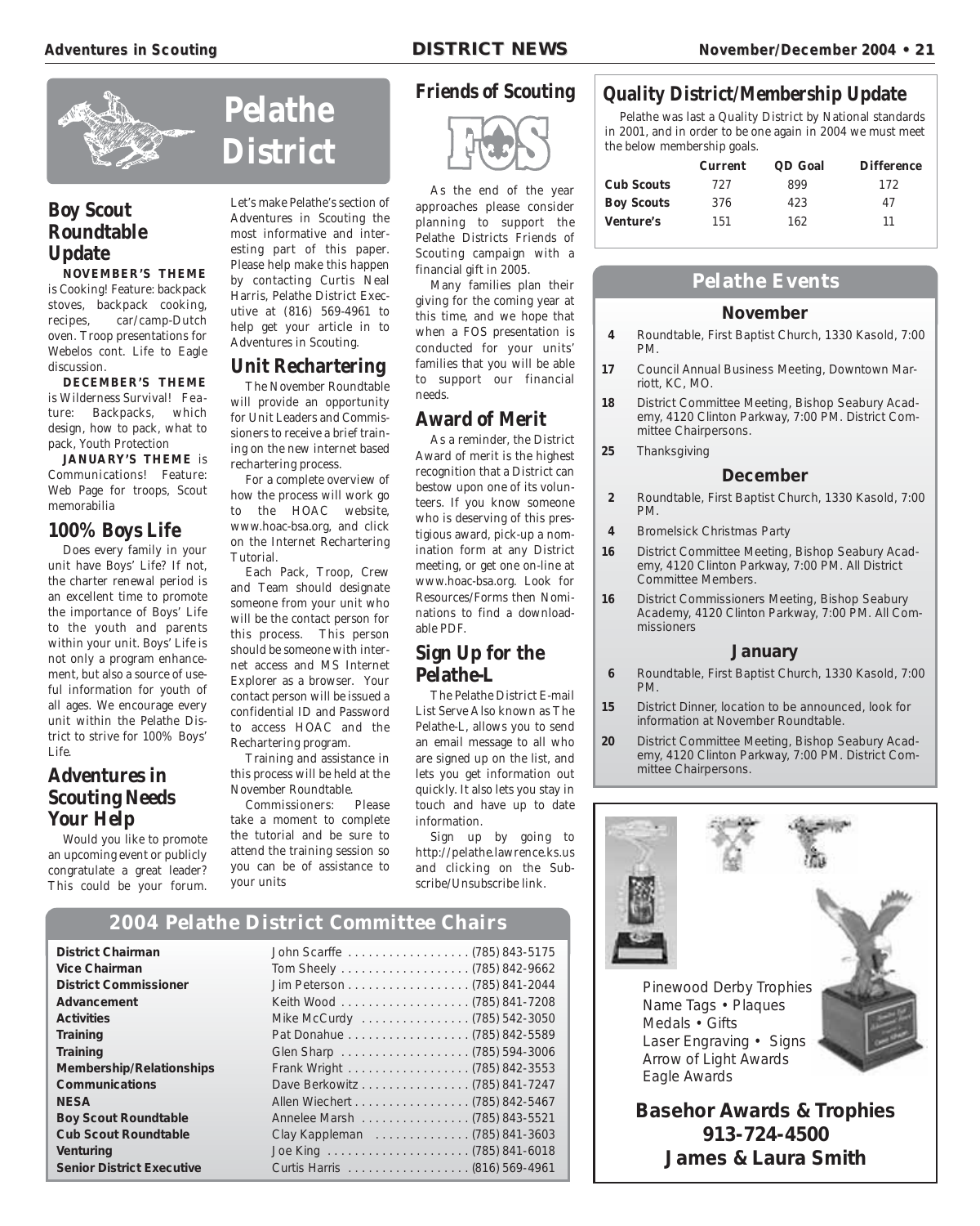# Pelathe District

## Boy Scout Roundtable Update

**NOVEMBER'S THEME** is Cooking! Feature: backpack stoves, backpack cooking, recipes, car/camp-Dutch oven. Troop presentations for Webelos cont. Life to Eagle discussion.

**DECEMBER'S THEME** is Wilderness Survival! Feature: Backpacks, which design, how to pack, what to pack, Youth Protection

**JANUARY'S THEME** is Communications! Feature: Web Page for troops, Scout memorabilia

## 100% Boys Life

Does every family in your unit have Boys' Life? If not, the charter renewal period is an excellent time to promote the importance of Boys' Life to the youth and parents within your unit. Boys' Life is not only a program enhancement, but also a source of useful information for youth of all ages. We encourage every unit within the Pelathe District to strive for 100% Boys' Life.

## Adventures in Scouting Needs Your Help

Would you like to promote an upcoming event or publicly congratulate a great leader? This could be your forum. Let's make Pelathe's section of Adventures in Scouting the most informative and interesting part of this paper. Please help make this happen by contacting Curtis Neal Harris, Pelathe District Executive at (816) 569-4961 to help get your article in to Adventures in Scouting.

## Unit Rechartering

The November Roundtable will provide an opportunity for Unit Leaders and Commissioners to receive a brief training on the new internet based rechartering process.

For a complete overview of how the process will work go to the HOAC website, www.hoac-bsa.org, and click on the Internet Rechartering Tutorial.

Each Pack, Troop, Crew and Team should designate someone from your unit who will be the contact person for this process. This person should be someone with internet access and MS Internet Explorer as a browser. Your contact person will be issued a confidential ID and Password to access HOAC and the Rechartering program.

Training and assistance in this process will be held at the November Roundtable.

Commissioners: Please take a moment to complete the tutorial and be sure to attend the training session so you can be of assistance to your units

## Friends of Scouting

As the end of the year approaches please consider planning to support the Pelathe Districts Friends of Scouting campaign with a financial gift in 2005.

Many families plan their giving for the coming year at this time, and we hope that when a FOS presentation is conducted for your units' families that you will be able to support our financial needs.

## Award of Merit

As a reminder, the District Award of merit is the highest recognition that a District can bestow upon one of its volunteers. If you know someone who is deserving of this prestigious award, pick-up a nomination form at any District meeting, or get one on-line at www.hoac-bsa.org. Look for Resources/Forms then Nominations to find a downloadable PDF.

## Sign Up for the Pelathe-L

The Pelathe District E-mail List Serve Also known as The Pelathe-L, allows you to send an email message to all who are signed up on the list, and lets you get information out quickly. It also lets you stay in touch and have up to date information.

Sign up by going to http://pelathe.lawrence.ks.us and clicking on the Subscribe/Unsubscribe link.

## Quality District/Membership Update

Pelathe was last a Quality District by National standards in 2001, and in order to be one again in 2004 we must meet the below membership goals.

| | Current | QD Goal | Difference |
|---|---|---|---|
| **Cub Scouts** | 727 | 899 | 172 |
| **Boy Scouts** | 376 | 423 | 47 |
| **Venture's** | 151 | 162 | 11 |

## Pelathe Events

### November

- **4** Roundtable, First Baptist Church, 1330 Kasold, 7:00 PM.
- **17** Council Annual Business Meeting, Downtown Marriott, KC, MO.
- **18** District Committee Meeting, Bishop Seabury Academy, 4120 Clinton Parkway, 7:00 PM. District Committee Chairpersons.
- **25** Thanksgiving

### December

- **2** Roundtable, First Baptist Church, 1330 Kasold, 7:00 PM.
- **4** Bromelsick Christmas Party
- **16** District Committee Meeting, Bishop Seabury Academy, 4120 Clinton Parkway, 7:00 PM. All District Committee Members.
- **16** District Commissioners Meeting, Bishop Seabury Academy, 4120 Clinton Parkway, 7:00 PM. All Commissioners

### January

- **6** Roundtable, First Baptist Church, 1330 Kasold, 7:00 PM.
- **15** District Dinner, location to be announced, look for information at November Roundtable.
- **20** District Committee Meeting, Bishop Seabury Academy, 4120 Clinton Parkway, 7:00 PM. District Committee Chairpersons.

## 2004 Pelathe District Committee Chairs

| | |
|---|---|
| **District Chairman** | John Scarffe . . . . . . . . . . (785) 843-5175 |
| **Vice Chairman** | Tom Sheely . . . . . . . . . . (785) 842-9662 |
| **District Commissioner** | Jim Peterson . . . . . . . . . . (785) 841-2044 |
| **Advancement** | Keith Wood . . . . . . . . . . (785) 841-7208 |
| **Activities** | Mike McCurdy . . . . . . . . . . (785) 542-3050 |
| **Training** | Pat Donahue . . . . . . . . . . (785) 842-5589 |
| **Training** | Glen Sharp . . . . . . . . . . (785) 594-3006 |
| **Membership/Relationships** | Frank Wright . . . . . . . . . . (785) 842-3553 |
| **Communications** | Dave Berkowitz . . . . . . . . . . (785) 841-7247 |
| **NESA** | Allen Wiechert . . . . . . . . . . (785) 842-5467 |
| **Boy Scout Roundtable** | Annelee Marsh . . . . . . . . . . (785) 843-5521 |
| **Cub Scout Roundtable** | Clay Kappleman . . . . . . . . . . (785) 841-3603 |
| **Venturing** | Joe King . . . . . . . . . . (785) 841-6018 |
| **Senior District Executive** | Curtis Harris . . . . . . . . . . (816) 569-4961 |

Pinewood Derby Trophies
Name Tags • Plaques
Medals • Gifts
Laser Engraving • Signs
Arrow of Light Awards
Eagle Awards

**Basehor Awards & Trophies**
**913-724-4500**
**James & Laura Smith**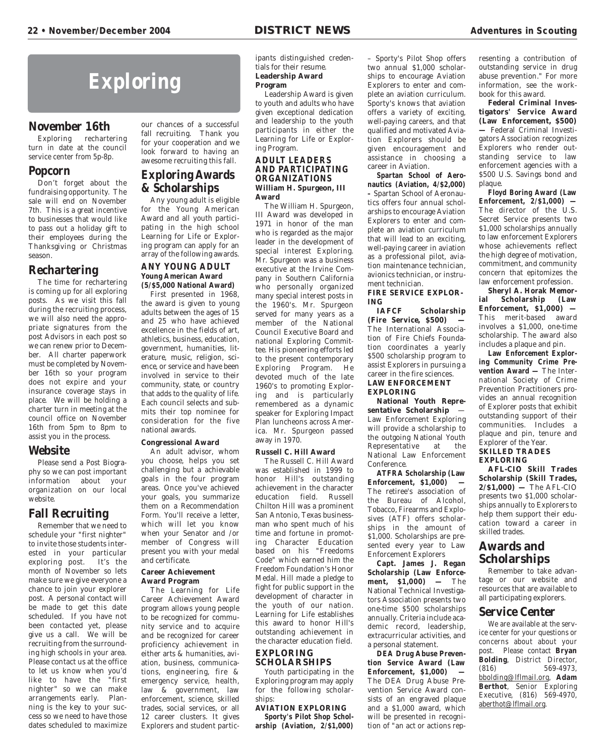# Exploring

## November 16th

Exploring rechartering turn in date at the council service center from 5p-8p.

## Popcorn

Don't forget about the fundraising opportunity. The sale will end on November 7th. This is a great incentive to businesses that would like to pass out a holiday gift to their employees during the Thanksgiving or Christmas season.

## Rechartering

The time for rechartering is coming up for all exploring posts. As we visit this fall during the recruiting process, we will also need the appropriate signatures from the post Advisors in each post so we can renew prior to December. All charter paperwork must be completed by November 16th so your program does not expire and your insurance coverage stays in place. We will be holding a charter turn in meeting at the council office on November 16th from 5pm to 8pm to assist you in the process.

## Website

Please send a Post Biography so we can post important information about your organization on our local website.

## Fall Recruiting

Remember that we need to schedule your "first nighter" to invite those students interested in your particular exploring post. It's the month of November so lets make sure we give everyone a chance to join your explorer post. A personal contact will be made to get this date scheduled. If you have not been contacted yet, please give us a call. We will be recruiting from the surrounding high schools in your area. Please contact us at the office to let us know when you'd like to have the "first nighter" so we can make arrangements early. Planning is the key to your success so we need to have those dates scheduled to maximize our chances of a successful fall recruiting. Thank you for your cooperation and we look forward to having an awesome recruiting this fall.

## Exploring Awards & Scholarships

Any young adult is eligible for the Young American Award and all youth participating in the high school Learning for Life or Exploring program can apply for an array of the following awards.

### ANY YOUNG ADULT

**Young American Award (5/$5,000 National Award)**

First presented in 1968, the award is given to young adults between the ages of 15 and 25 who have achieved excellence in the fields of art, athletics, business, education, government, humanities, literature, music, religion, science, or service and have been involved in service to their community, state, or country that adds to the quality of life. Each council selects and submits their top nominee for consideration for the five national awards.

**Congressional Award**

An adult advisor, whom you choose, helps you set challenging but a achievable goals in the four program areas. Once you've achieved your goals, you summarize them on a Recommendation Form. You'll receive a letter, which will let you know when your Senator and /or member of Congress will present you with your medal and certificate.

**Career Achievement Award Program**

The Learning for Life Career Achievement Award program allows young people to be recognized for community service and to acquire and be recognized for career proficiency achievement in either arts & humanities, aviation, business, communications, engineering, fire & emergency service, health, law & government, law enforcement, science, skilled trades, social services, or all 12 career clusters. It gives Explorers and student participants distinguished credentials for their resume.

**Leadership Award Program**

Leadership Award is given to youth and adults who have given exceptional dedication and leadership to the youth participants in either the Learning for Life or Exploring Program.

### ADULT LEADERS AND PARTICIPATING ORGANIZATIONS

**William H. Spurgeon, III Award**

The William H. Spurgeon, III Award was developed in 1971 in honor of the man who is regarded as the major leader in the development of special interest Exploring. Mr. Spurgeon was a business executive at the Irvine Company in Southern California who personally organized many special interest posts in the 1960's. Mr. Spurgeon served for many years as a member of the National Council Executive Board and national Exploring Committee. His pioneering efforts led to the present contemporary Exploring Program. He devoted much of the late 1960's to promoting Exploring and is particularly remembered as a dynamic speaker for Exploring Impact Plan luncheons across America. Mr. Spurgeon passed away in 1970.

**Russell C. Hill Award**

The Russell C. Hill Award was established in 1999 to honor Hill's outstanding achievement in the character education field. Russell Chilton Hill was a prominent San Antonio, Texas businessman who spent much of his time and fortune in promoting Character Education based on his "Freedoms Code" which earned him the Freedom Foundation's Honor Medal. Hill made a pledge to fight for public support in the development of character in the youth of our nation. Learning for Life establishes this award to honor Hill's outstanding achievement in the character education field.

### EXPLORING SCHOLARSHIPS

Youth participating in the Exploring program may apply for the following scholarships:

**AVIATION EXPLORING**

***Sporty's Pilot Shop Scholarship (Aviation, 2/$1,000)*** – Sporty's Pilot Shop offers two annual $1,000 scholarships to encourage Aviation Explorers to enter and complete an aviation curriculum. Sporty's knows that aviation offers a variety of exciting, well-paying careers, and that qualified and motivated Aviation Explorers should be given encouragement and assistance in choosing a career in Aviation.

***Spartan School of Aeronautics (Aviation, 4/$2,000)*** – Spartan School of Aeronautics offers four annual scholarships to encourage Aviation Explorers to enter and complete an aviation curriculum that will lead to an exciting, well-paying career in aviation as a professional pilot, aviation maintenance technician, avionics technician, or instrument technician.

**FIRE SERVICE EXPLORING**

**IAFCF Scholarship (Fire Service, $500) —** The International Association of Fire Chiefs Foundation coordinates a yearly $500 scholarship program to assist Explorers in pursuing a career in the fire sciences.

**LAW ENFORCEMENT EXPLORING**

**National Youth Representative Scholarship** — Law Enforcement Exploring will provide a scholarship to the outgoing National Youth Representative at the National Law Enforcement Conference.

***ATFRA Scholarship (Law Enforcement, $1,000)*** — The retiree's association of the Bureau of Alcohol, Tobacco, Firearms and Explosives (ATF) offers scholarships in the amount of $1,000. Scholarships are presented every year to Law Enforcement Explorers

**Capt. James J. Regan Scholarship (Law Enforcement, $1,000) —** The National Technical Investigators Association presents two one-time $500 scholarships annually. Criteria include academic record, leadership, extracurricular activities, and a personal statement.

***DEA Drug Abuse Prevention Service Award (Law Enforcement, $1,000)*** — The DEA Drug Abuse Prevention Service Award consists of an engraved plaque and a $1,000 award, which will be presented in recognition of "an act or actions representing a contribution of outstanding service in drug abuse prevention." For more information, see the workbook for this award.

**Federal Criminal Investigators' Service Award (Law Enforcement, $500) —** Federal Criminal Investigators Association recognizes Explorers who render outstanding service to law enforcement agencies with a $500 U.S. Savings bond and plaque.

***Floyd Boring Award (Law Enforcement, 2/$1,000)*** — The director of the U.S. Secret Service presents two $1,000 scholarships annually to law enforcement Explorers whose achievements reflect the high degree of motivation, commitment, and community concern that epitomizes the law enforcement profession.

**Sheryl A. Horak Memorial Scholarship (Law Enforcement, $1,000) —** This merit-based award involves a $1,000, one-time scholarship. The award also includes a plaque and pin.

***Law Enforcement Exploring Community Crime Prevention Award*** — The International Society of Crime Prevention Practitioners provides an annual recognition of Explorer posts that exhibit outstanding support of their communities. Includes a plaque and pin, tenure and Explorer of the Year.

**SKILLED TRADES EXPLORING**

**AFL-CIO Skill Trades Scholarship (Skill Trades, 2/$1,000) —** The AFL-CIO presents two $1,000 scholarships annually to Explorers to help them support their education toward a career in skilled trades.

## Awards and Scholarships

Remember to take advantage or our website and resources that are available to all participating explorers.

## Service Center

We are available at the service center for your questions or concerns about about your post. Please contact **Bryan Bolding**, District Director, (816) 569-4973, bbolding@lflmail.org, **Adam Berthot**, Senior Exploring Executive, (816) 569-4970, aberthot@lflmail.org.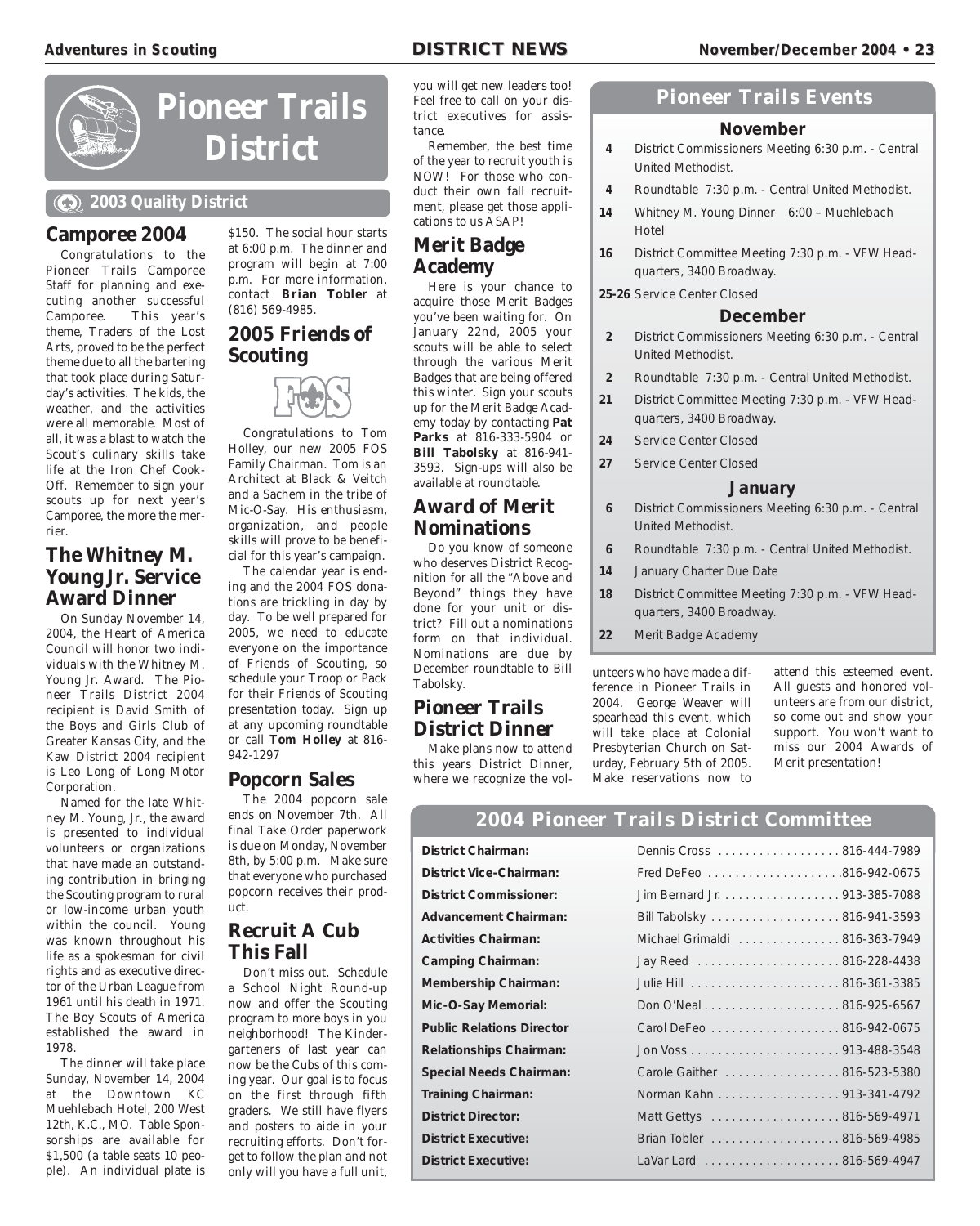# Pioneer Trails District

**2003 Quality District**

## Camporee 2004

Congratulations to the Pioneer Trails Camporee Staff for planning and executing another successful Camporee. This year's theme, Traders of the Lost Arts, proved to be the perfect theme due to all the bartering that took place during Saturday's activities. The kids, the weather, and the activities were all memorable. Most of all, it was a blast to watch the Scout's culinary skills take life at the Iron Chef Cook-Off. Remember to sign your scouts up for next year's Camporee, the more the merrier.

## The Whitney M. Young Jr. Service Award Dinner

On Sunday November 14, 2004, the Heart of America Council will honor two individuals with the Whitney M. Young Jr. Award. The Pioneer Trails District 2004 recipient is David Smith of the Boys and Girls Club of Greater Kansas City, and the Kaw District 2004 recipient is Leo Long of Long Motor Corporation.

Named for the late Whitney M. Young, Jr., the award is presented to individual volunteers or organizations that have made an outstanding contribution in bringing the Scouting program to rural or low-income urban youth within the council. Young was known throughout his life as a spokesman for civil rights and as executive director of the Urban League from 1961 until his death in 1971. The Boy Scouts of America established the award in 1978.

The dinner will take place Sunday, November 14, 2004 at the Downtown KC Muehlebach Hotel, 200 West 12th, K.C., MO. Table Sponsorships are available for $1,500 (a table seats 10 people). An individual plate is $150. The social hour starts at 6:00 p.m. The dinner and program will begin at 7:00 p.m. For more information, contact **Brian Tobler** at (816) 569-4985.

## 2005 Friends of Scouting

Congratulations to Tom Holley, our new 2005 FOS Family Chairman. Tom is an Architect at Black & Veitch and a Sachem in the tribe of Mic-O-Say. His enthusiasm, organization, and people skills will prove to be beneficial for this year's campaign.

The calendar year is ending and the 2004 FOS donations are trickling in day by day. To be well prepared for 2005, we need to educate everyone on the importance of Friends of Scouting, so schedule your Troop or Pack for their Friends of Scouting presentation today. Sign up at any upcoming roundtable or call **Tom Holley** at 816-942-1297

## Popcorn Sales

The 2004 popcorn sale ends on November 7th. All final Take Order paperwork is due on Monday, November 8th, by 5:00 p.m. Make sure that everyone who purchased popcorn receives their product.

## Recruit A Cub This Fall

Don't miss out. Schedule a School Night Round-up now and offer the Scouting program to more boys in you neighborhood! The Kindergarteners of last year can now be the Cubs of this coming year. Our goal is to focus on the first through fifth graders. We still have flyers and posters to aide in your recruiting efforts. Don't forget to follow the plan and not only will you have a full unit, you will get new leaders too! Feel free to call on your district executives for assistance.

Remember, the best time of the year to recruit youth is NOW! For those who conduct their own fall recruitment, please get those applications to us ASAP!

## Merit Badge Academy

Here is your chance to acquire those Merit Badges you've been waiting for. On January 22nd, 2005 your scouts will be able to select through the various Merit Badges that are being offered this winter. Sign your scouts up for the Merit Badge Academy today by contacting **Pat Parks** at 816-333-5904 or **Bill Tabolsky** at 816-941-3593. Sign-ups will also be available at roundtable.

## Award of Merit Nominations

Do you know of someone who deserves District Recognition for all the "Above and Beyond" things they have done for your unit or district? Fill out a nominations form on that individual. Nominations are due by December roundtable to Bill Tabolsky.

## Pioneer Trails District Dinner

Make plans now to attend this years District Dinner, where we recognize the volunteers who have made a difference in Pioneer Trails in 2004. George Weaver will spearhead this event, which will take place at Colonial Presbyterian Church on Saturday, February 5th of 2005. Make reservations now to attend this esteemed event. All guests and honored volunteers are from our district, so come out and show your support. You won't want to miss our 2004 Awards of Merit presentation!

## Pioneer Trails Events

### November

| | |
|---|---|
| **4** | District Commissioners Meeting 6:30 p.m. - Central United Methodist. |
| **4** | Roundtable 7:30 p.m. - Central United Methodist. |
| **14** | Whitney M. Young Dinner 6:00 – Muehlebach Hotel |
| **16** | District Committee Meeting 7:30 p.m. - VFW Headquarters, 3400 Broadway. |
| **25-26** | Service Center Closed |

### December

| | |
|---|---|
| **2** | District Commissioners Meeting 6:30 p.m. - Central United Methodist. |
| **2** | Roundtable 7:30 p.m. - Central United Methodist. |
| **21** | District Committee Meeting 7:30 p.m. - VFW Headquarters, 3400 Broadway. |
| **24** | Service Center Closed |
| **27** | Service Center Closed |

### January

| | |
|---|---|
| **6** | District Commissioners Meeting 6:30 p.m. - Central United Methodist. |
| **6** | Roundtable 7:30 p.m. - Central United Methodist. |
| **14** | January Charter Due Date |
| **18** | District Committee Meeting 7:30 p.m. - VFW Headquarters, 3400 Broadway. |
| **22** | Merit Badge Academy |

## 2004 Pioneer Trails District Committee

| | |
|---|---|
| **District Chairman:** | Dennis Cross 816-444-7989 |
| **District Vice-Chairman:** | Fred DeFeo 816-942-0675 |
| **District Commissioner:** | Jim Bernard Jr. 913-385-7088 |
| **Advancement Chairman:** | Bill Tabolsky 816-941-3593 |
| **Activities Chairman:** | Michael Grimaldi 816-363-7949 |
| **Camping Chairman:** | Jay Reed 816-228-4438 |
| **Membership Chairman:** | Julie Hill 816-361-3385 |
| **Mic-O-Say Memorial:** | Don O'Neal 816-925-6567 |
| **Public Relations Director** | Carol DeFeo 816-942-0675 |
| **Relationships Chairman:** | Jon Voss 913-488-3548 |
| **Special Needs Chairman:** | Carole Gaither 816-523-5380 |
| **Training Chairman:** | Norman Kahn 913-341-4792 |
| **District Director:** | Matt Gettys 816-569-4971 |
| **District Executive:** | Brian Tobler 816-569-4985 |
| **District Executive:** | LaVar Lard 816-569-4947 |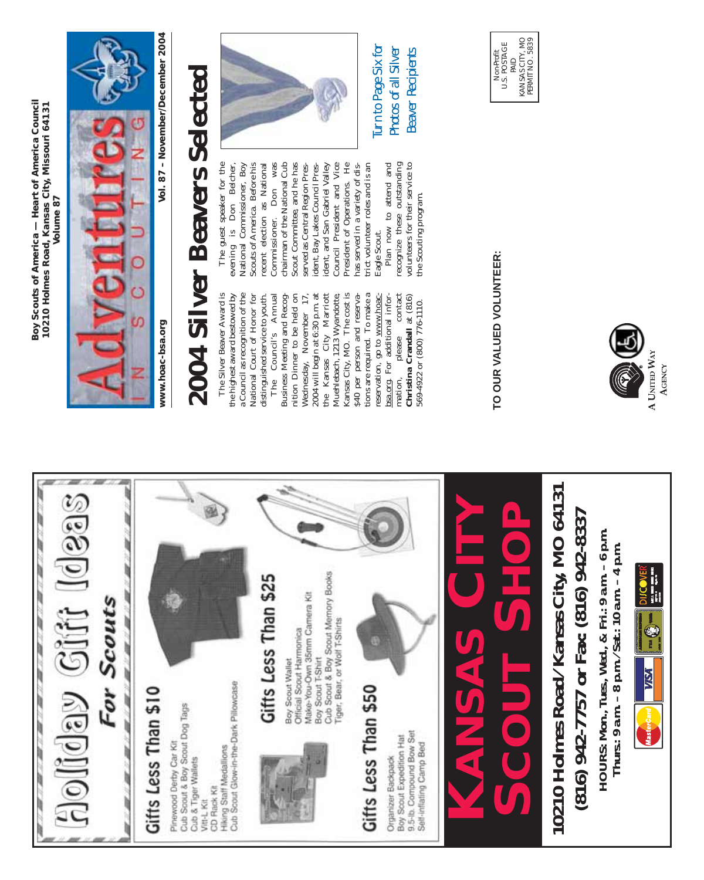Boy Scouts of America — Heart of America Council
10210 Holmes Road, Kansas City, Missouri 64131
Volume 87

# Adventures IN SCOUTING

www.hoac-bsa.org

Vol. 87 – November/December 2004

## 2004 Silver Beavers Selected

The Silver Beaver Award is the highest award bestowed by a Council as recognition of the National Court of Honor for distinguished service to youth.

The Council's Annual Business Meeting and Recognition Dinner to be held on Wednesday, November 17, 2004 will begin at 6:30 p.m at the Kansas City Marriott Muehlebach, 1213 Wyandotte, Kansas City, MO. The cost is $40 per person and reservations are required. To make a reservation, go to www.hoac-bsa.org. For additional information, please contact **Christina Crandall** at (816) 569-4922 or (800) 776-1110.

The guest speaker for the evening is Don Belcher, National Commissioner, Boy Scouts of America. Before his recent election as National Commissioner. Don was chairman of the National Cub Scout Committee, and he has served as Central Region President, Bay Lakes Council President, and San Gabriel Valley Council President and Vice President of Operations. He has served in a variety of district volunteer roles and is an Eagle Scout.

Plan now to attend and recognize these outstanding volunteers for their service to the Scouting program.

Turn to Page Six for Photos of all Silver Beaver Recipients

Non-Profit
U.S. POSTAGE
PAID
KANSAS CITY, MO
PERMIT NO. 5839

TO OUR VALUED VOLUNTEER:

A United Way Agency

# Holiday Gift Ideas
## For Scouts

### Gifts Less Than $10

Pinewood Derby Car Kit
Cub Scout & Boy Scout Dog Tags
Cub & Tiger Wallets
Vitt-L Kit
CD Rack Kit
Hiking Staff Medallions
Cub Scout Glow-in-the-Dark Pillowcase

### Gifts Less Than $25

Boy Scout Wallet
Official Scout Harmonica
Make-You-Own 35mm Camera Kit
Boy Scout T-Shirt
Cub Scout & Boy Scout Memory Books
Tiger, Bear, or Wolf T-Shirts

### Gifts Less Than $50

Organizer Backpack
Boy Scout Expedition Hat
9.5-lb. Compound Bow Set
Self-inflating Camp Bed

# KANSAS CITY SCOUT SHOP

**10210 Holmes Road/Kansas City, MO 64131**

**(816) 942-7757 or Fax: (816) 942-8337**

**HOURS: Mon., Tues., Wed., & Fri.: 9 a.m. – 6 p.m.**
**Thurs.: 9 a.m. – 8 p.m./Sat.: 10 a.m. – 4 p.m.**